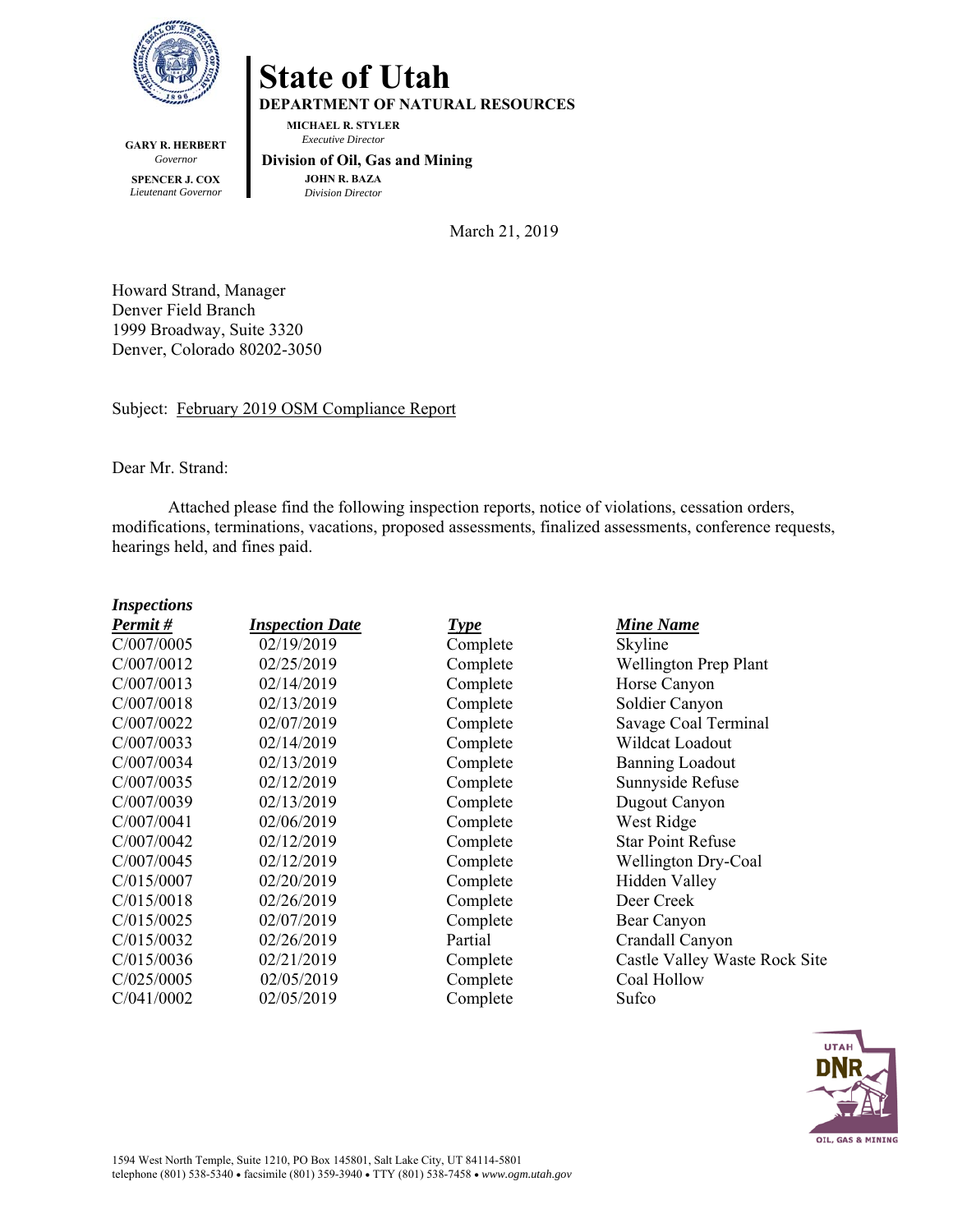# State of Utah

**DEPARTMENT OF NATURAL RESOURCES**

**MICHAEL R. STYLER**
*Executive Director*

**Division of Oil, Gas and Mining**

**JOHN R. BAZA**
*Division Director*

**GARY R. HERBERT**
*Governor*

**SPENCER J. COX**
*Lieutenant Governor*

March 21, 2019

Howard Strand, Manager
Denver Field Branch
1999 Broadway, Suite 3320
Denver, Colorado 80202-3050

Subject: February 2019 OSM Compliance Report

Dear Mr. Strand:

Attached please find the following inspection reports, notice of violations, cessation orders, modifications, terminations, vacations, proposed assessments, finalized assessments, conference requests, hearings held, and fines paid.

***Inspections***

| ***Permit #*** | ***Inspection Date*** | ***Type*** | ***Mine Name*** |
|---|---|---|---|
| C/007/0005 | 02/19/2019 | Complete | Skyline |
| C/007/0012 | 02/25/2019 | Complete | Wellington Prep Plant |
| C/007/0013 | 02/14/2019 | Complete | Horse Canyon |
| C/007/0018 | 02/13/2019 | Complete | Soldier Canyon |
| C/007/0022 | 02/07/2019 | Complete | Savage Coal Terminal |
| C/007/0033 | 02/14/2019 | Complete | Wildcat Loadout |
| C/007/0034 | 02/13/2019 | Complete | Banning Loadout |
| C/007/0035 | 02/12/2019 | Complete | Sunnyside Refuse |
| C/007/0039 | 02/13/2019 | Complete | Dugout Canyon |
| C/007/0041 | 02/06/2019 | Complete | West Ridge |
| C/007/0042 | 02/12/2019 | Complete | Star Point Refuse |
| C/007/0045 | 02/12/2019 | Complete | Wellington Dry-Coal |
| C/015/0007 | 02/20/2019 | Complete | Hidden Valley |
| C/015/0018 | 02/26/2019 | Complete | Deer Creek |
| C/015/0025 | 02/07/2019 | Complete | Bear Canyon |
| C/015/0032 | 02/26/2019 | Partial | Crandall Canyon |
| C/015/0036 | 02/21/2019 | Complete | Castle Valley Waste Rock Site |
| C/025/0005 | 02/05/2019 | Complete | Coal Hollow |
| C/041/0002 | 02/05/2019 | Complete | Sufco |

1594 West North Temple, Suite 1210, PO Box 145801, Salt Lake City, UT 84114-5801
telephone (801) 538-5340 • facsimile (801) 359-3940 • TTY (801) 538-7458 • *www.ogm.utah.gov*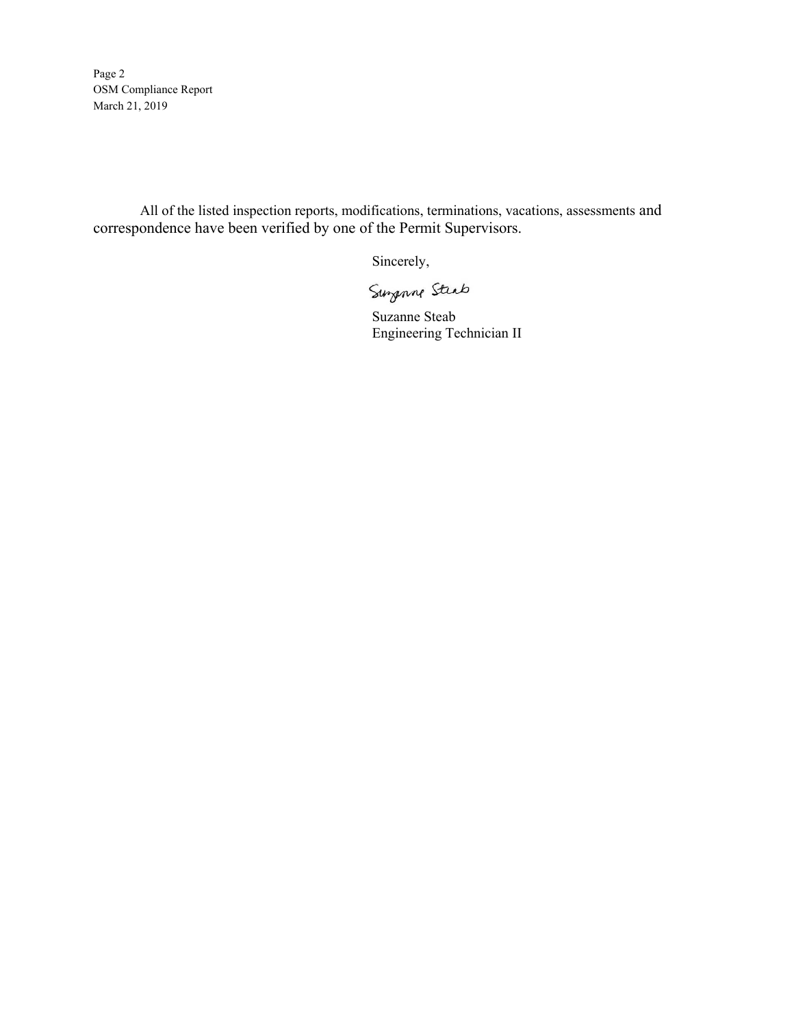All of the listed inspection reports, modifications, terminations, vacations, assessments and correspondence have been verified by one of the Permit Supervisors.

Sincerely,

Suzanne Steab

Suzanne Steab
Engineering Technician II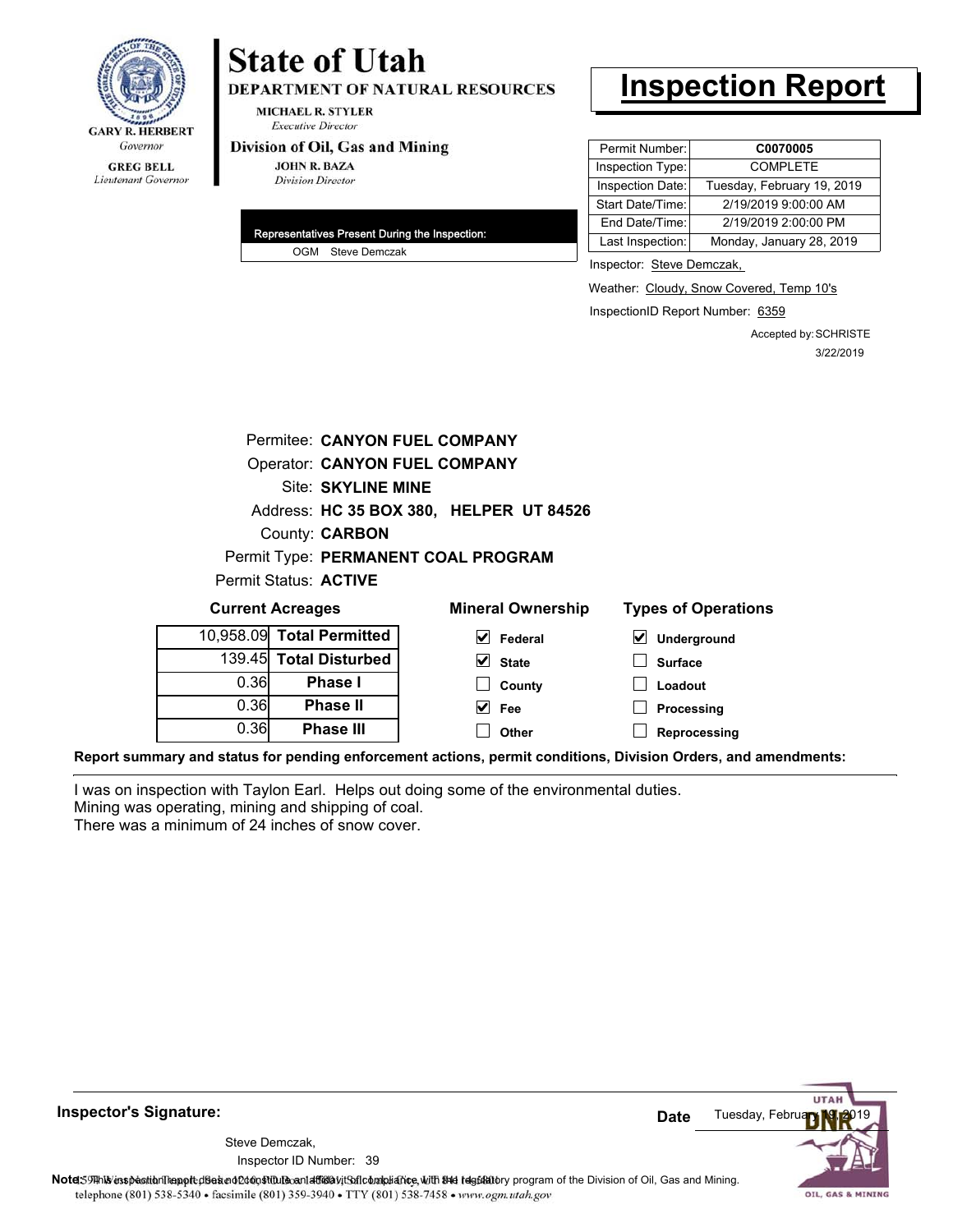GARY R. HERBERT
*Governor*

GREG BELL
*Lieutenant Governor*

# State of Utah

**DEPARTMENT OF NATURAL RESOURCES**

MICHAEL R. STYLER
*Executive Director*

**Division of Oil, Gas and Mining**

JOHN R. BAZA
*Division Director*

# Inspection Report

| | |
|---|---|
| Permit Number: | **C0070005** |
| Inspection Type: | COMPLETE |
| Inspection Date: | Tuesday, February 19, 2019 |
| Start Date/Time: | 2/19/2019 9:00:00 AM |
| End Date/Time: | 2/19/2019 2:00:00 PM |
| Last Inspection: | Monday, January 28, 2019 |

**Representatives Present During the Inspection:**

OGM Steve Demczak

Inspector: Steve Demczak,

Weather: Cloudy, Snow Covered, Temp 10's

InspectionID Report Number: 6359

Accepted by: SCHRISTE
3/22/2019

Permitee: **CANYON FUEL COMPANY**
Operator: **CANYON FUEL COMPANY**
Site: **SKYLINE MINE**
Address: **HC 35 BOX 380, HELPER UT 84526**
County: **CARBON**
Permit Type: **PERMANENT COAL PROGRAM**
Permit Status: **ACTIVE**

**Current Acreages**

| | |
|---|---|
| 10,958.09 | **Total Permitted** |
| 139.45 | **Total Disturbed** |
| 0.36 | **Phase I** |
| 0.36 | **Phase II** |
| 0.36 | **Phase III** |

**Mineral Ownership**

- [x] Federal
- [x] State
- [ ] County
- [x] Fee
- [ ] Other

**Types of Operations**

- [x] Underground
- [ ] Surface
- [ ] Loadout
- [ ] Processing
- [ ] Reprocessing

**Report summary and status for pending enforcement actions, permit conditions, Division Orders, and amendments:**

I was on inspection with Taylon Earl. Helps out doing some of the environmental duties.
Mining was operating, mining and shipping of coal.
There was a minimum of 24 inches of snow cover.

**Inspector's Signature:**

Steve Demczak,
Inspector ID Number: 39

**Date** Tuesday, February 19, 2019

**Note:** This inspection report does not constitute an affidavit of compliance with the regulatory program of the Division of Oil, Gas and Mining.

telephone (801) 538-5340 • facsimile (801) 359-3940 • TTY (801) 538-7458 • www.ogm.utah.gov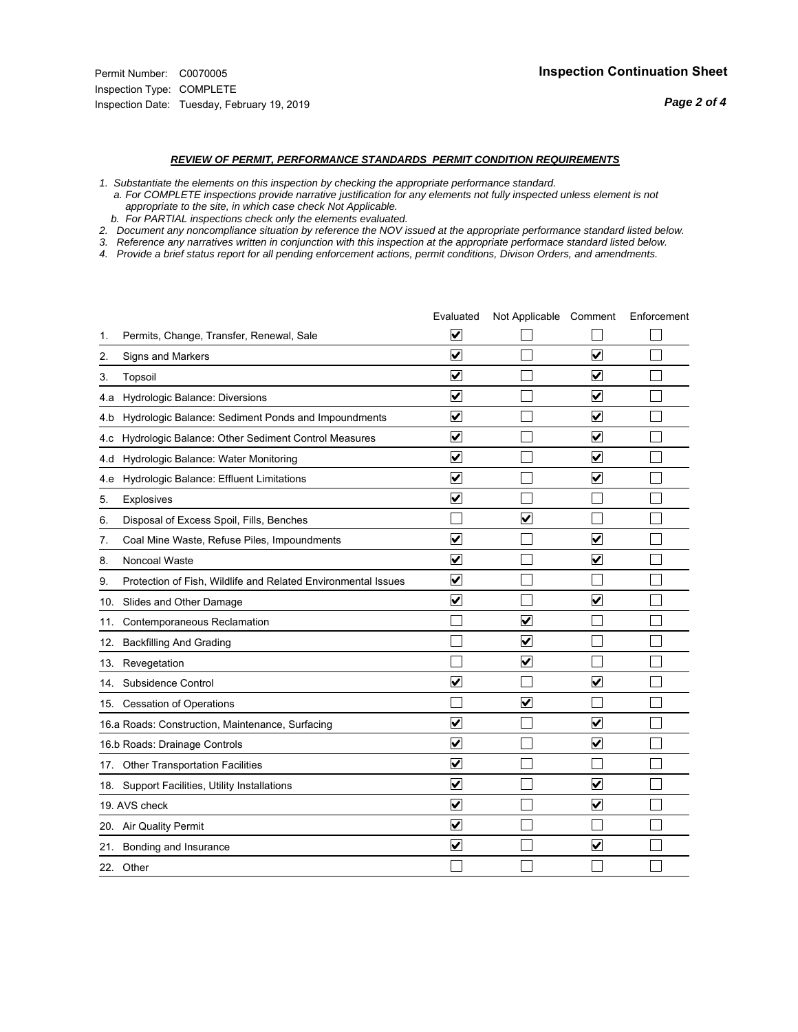Permit Number: C0070005
Inspection Type: COMPLETE
Inspection Date: Tuesday, February 19, 2019

## Inspection Continuation Sheet

### *REVIEW OF PERMIT, PERFORMANCE STANDARDS PERMIT CONDITION REQUIREMENTS*

*1. Substantiate the elements on this inspection by checking the appropriate performance standard.*
*a. For COMPLETE inspections provide narrative justification for any elements not fully inspected unless element is not appropriate to the site, in which case check Not Applicable.*
*b. For PARTIAL inspections check only the elements evaluated.*
*2. Document any noncompliance situation by reference the NOV issued at the appropriate performance standard listed below.*
*3. Reference any narratives written in conjunction with this inspection at the appropriate performace standard listed below.*
*4. Provide a brief status report for all pending enforcement actions, permit conditions, Divison Orders, and amendments.*

| | Evaluated | Not Applicable | Comment | Enforcement |
|---|---|---|---|---|
| 1. Permits, Change, Transfer, Renewal, Sale | ☑ | ☐ | ☐ | ☐ |
| 2. Signs and Markers | ☑ | ☐ | ☑ | ☐ |
| 3. Topsoil | ☑ | ☐ | ☑ | ☐ |
| 4.a Hydrologic Balance: Diversions | ☑ | ☐ | ☑ | ☐ |
| 4.b Hydrologic Balance: Sediment Ponds and Impoundments | ☑ | ☐ | ☑ | ☐ |
| 4.c Hydrologic Balance: Other Sediment Control Measures | ☑ | ☐ | ☑ | ☐ |
| 4.d Hydrologic Balance: Water Monitoring | ☑ | ☐ | ☑ | ☐ |
| 4.e Hydrologic Balance: Effluent Limitations | ☑ | ☐ | ☑ | ☐ |
| 5. Explosives | ☑ | ☐ | ☐ | ☐ |
| 6. Disposal of Excess Spoil, Fills, Benches | ☐ | ☑ | ☐ | ☐ |
| 7. Coal Mine Waste, Refuse Piles, Impoundments | ☑ | ☐ | ☑ | ☐ |
| 8. Noncoal Waste | ☑ | ☐ | ☑ | ☐ |
| 9. Protection of Fish, Wildlife and Related Environmental Issues | ☑ | ☐ | ☐ | ☐ |
| 10. Slides and Other Damage | ☑ | ☐ | ☑ | ☐ |
| 11. Contemporaneous Reclamation | ☐ | ☑ | ☐ | ☐ |
| 12. Backfilling And Grading | ☐ | ☑ | ☐ | ☐ |
| 13. Revegetation | ☐ | ☑ | ☐ | ☐ |
| 14. Subsidence Control | ☑ | ☐ | ☑ | ☐ |
| 15. Cessation of Operations | ☐ | ☑ | ☐ | ☐ |
| 16.a Roads: Construction, Maintenance, Surfacing | ☑ | ☐ | ☑ | ☐ |
| 16.b Roads: Drainage Controls | ☑ | ☐ | ☑ | ☐ |
| 17. Other Transportation Facilities | ☑ | ☐ | ☐ | ☐ |
| 18. Support Facilities, Utility Installations | ☑ | ☐ | ☑ | ☐ |
| 19. AVS check | ☑ | ☐ | ☑ | ☐ |
| 20. Air Quality Permit | ☑ | ☐ | ☐ | ☐ |
| 21. Bonding and Insurance | ☑ | ☐ | ☑ | ☐ |
| 22. Other | ☐ | ☐ | ☐ | ☐ |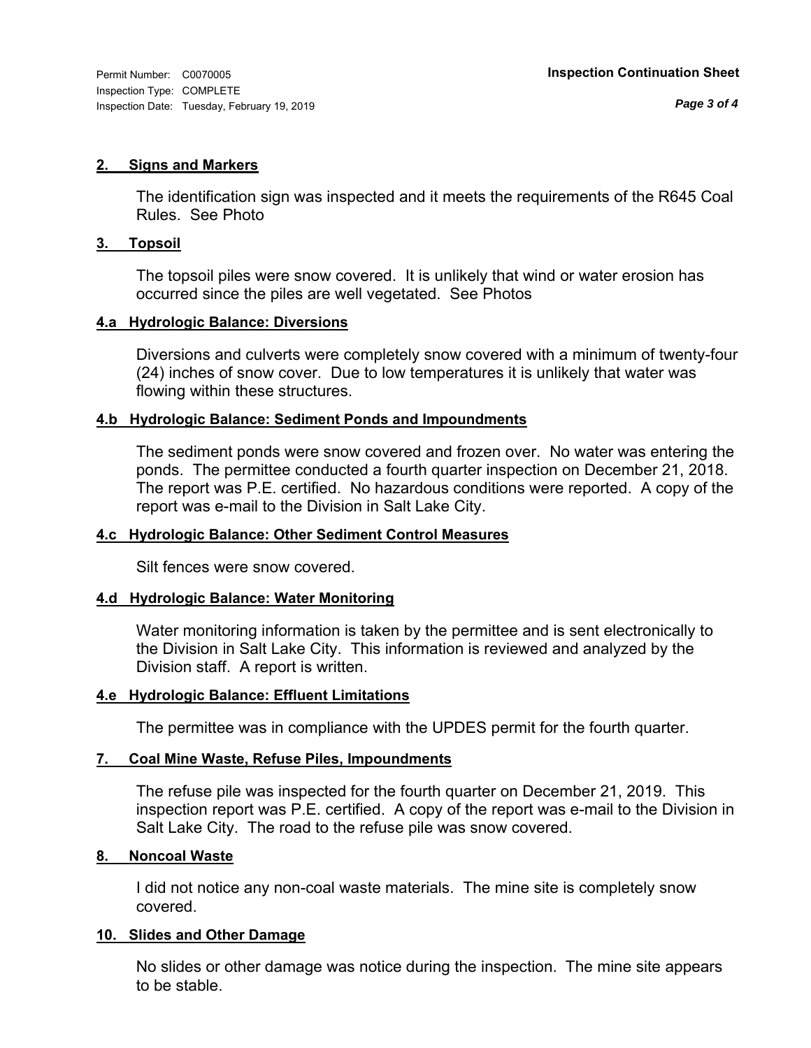## 2. Signs and Markers

The identification sign was inspected and it meets the requirements of the R645 Coal Rules. See Photo

## 3. Topsoil

The topsoil piles were snow covered. It is unlikely that wind or water erosion has occurred since the piles are well vegetated. See Photos

## 4.a Hydrologic Balance: Diversions

Diversions and culverts were completely snow covered with a minimum of twenty-four (24) inches of snow cover. Due to low temperatures it is unlikely that water was flowing within these structures.

## 4.b Hydrologic Balance: Sediment Ponds and Impoundments

The sediment ponds were snow covered and frozen over. No water was entering the ponds. The permittee conducted a fourth quarter inspection on December 21, 2018. The report was P.E. certified. No hazardous conditions were reported. A copy of the report was e-mail to the Division in Salt Lake City.

## 4.c Hydrologic Balance: Other Sediment Control Measures

Silt fences were snow covered.

## 4.d Hydrologic Balance: Water Monitoring

Water monitoring information is taken by the permittee and is sent electronically to the Division in Salt Lake City. This information is reviewed and analyzed by the Division staff. A report is written.

## 4.e Hydrologic Balance: Effluent Limitations

The permittee was in compliance with the UPDES permit for the fourth quarter.

## 7. Coal Mine Waste, Refuse Piles, Impoundments

The refuse pile was inspected for the fourth quarter on December 21, 2019. This inspection report was P.E. certified. A copy of the report was e-mail to the Division in Salt Lake City. The road to the refuse pile was snow covered.

## 8. Noncoal Waste

I did not notice any non-coal waste materials. The mine site is completely snow covered.

## 10. Slides and Other Damage

No slides or other damage was notice during the inspection. The mine site appears to be stable.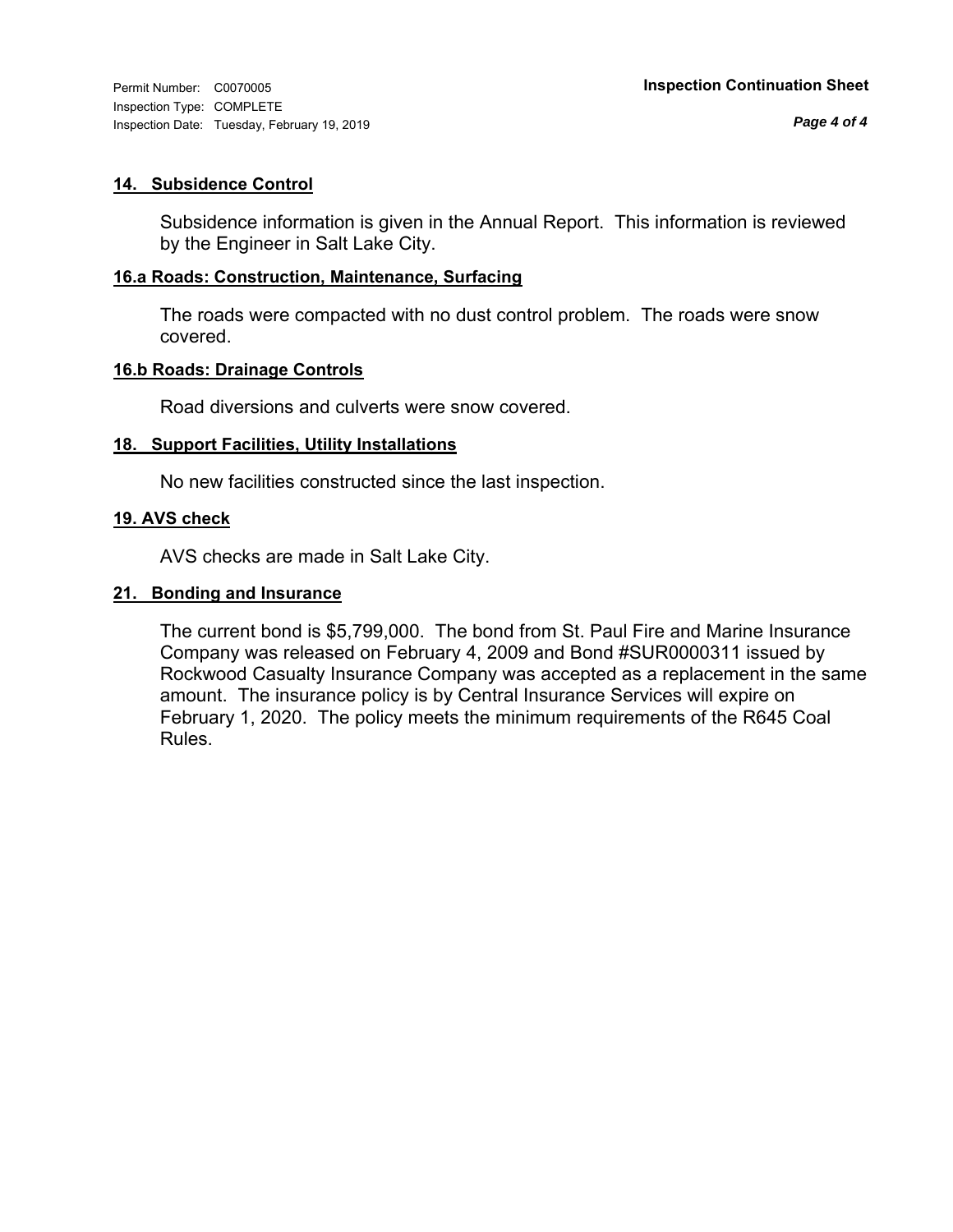Permit Number: C0070005
Inspection Type: COMPLETE
Inspection Date: Tuesday, February 19, 2019

**Inspection Continuation Sheet**

### 14. Subsidence Control

Subsidence information is given in the Annual Report. This information is reviewed by the Engineer in Salt Lake City.

### 16.a Roads: Construction, Maintenance, Surfacing

The roads were compacted with no dust control problem. The roads were snow covered.

### 16.b Roads: Drainage Controls

Road diversions and culverts were snow covered.

### 18. Support Facilities, Utility Installations

No new facilities constructed since the last inspection.

### 19. AVS check

AVS checks are made in Salt Lake City.

### 21. Bonding and Insurance

The current bond is $5,799,000. The bond from St. Paul Fire and Marine Insurance Company was released on February 4, 2009 and Bond #SUR0000311 issued by Rockwood Casualty Insurance Company was accepted as a replacement in the same amount. The insurance policy is by Central Insurance Services will expire on February 1, 2020. The policy meets the minimum requirements of the R645 Coal Rules.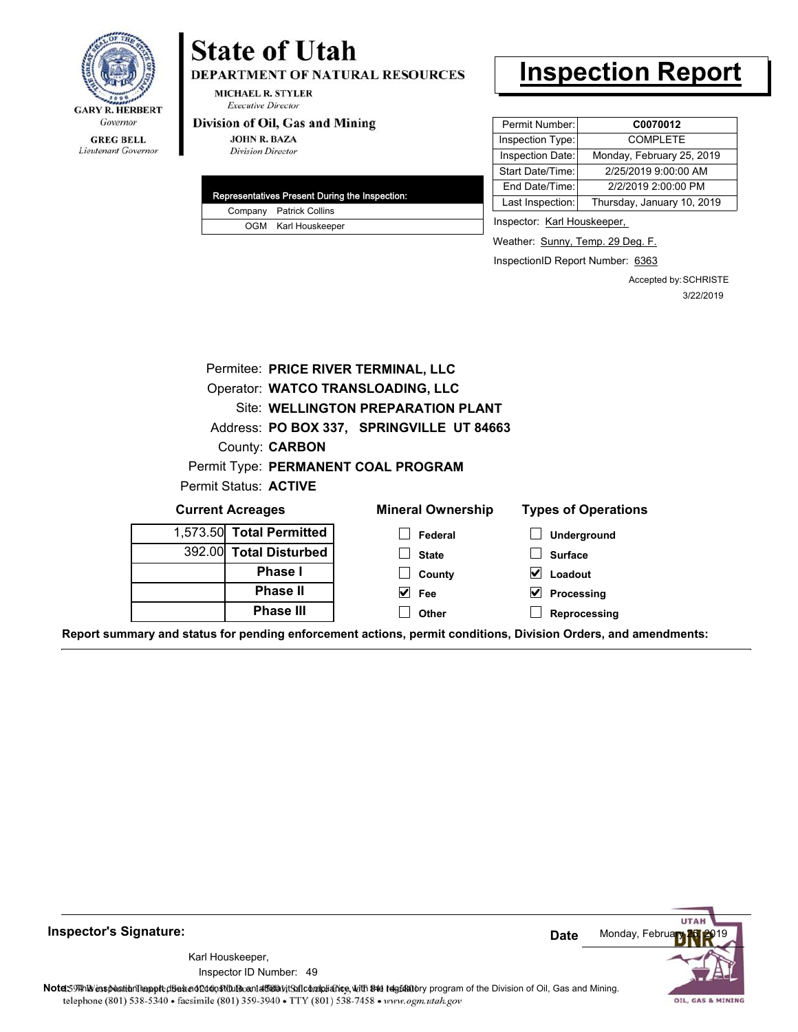GARY R. HERBERT
*Governor*

GREG BELL
*Lieutenant Governor*

# State of Utah

**DEPARTMENT OF NATURAL RESOURCES**

MICHAEL R. STYLER
*Executive Director*

**Division of Oil, Gas and Mining**

JOHN R. BAZA
*Division Director*

# Inspection Report

| Representatives Present During the Inspection: | |
|---|---|
| Company | Patrick Collins |
| OGM | Karl Houskeeper |

| | |
|---|---|
| Permit Number: | **C0070012** |
| Inspection Type: | COMPLETE |
| Inspection Date: | Monday, February 25, 2019 |
| Start Date/Time: | 2/25/2019 9:00:00 AM |
| End Date/Time: | 2/2/2019 2:00:00 PM |
| Last Inspection: | Thursday, January 10, 2019 |

Inspector: Karl Houskeeper,

Weather: Sunny, Temp. 29 Deg. F.

InspectionID Report Number: 6363

Accepted by: SCHRISTE
3/22/2019

Permitee: **PRICE RIVER TERMINAL, LLC**
Operator: **WATCO TRANSLOADING, LLC**
Site: **WELLINGTON PREPARATION PLANT**
Address: **PO BOX 337, SPRINGVILLE UT 84663**
County: **CARBON**
Permit Type: **PERMANENT COAL PROGRAM**
Permit Status: **ACTIVE**

**Current Acreages**

| | |
|---|---|
| 1,573.50 | **Total Permitted** |
| 392.00 | **Total Disturbed** |
| | **Phase I** |
| | **Phase II** |
| | **Phase III** |

**Mineral Ownership**

- [ ] Federal
- [ ] State
- [ ] County
- [x] Fee
- [ ] Other

**Types of Operations**

- [ ] Underground
- [ ] Surface
- [x] Loadout
- [x] Processing
- [ ] Reprocessing

**Report summary and status for pending enforcement actions, permit conditions, Division Orders, and amendments:**

---

**Inspector's Signature:**

Karl Houskeeper,
Inspector ID Number: 49

**Date** Monday, February 25, 2019

**Note:** This inspection report does not constitute an affidavit of compliance with the regulatory program of the Division of Oil, Gas and Mining.
telephone (801) 538-5340 • facsimile (801) 359-3940 • TTY (801) 538-7458 • www.ogm.utah.gov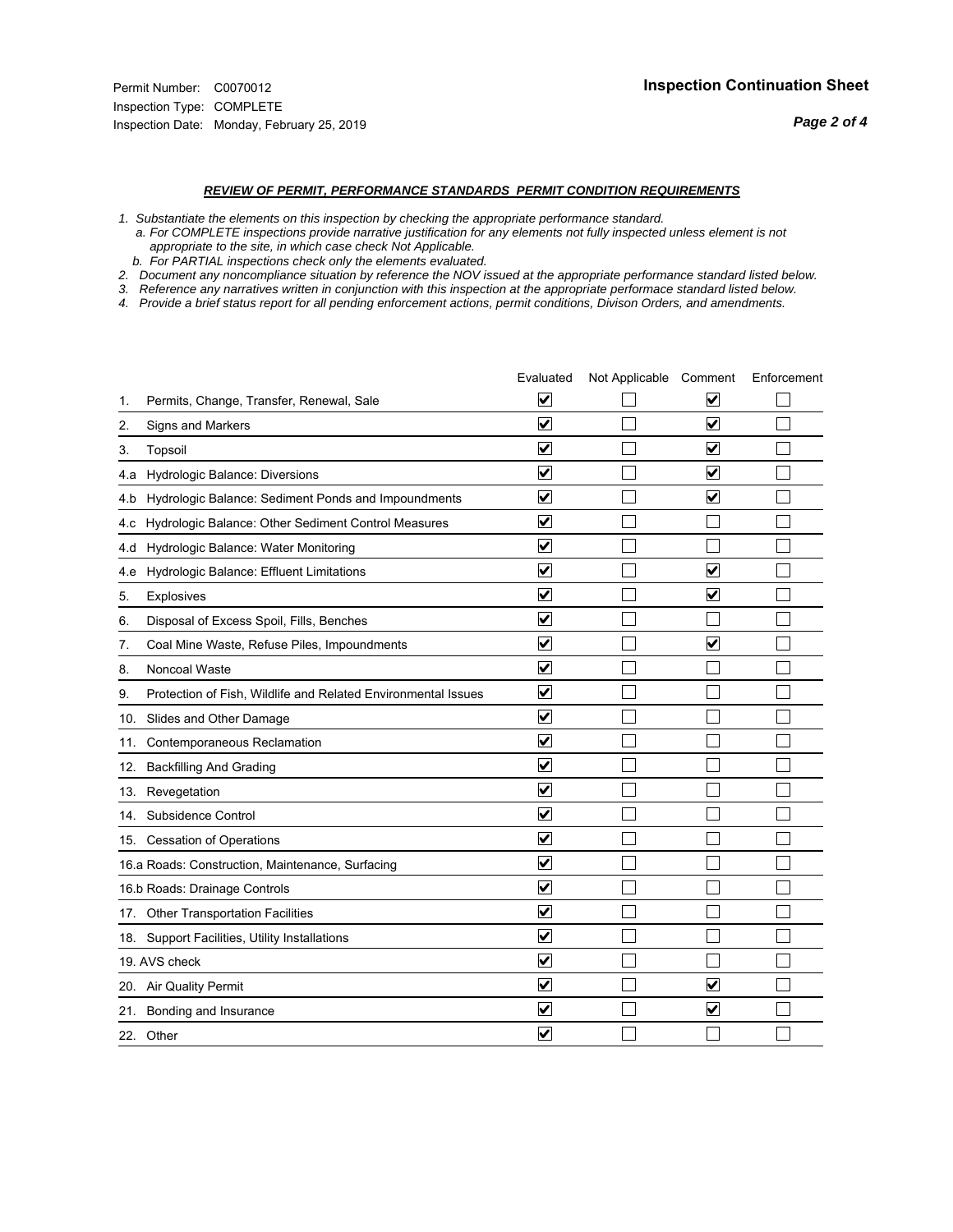Permit Number: C0070012
Inspection Type: COMPLETE
Inspection Date: Monday, February 25, 2019

# Inspection Continuation Sheet

## *REVIEW OF PERMIT, PERFORMANCE STANDARDS PERMIT CONDITION REQUIREMENTS*

*1. Substantiate the elements on this inspection by checking the appropriate performance standard.*
*a. For COMPLETE inspections provide narrative justification for any elements not fully inspected unless element is not appropriate to the site, in which case check Not Applicable.*
*b. For PARTIAL inspections check only the elements evaluated.*
*2. Document any noncompliance situation by reference the NOV issued at the appropriate performance standard listed below.*
*3. Reference any narratives written in conjunction with this inspection at the appropriate performace standard listed below.*
*4. Provide a brief status report for all pending enforcement actions, permit conditions, Divison Orders, and amendments.*

| | Evaluated | Not Applicable | Comment | Enforcement |
|---|---|---|---|---|
| 1. Permits, Change, Transfer, Renewal, Sale | ☑ | ☐ | ☑ | ☐ |
| 2. Signs and Markers | ☑ | ☐ | ☑ | ☐ |
| 3. Topsoil | ☑ | ☐ | ☑ | ☐ |
| 4.a Hydrologic Balance: Diversions | ☑ | ☐ | ☑ | ☐ |
| 4.b Hydrologic Balance: Sediment Ponds and Impoundments | ☑ | ☐ | ☑ | ☐ |
| 4.c Hydrologic Balance: Other Sediment Control Measures | ☑ | ☐ | ☐ | ☐ |
| 4.d Hydrologic Balance: Water Monitoring | ☑ | ☐ | ☐ | ☐ |
| 4.e Hydrologic Balance: Effluent Limitations | ☑ | ☐ | ☑ | ☐ |
| 5. Explosives | ☑ | ☐ | ☑ | ☐ |
| 6. Disposal of Excess Spoil, Fills, Benches | ☑ | ☐ | ☐ | ☐ |
| 7. Coal Mine Waste, Refuse Piles, Impoundments | ☑ | ☐ | ☑ | ☐ |
| 8. Noncoal Waste | ☑ | ☐ | ☐ | ☐ |
| 9. Protection of Fish, Wildlife and Related Environmental Issues | ☑ | ☐ | ☐ | ☐ |
| 10. Slides and Other Damage | ☑ | ☐ | ☐ | ☐ |
| 11. Contemporaneous Reclamation | ☑ | ☐ | ☐ | ☐ |
| 12. Backfilling And Grading | ☑ | ☐ | ☐ | ☐ |
| 13. Revegetation | ☑ | ☐ | ☐ | ☐ |
| 14. Subsidence Control | ☑ | ☐ | ☐ | ☐ |
| 15. Cessation of Operations | ☑ | ☐ | ☐ | ☐ |
| 16.a Roads: Construction, Maintenance, Surfacing | ☑ | ☐ | ☐ | ☐ |
| 16.b Roads: Drainage Controls | ☑ | ☐ | ☐ | ☐ |
| 17. Other Transportation Facilities | ☑ | ☐ | ☐ | ☐ |
| 18. Support Facilities, Utility Installations | ☑ | ☐ | ☐ | ☐ |
| 19. AVS check | ☑ | ☐ | ☐ | ☐ |
| 20. Air Quality Permit | ☑ | ☐ | ☑ | ☐ |
| 21. Bonding and Insurance | ☑ | ☐ | ☑ | ☐ |
| 22. Other | ☑ | ☐ | ☐ | ☐ |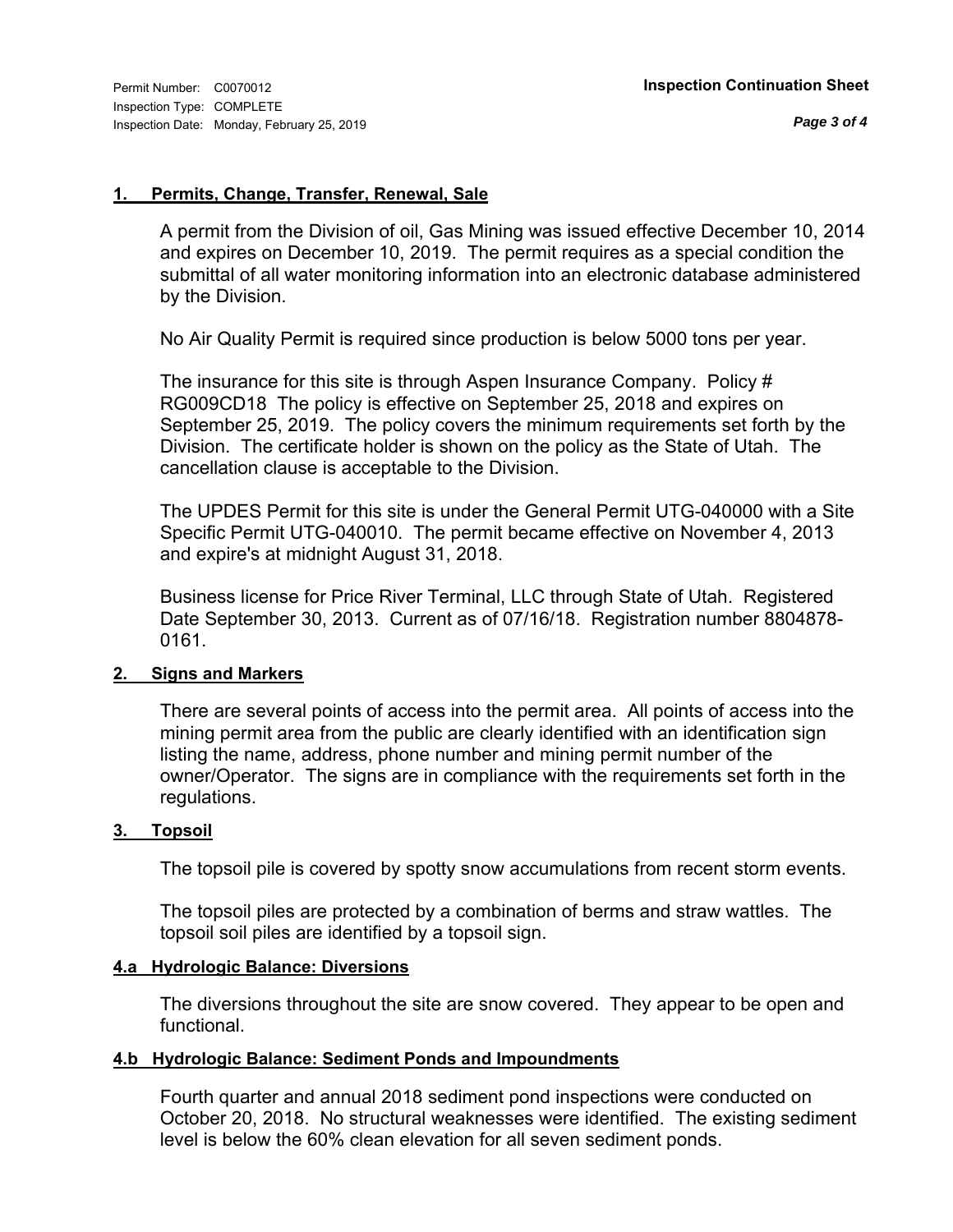Permit Number: C0070012
Inspection Type: COMPLETE
Inspection Date: Monday, February 25, 2019

**Inspection Continuation Sheet**

### 1. Permits, Change, Transfer, Renewal, Sale

A permit from the Division of oil, Gas Mining was issued effective December 10, 2014 and expires on December 10, 2019. The permit requires as a special condition the submittal of all water monitoring information into an electronic database administered by the Division.

No Air Quality Permit is required since production is below 5000 tons per year.

The insurance for this site is through Aspen Insurance Company. Policy # RG009CD18 The policy is effective on September 25, 2018 and expires on September 25, 2019. The policy covers the minimum requirements set forth by the Division. The certificate holder is shown on the policy as the State of Utah. The cancellation clause is acceptable to the Division.

The UPDES Permit for this site is under the General Permit UTG-040000 with a Site Specific Permit UTG-040010. The permit became effective on November 4, 2013 and expire's at midnight August 31, 2018.

Business license for Price River Terminal, LLC through State of Utah. Registered Date September 30, 2013. Current as of 07/16/18. Registration number 8804878-0161.

### 2. Signs and Markers

There are several points of access into the permit area. All points of access into the mining permit area from the public are clearly identified with an identification sign listing the name, address, phone number and mining permit number of the owner/Operator. The signs are in compliance with the requirements set forth in the regulations.

### 3. Topsoil

The topsoil pile is covered by spotty snow accumulations from recent storm events.

The topsoil piles are protected by a combination of berms and straw wattles. The topsoil soil piles are identified by a topsoil sign.

### 4.a Hydrologic Balance: Diversions

The diversions throughout the site are snow covered. They appear to be open and functional.

### 4.b Hydrologic Balance: Sediment Ponds and Impoundments

Fourth quarter and annual 2018 sediment pond inspections were conducted on October 20, 2018. No structural weaknesses were identified. The existing sediment level is below the 60% clean elevation for all seven sediment ponds.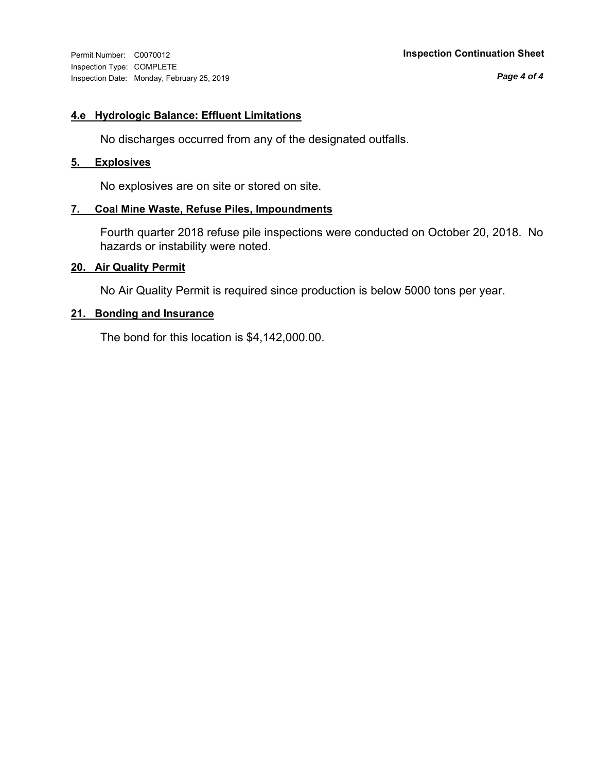### 4.e Hydrologic Balance: Effluent Limitations

No discharges occurred from any of the designated outfalls.

### 5. Explosives

No explosives are on site or stored on site.

### 7. Coal Mine Waste, Refuse Piles, Impoundments

Fourth quarter 2018 refuse pile inspections were conducted on October 20, 2018. No hazards or instability were noted.

### 20. Air Quality Permit

No Air Quality Permit is required since production is below 5000 tons per year.

### 21. Bonding and Insurance

The bond for this location is $4,142,000.00.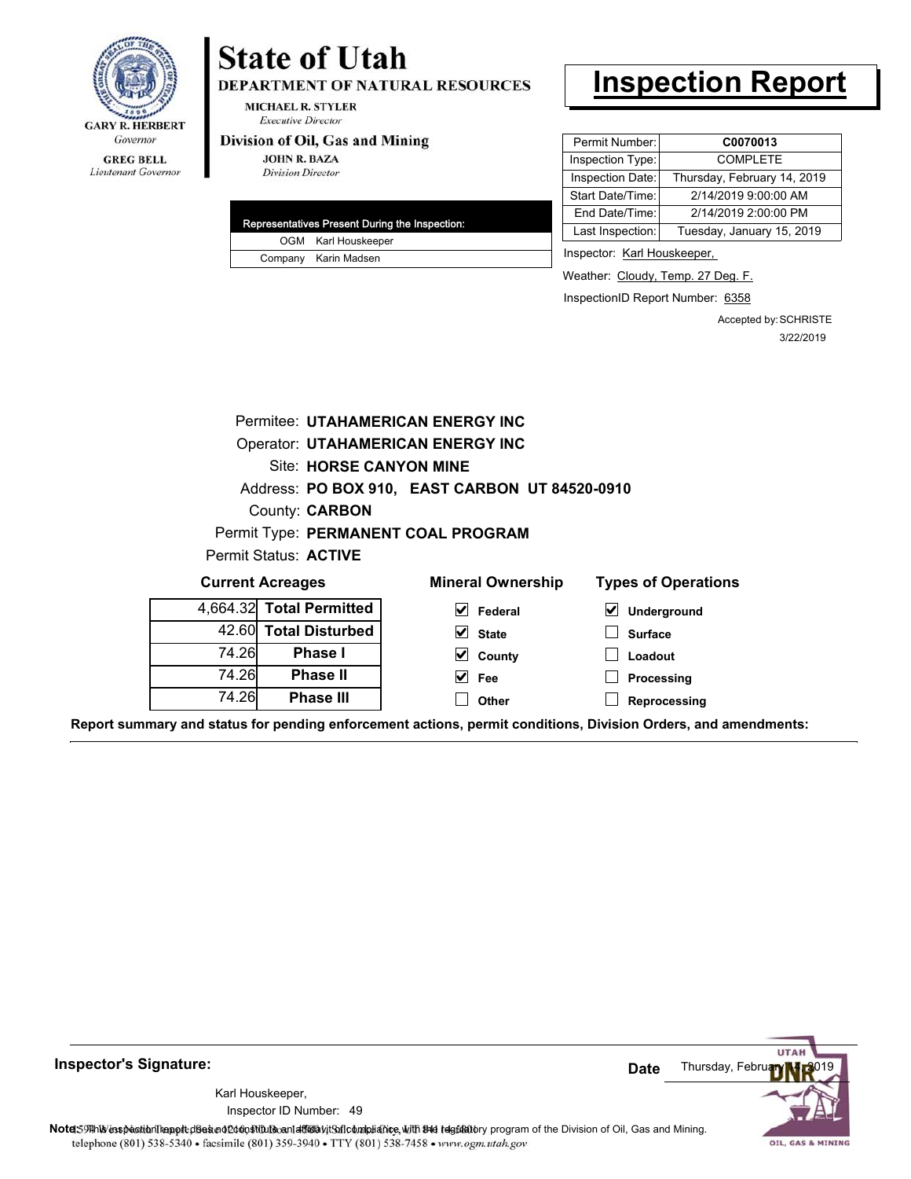GARY R. HERBERT
*Governor*

GREG BELL
*Lieutenant Governor*

# State of Utah

**DEPARTMENT OF NATURAL RESOURCES**

MICHAEL R. STYLER
*Executive Director*

**Division of Oil, Gas and Mining**

JOHN R. BAZA
*Division Director*

# Inspection Report

| Representatives Present During the Inspection: | |
|---|---|
| OGM | Karl Houskeeper |
| Company | Karin Madsen |

| | |
|---|---|
| Permit Number: | **C0070013** |
| Inspection Type: | COMPLETE |
| Inspection Date: | Thursday, February 14, 2019 |
| Start Date/Time: | 2/14/2019 9:00:00 AM |
| End Date/Time: | 2/14/2019 2:00:00 PM |
| Last Inspection: | Tuesday, January 15, 2019 |

Inspector: Karl Houskeeper,

Weather: Cloudy, Temp. 27 Deg. F.

InspectionID Report Number: 6358

Accepted by: SCHRISTE
3/22/2019

Permitee: **UTAHAMERICAN ENERGY INC**
Operator: **UTAHAMERICAN ENERGY INC**
Site: **HORSE CANYON MINE**
Address: **PO BOX 910, EAST CARBON UT 84520-0910**
County: **CARBON**
Permit Type: **PERMANENT COAL PROGRAM**
Permit Status: **ACTIVE**

**Current Acreages**

| | |
|---|---|
| 4,664.32 | **Total Permitted** |
| 42.60 | **Total Disturbed** |
| 74.26 | **Phase I** |
| 74.26 | **Phase II** |
| 74.26 | **Phase III** |

**Mineral Ownership**

- [x] Federal
- [x] State
- [x] County
- [x] Fee
- [ ] Other

**Types of Operations**

- [x] Underground
- [ ] Surface
- [ ] Loadout
- [ ] Processing
- [ ] Reprocessing

**Report summary and status for pending enforcement actions, permit conditions, Division Orders, and amendments:**

**Inspector's Signature:**

Karl Houskeeper,
Inspector ID Number: 49

**Date** Thursday, February 14, 2019

**Note:** This inspection report does not constitute an affidavit of compliance with the regulatory program of the Division of Oil, Gas and Mining.

telephone (801) 538-5340 • facsimile (801) 359-3940 • TTY (801) 538-7458 • www.ogm.utah.gov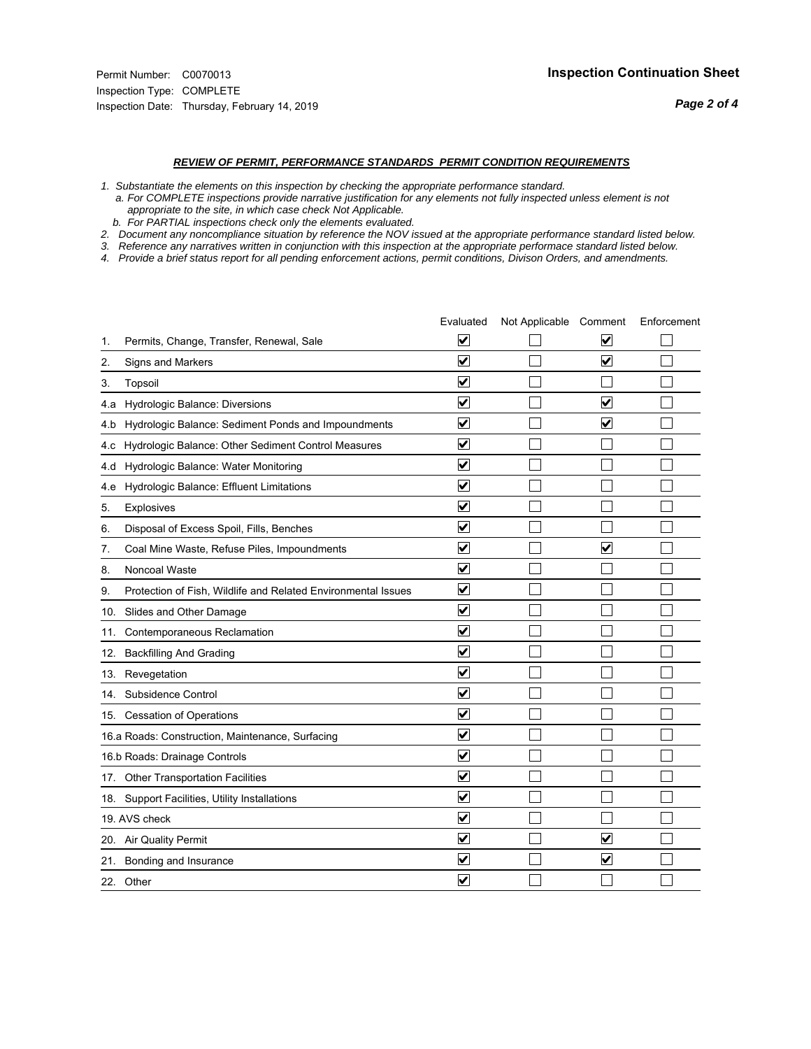Permit Number: C0070013
Inspection Type: COMPLETE
Inspection Date: Thursday, February 14, 2019

## Inspection Continuation Sheet

### *REVIEW OF PERMIT, PERFORMANCE STANDARDS PERMIT CONDITION REQUIREMENTS*

*1. Substantiate the elements on this inspection by checking the appropriate performance standard.*
*a. For COMPLETE inspections provide narrative justification for any elements not fully inspected unless element is not appropriate to the site, in which case check Not Applicable.*
*b. For PARTIAL inspections check only the elements evaluated.*
*2. Document any noncompliance situation by reference the NOV issued at the appropriate performance standard listed below.*
*3. Reference any narratives written in conjunction with this inspection at the appropriate performace standard listed below.*
*4. Provide a brief status report for all pending enforcement actions, permit conditions, Divison Orders, and amendments.*

| | Evaluated | Not Applicable | Comment | Enforcement |
|---|---|---|---|---|
| 1. Permits, Change, Transfer, Renewal, Sale | ☑ | ☐ | ☑ | ☐ |
| 2. Signs and Markers | ☑ | ☐ | ☑ | ☐ |
| 3. Topsoil | ☑ | ☐ | ☐ | ☐ |
| 4.a Hydrologic Balance: Diversions | ☑ | ☐ | ☑ | ☐ |
| 4.b Hydrologic Balance: Sediment Ponds and Impoundments | ☑ | ☐ | ☑ | ☐ |
| 4.c Hydrologic Balance: Other Sediment Control Measures | ☑ | ☐ | ☐ | ☐ |
| 4.d Hydrologic Balance: Water Monitoring | ☑ | ☐ | ☐ | ☐ |
| 4.e Hydrologic Balance: Effluent Limitations | ☑ | ☐ | ☐ | ☐ |
| 5. Explosives | ☑ | ☐ | ☐ | ☐ |
| 6. Disposal of Excess Spoil, Fills, Benches | ☑ | ☐ | ☐ | ☐ |
| 7. Coal Mine Waste, Refuse Piles, Impoundments | ☑ | ☐ | ☑ | ☐ |
| 8. Noncoal Waste | ☑ | ☐ | ☐ | ☐ |
| 9. Protection of Fish, Wildlife and Related Environmental Issues | ☑ | ☐ | ☐ | ☐ |
| 10. Slides and Other Damage | ☑ | ☐ | ☐ | ☐ |
| 11. Contemporaneous Reclamation | ☑ | ☐ | ☐ | ☐ |
| 12. Backfilling And Grading | ☑ | ☐ | ☐ | ☐ |
| 13. Revegetation | ☑ | ☐ | ☐ | ☐ |
| 14. Subsidence Control | ☑ | ☐ | ☐ | ☐ |
| 15. Cessation of Operations | ☑ | ☐ | ☐ | ☐ |
| 16.a Roads: Construction, Maintenance, Surfacing | ☑ | ☐ | ☐ | ☐ |
| 16.b Roads: Drainage Controls | ☑ | ☐ | ☐ | ☐ |
| 17. Other Transportation Facilities | ☑ | ☐ | ☐ | ☐ |
| 18. Support Facilities, Utility Installations | ☑ | ☐ | ☐ | ☐ |
| 19. AVS check | ☑ | ☐ | ☐ | ☐ |
| 20. Air Quality Permit | ☑ | ☐ | ☑ | ☐ |
| 21. Bonding and Insurance | ☑ | ☐ | ☑ | ☐ |
| 22. Other | ☑ | ☐ | ☐ | ☐ |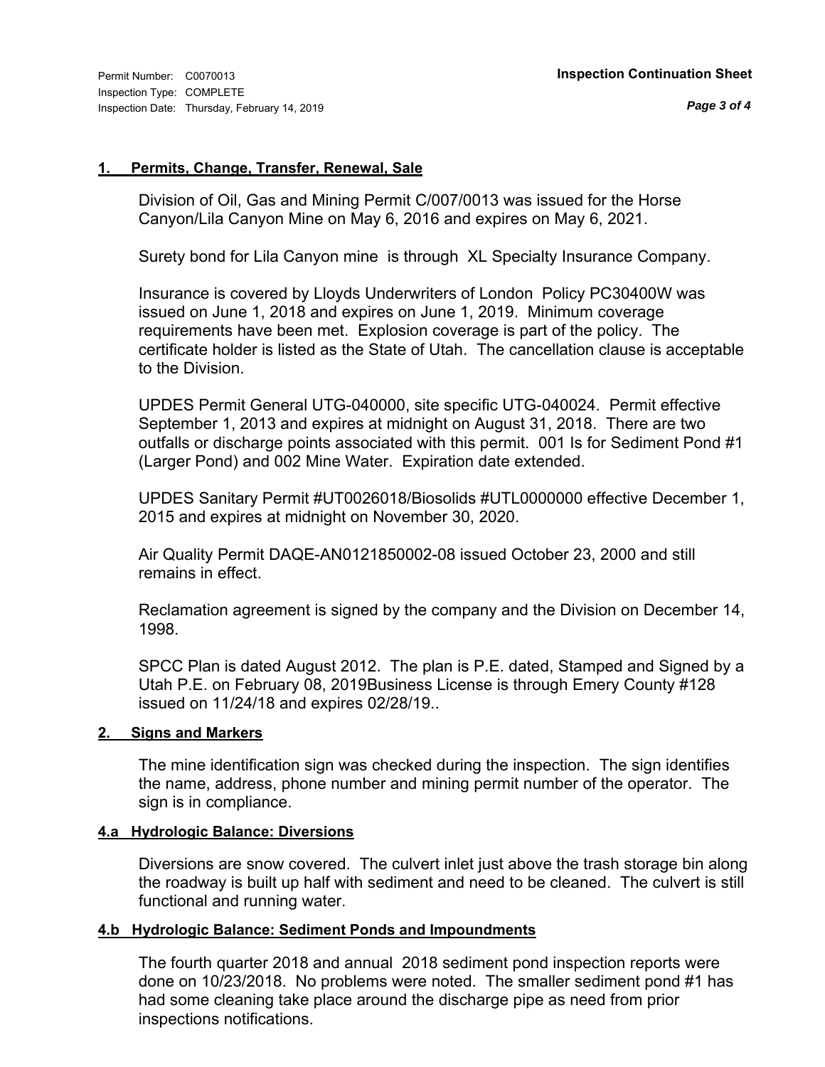Permit Number: C0070013
Inspection Type: COMPLETE
Inspection Date: Thursday, February 14, 2019

**Inspection Continuation Sheet**

## 1. Permits, Change, Transfer, Renewal, Sale

Division of Oil, Gas and Mining Permit C/007/0013 was issued for the Horse Canyon/Lila Canyon Mine on May 6, 2016 and expires on May 6, 2021.

Surety bond for Lila Canyon mine is through XL Specialty Insurance Company.

Insurance is covered by Lloyds Underwriters of London Policy PC30400W was issued on June 1, 2018 and expires on June 1, 2019. Minimum coverage requirements have been met. Explosion coverage is part of the policy. The certificate holder is listed as the State of Utah. The cancellation clause is acceptable to the Division.

UPDES Permit General UTG-040000, site specific UTG-040024. Permit effective September 1, 2013 and expires at midnight on August 31, 2018. There are two outfalls or discharge points associated with this permit. 001 Is for Sediment Pond #1 (Larger Pond) and 002 Mine Water. Expiration date extended.

UPDES Sanitary Permit #UT0026018/Biosolids #UTL0000000 effective December 1, 2015 and expires at midnight on November 30, 2020.

Air Quality Permit DAQE-AN0121850002-08 issued October 23, 2000 and still remains in effect.

Reclamation agreement is signed by the company and the Division on December 14, 1998.

SPCC Plan is dated August 2012. The plan is P.E. dated, Stamped and Signed by a Utah P.E. on February 08, 2019Business License is through Emery County #128 issued on 11/24/18 and expires 02/28/19..

## 2. Signs and Markers

The mine identification sign was checked during the inspection. The sign identifies the name, address, phone number and mining permit number of the operator. The sign is in compliance.

## 4.a Hydrologic Balance: Diversions

Diversions are snow covered. The culvert inlet just above the trash storage bin along the roadway is built up half with sediment and need to be cleaned. The culvert is still functional and running water.

## 4.b Hydrologic Balance: Sediment Ponds and Impoundments

The fourth quarter 2018 and annual 2018 sediment pond inspection reports were done on 10/23/2018. No problems were noted. The smaller sediment pond #1 has had some cleaning take place around the discharge pipe as need from prior inspections notifications.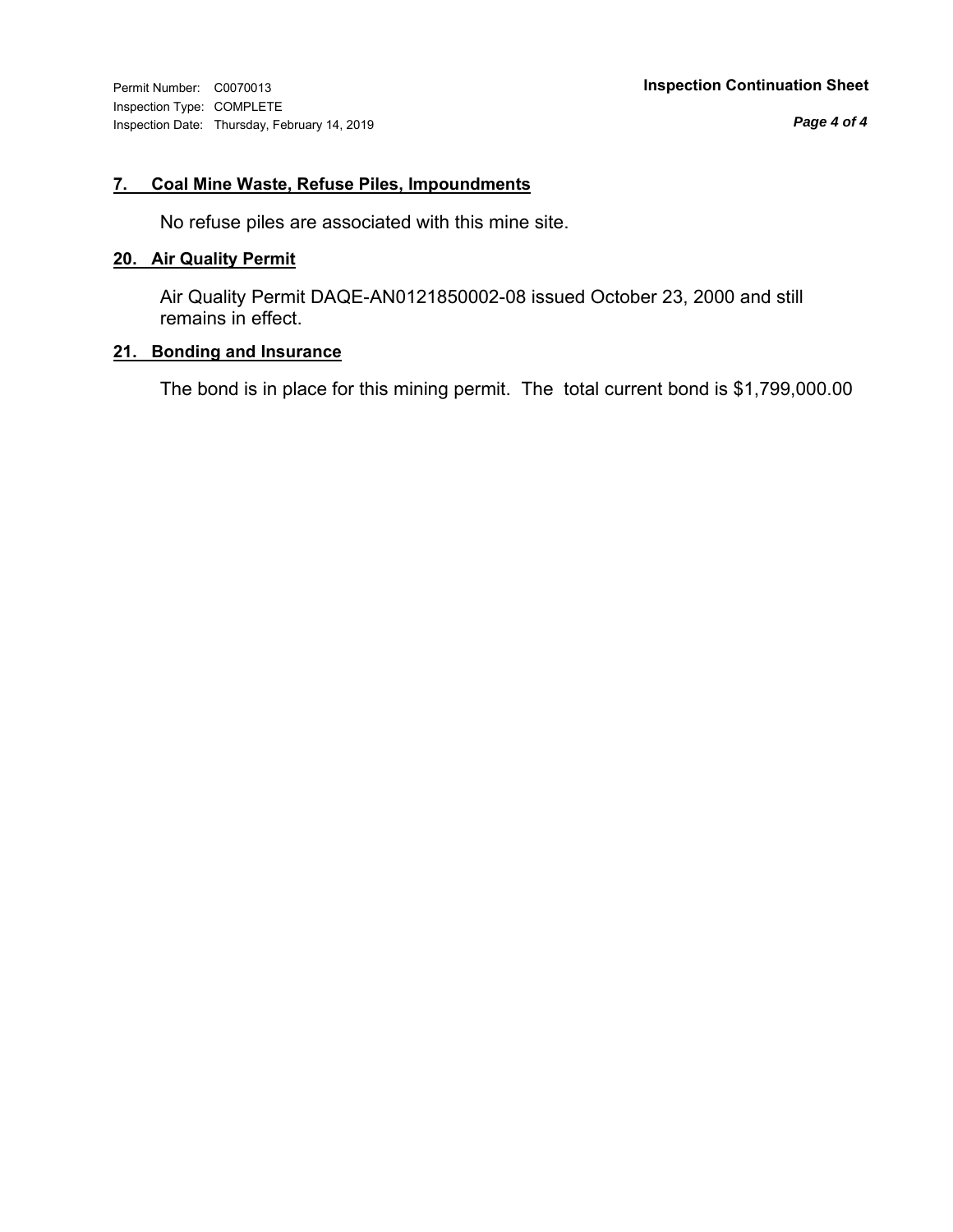**7. Coal Mine Waste, Refuse Piles, Impoundments**

No refuse piles are associated with this mine site.

**20. Air Quality Permit**

Air Quality Permit DAQE-AN0121850002-08 issued October 23, 2000 and still remains in effect.

**21. Bonding and Insurance**

The bond is in place for this mining permit. The total current bond is $1,799,000.00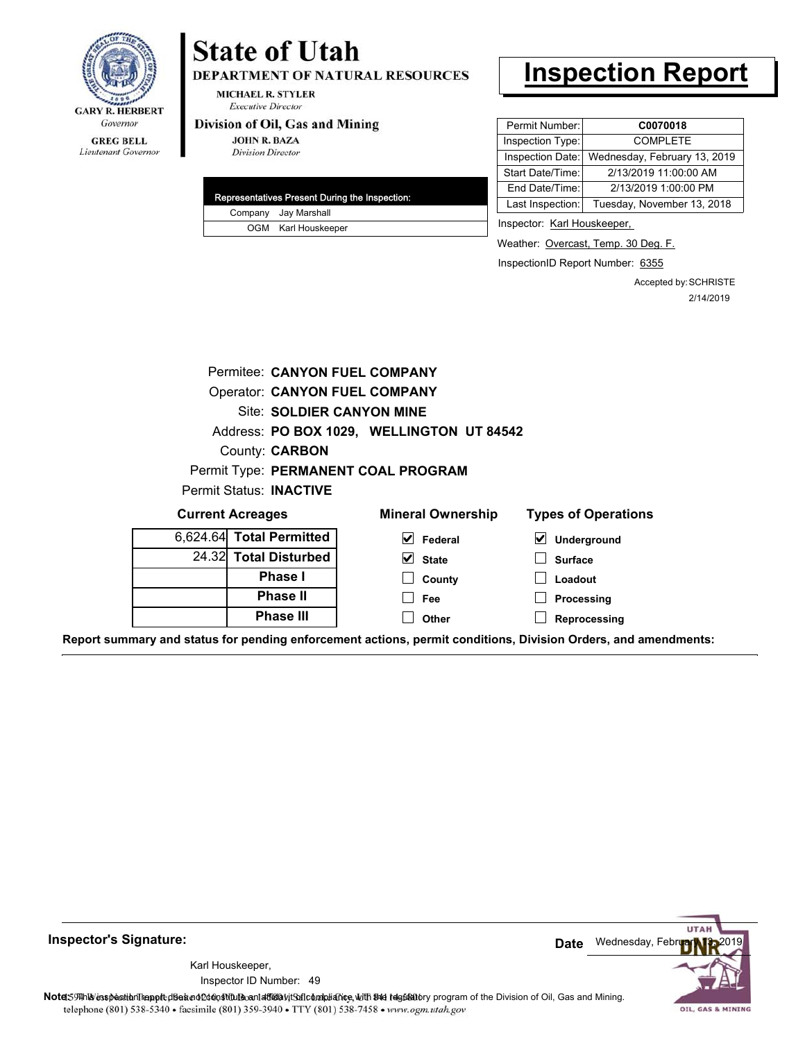**GARY R. HERBERT**
*Governor*

**GREG BELL**
*Lieutenant Governor*

# State of Utah

**DEPARTMENT OF NATURAL RESOURCES**

**MICHAEL R. STYLER**
*Executive Director*

**Division of Oil, Gas and Mining**

**JOHN R. BAZA**
*Division Director*

# Inspection Report

| Permit Number: | **C0070018** |
|---|---|
| Inspection Type: | COMPLETE |
| Inspection Date: | Wednesday, February 13, 2019 |
| Start Date/Time: | 2/13/2019 11:00:00 AM |
| End Date/Time: | 2/13/2019 1:00:00 PM |
| Last Inspection: | Tuesday, November 13, 2018 |

| Representatives Present During the Inspection: | |
|---|---|
| Company | Jay Marshall |
| OGM | Karl Houskeeper |

Inspector: Karl Houskeeper,

Weather: Overcast, Temp. 30 Deg. F.

InspectionID Report Number: 6355

Accepted by: SCHRISTE
2/14/2019

Permitee: **CANYON FUEL COMPANY**
Operator: **CANYON FUEL COMPANY**
Site: **SOLDIER CANYON MINE**
Address: **PO BOX 1029, WELLINGTON UT 84542**
County: **CARBON**
Permit Type: **PERMANENT COAL PROGRAM**
Permit Status: **INACTIVE**

**Current Acreages**

| | |
|---|---|
| 6,624.64 | **Total Permitted** |
| 24.32 | **Total Disturbed** |
| | **Phase I** |
| | **Phase II** |
| | **Phase III** |

**Mineral Ownership**

- [x] Federal
- [x] State
- [ ] County
- [ ] Fee
- [ ] Other

**Types of Operations**

- [x] Underground
- [ ] Surface
- [ ] Loadout
- [ ] Processing
- [ ] Reprocessing

**Report summary and status for pending enforcement actions, permit conditions, Division Orders, and amendments:**

---

**Inspector's Signature:**

Karl Houskeeper,
Inspector ID Number: 49

**Date** Wednesday, February 13, 2019

**Note:** This inspection report does not constitute an affidavit of compliance with the regulatory program of the Division of Oil, Gas and Mining.
1594 West North Temple, Suite 1210, PO Box 145801, Salt Lake City, UT 84114-5801
telephone (801) 538-5340 • facsimile (801) 359-3940 • TTY (801) 538-7458 • *www.ogm.utah.gov*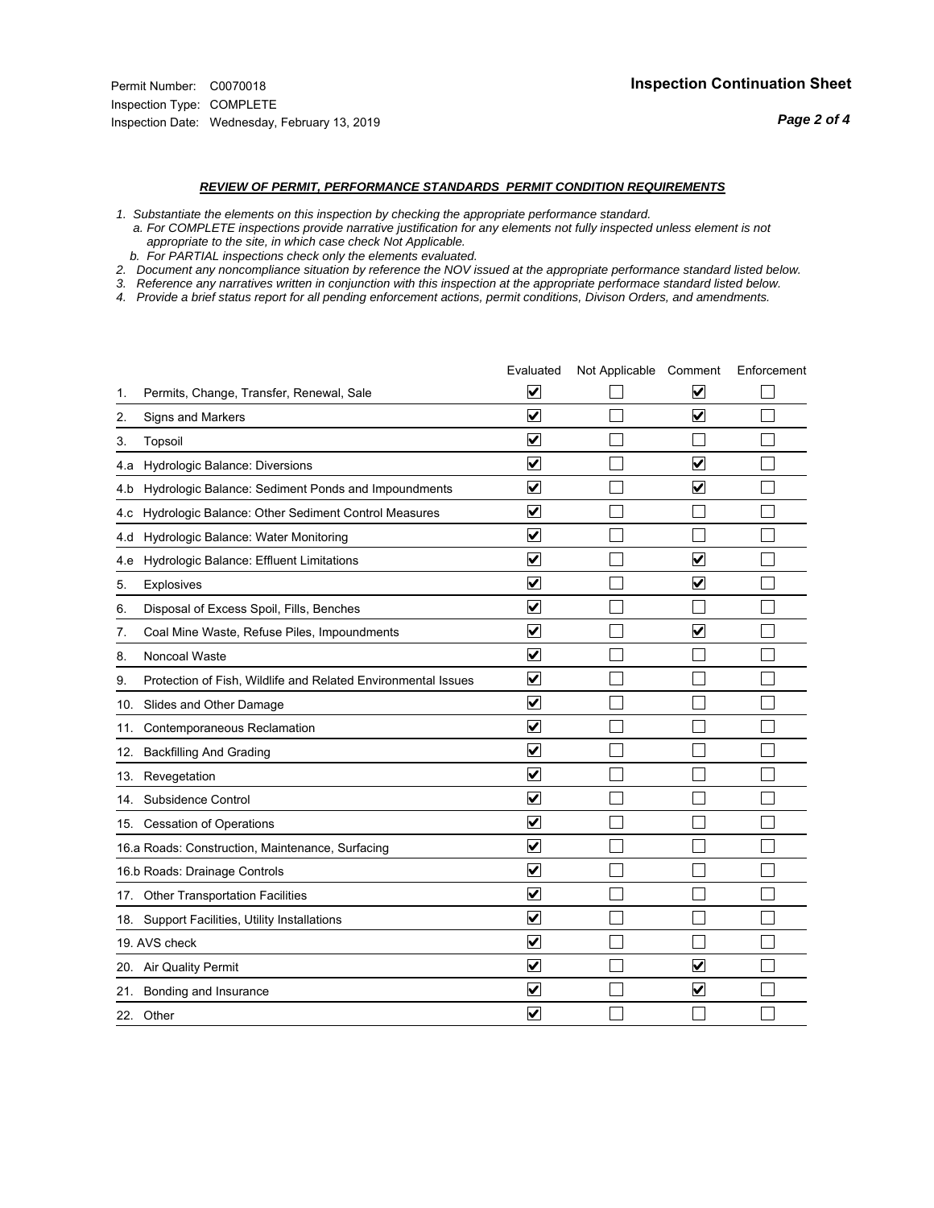Permit Number: C0070018
Inspection Type: COMPLETE
Inspection Date: Wednesday, February 13, 2019

## Inspection Continuation Sheet

### *REVIEW OF PERMIT, PERFORMANCE STANDARDS PERMIT CONDITION REQUIREMENTS*

*1. Substantiate the elements on this inspection by checking the appropriate performance standard.*
*a. For COMPLETE inspections provide narrative justification for any elements not fully inspected unless element is not appropriate to the site, in which case check Not Applicable.*
*b. For PARTIAL inspections check only the elements evaluated.*
*2. Document any noncompliance situation by reference the NOV issued at the appropriate performance standard listed below.*
*3. Reference any narratives written in conjunction with this inspection at the appropriate performace standard listed below.*
*4. Provide a brief status report for all pending enforcement actions, permit conditions, Divison Orders, and amendments.*

| | Evaluated | Not Applicable | Comment | Enforcement |
|---|---|---|---|---|
| 1. Permits, Change, Transfer, Renewal, Sale | ☑ | ☐ | ☑ | ☐ |
| 2. Signs and Markers | ☑ | ☐ | ☑ | ☐ |
| 3. Topsoil | ☑ | ☐ | ☐ | ☐ |
| 4.a Hydrologic Balance: Diversions | ☑ | ☐ | ☑ | ☐ |
| 4.b Hydrologic Balance: Sediment Ponds and Impoundments | ☑ | ☐ | ☑ | ☐ |
| 4.c Hydrologic Balance: Other Sediment Control Measures | ☑ | ☐ | ☐ | ☐ |
| 4.d Hydrologic Balance: Water Monitoring | ☑ | ☐ | ☐ | ☐ |
| 4.e Hydrologic Balance: Effluent Limitations | ☑ | ☐ | ☑ | ☐ |
| 5. Explosives | ☑ | ☐ | ☑ | ☐ |
| 6. Disposal of Excess Spoil, Fills, Benches | ☑ | ☐ | ☐ | ☐ |
| 7. Coal Mine Waste, Refuse Piles, Impoundments | ☑ | ☐ | ☑ | ☐ |
| 8. Noncoal Waste | ☑ | ☐ | ☐ | ☐ |
| 9. Protection of Fish, Wildlife and Related Environmental Issues | ☑ | ☐ | ☐ | ☐ |
| 10. Slides and Other Damage | ☑ | ☐ | ☐ | ☐ |
| 11. Contemporaneous Reclamation | ☑ | ☐ | ☐ | ☐ |
| 12. Backfilling And Grading | ☑ | ☐ | ☐ | ☐ |
| 13. Revegetation | ☑ | ☐ | ☐ | ☐ |
| 14. Subsidence Control | ☑ | ☐ | ☐ | ☐ |
| 15. Cessation of Operations | ☑ | ☐ | ☐ | ☐ |
| 16.a Roads: Construction, Maintenance, Surfacing | ☑ | ☐ | ☐ | ☐ |
| 16.b Roads: Drainage Controls | ☑ | ☐ | ☐ | ☐ |
| 17. Other Transportation Facilities | ☑ | ☐ | ☐ | ☐ |
| 18. Support Facilities, Utility Installations | ☑ | ☐ | ☐ | ☐ |
| 19. AVS check | ☑ | ☐ | ☐ | ☐ |
| 20. Air Quality Permit | ☑ | ☐ | ☑ | ☐ |
| 21. Bonding and Insurance | ☑ | ☐ | ☑ | ☐ |
| 22. Other | ☑ | ☐ | ☐ | ☐ |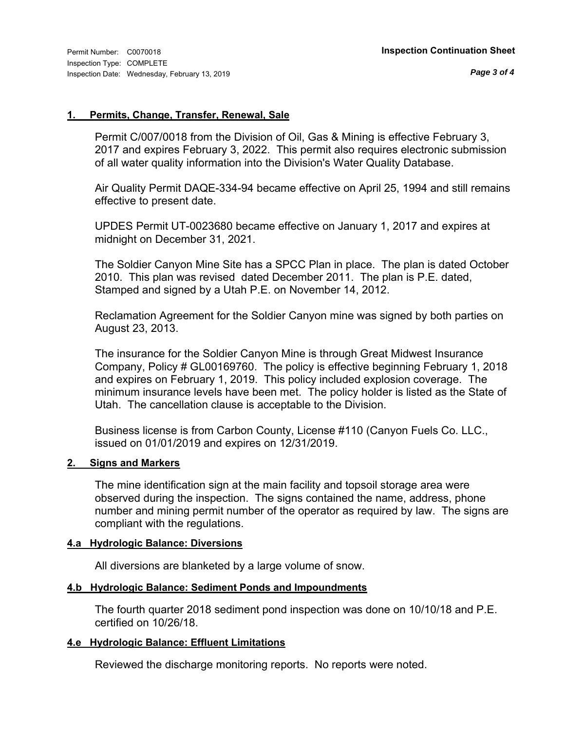## 1. Permits, Change, Transfer, Renewal, Sale

Permit C/007/0018 from the Division of Oil, Gas & Mining is effective February 3, 2017 and expires February 3, 2022. This permit also requires electronic submission of all water quality information into the Division's Water Quality Database.

Air Quality Permit DAQE-334-94 became effective on April 25, 1994 and still remains effective to present date.

UPDES Permit UT-0023680 became effective on January 1, 2017 and expires at midnight on December 31, 2021.

The Soldier Canyon Mine Site has a SPCC Plan in place. The plan is dated October 2010. This plan was revised dated December 2011. The plan is P.E. dated, Stamped and signed by a Utah P.E. on November 14, 2012.

Reclamation Agreement for the Soldier Canyon mine was signed by both parties on August 23, 2013.

The insurance for the Soldier Canyon Mine is through Great Midwest Insurance Company, Policy # GL00169760. The policy is effective beginning February 1, 2018 and expires on February 1, 2019. This policy included explosion coverage. The minimum insurance levels have been met. The policy holder is listed as the State of Utah. The cancellation clause is acceptable to the Division.

Business license is from Carbon County, License #110 (Canyon Fuels Co. LLC., issued on 01/01/2019 and expires on 12/31/2019.

## 2. Signs and Markers

The mine identification sign at the main facility and topsoil storage area were observed during the inspection. The signs contained the name, address, phone number and mining permit number of the operator as required by law. The signs are compliant with the regulations.

## 4.a Hydrologic Balance: Diversions

All diversions are blanketed by a large volume of snow.

## 4.b Hydrologic Balance: Sediment Ponds and Impoundments

The fourth quarter 2018 sediment pond inspection was done on 10/10/18 and P.E. certified on 10/26/18.

## 4.e Hydrologic Balance: Effluent Limitations

Reviewed the discharge monitoring reports. No reports were noted.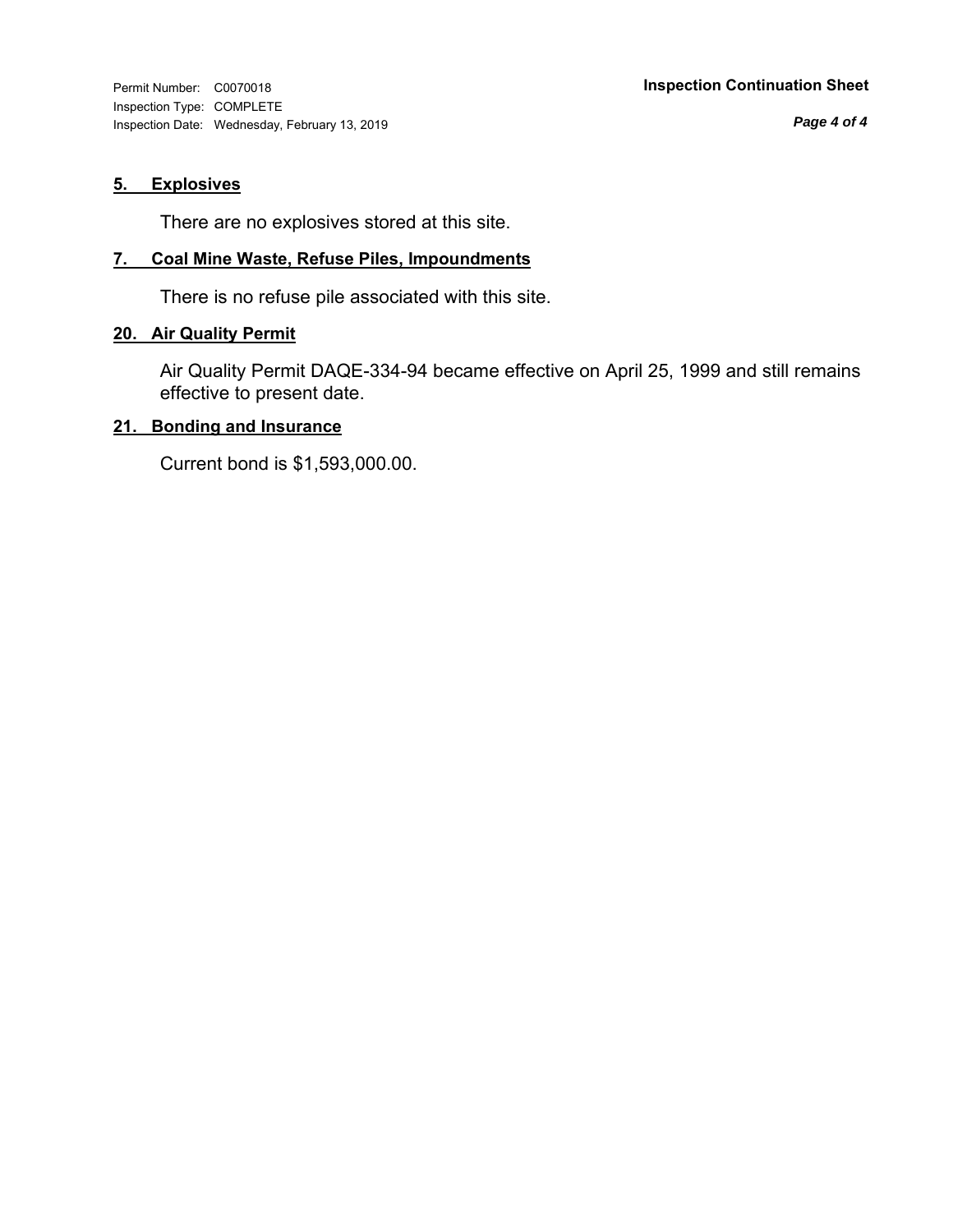## 5. Explosives

There are no explosives stored at this site.

## 7. Coal Mine Waste, Refuse Piles, Impoundments

There is no refuse pile associated with this site.

## 20. Air Quality Permit

Air Quality Permit DAQE-334-94 became effective on April 25, 1999 and still remains effective to present date.

## 21. Bonding and Insurance

Current bond is $1,593,000.00.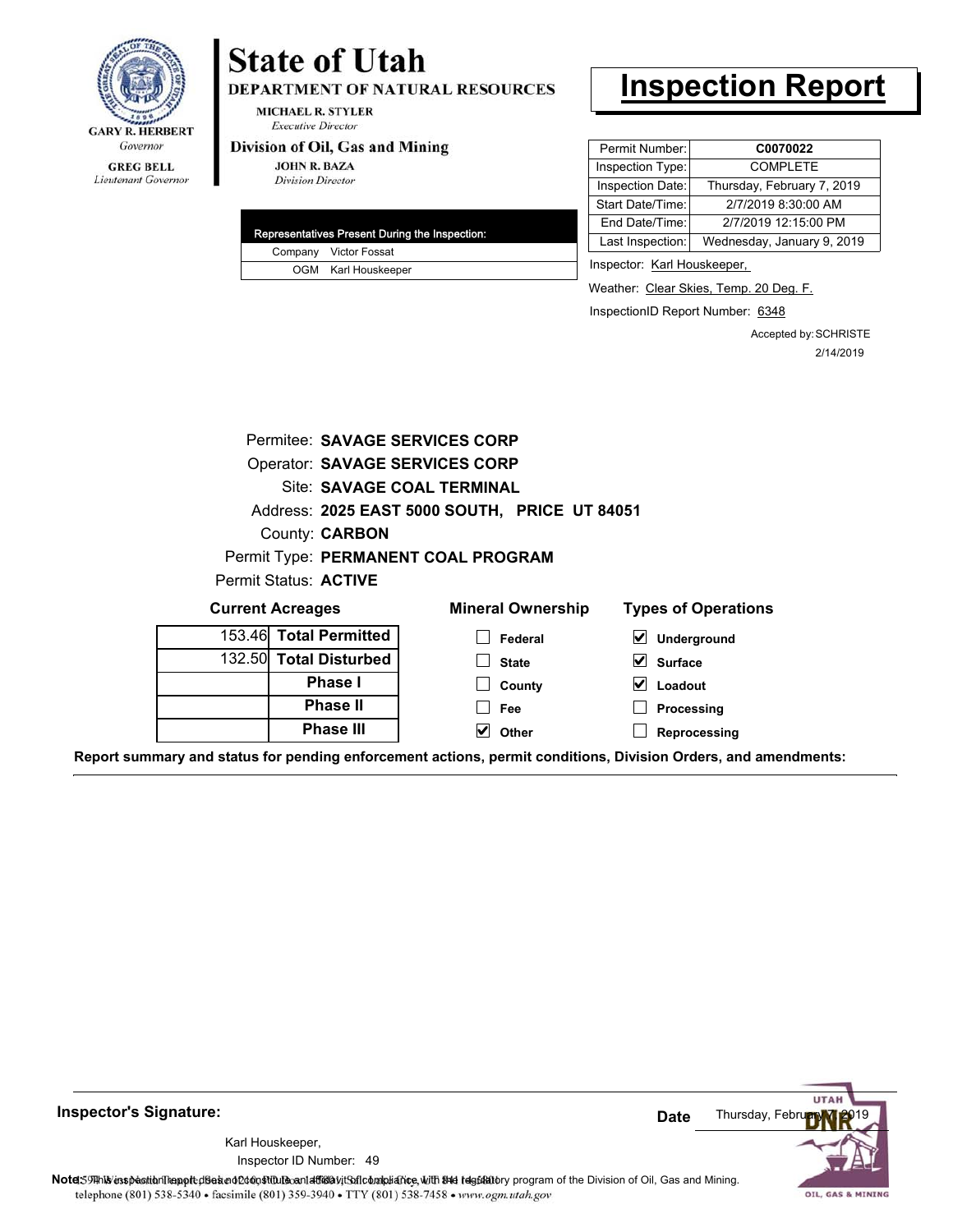GARY R. HERBERT
*Governor*

GREG BELL
*Lieutenant Governor*

# State of Utah

**DEPARTMENT OF NATURAL RESOURCES**

MICHAEL R. STYLER
*Executive Director*

**Division of Oil, Gas and Mining**

JOHN R. BAZA
*Division Director*

# Inspection Report

| Permit Number: | **C0070022** |
|---|---|
| Inspection Type: | COMPLETE |
| Inspection Date: | Thursday, February 7, 2019 |
| Start Date/Time: | 2/7/2019 8:30:00 AM |
| End Date/Time: | 2/7/2019 12:15:00 PM |
| Last Inspection: | Wednesday, January 9, 2019 |

| Representatives Present During the Inspection: | |
|---|---|
| Company | Victor Fossat |
| OGM | Karl Houskeeper |

Inspector: Karl Houskeeper,

Weather: Clear Skies, Temp. 20 Deg. F.

InspectionID Report Number: 6348

Accepted by: SCHRISTE
2/14/2019

Permitee: **SAVAGE SERVICES CORP**
Operator: **SAVAGE SERVICES CORP**
Site: **SAVAGE COAL TERMINAL**
Address: **2025 EAST 5000 SOUTH, PRICE UT 84051**
County: **CARBON**
Permit Type: **PERMANENT COAL PROGRAM**
Permit Status: **ACTIVE**

**Current Acreages**

| | |
|---|---|
| 153.46 | **Total Permitted** |
| 132.50 | **Total Disturbed** |
| | **Phase I** |
| | **Phase II** |
| | **Phase III** |

**Mineral Ownership**

- [ ] Federal
- [ ] State
- [ ] County
- [ ] Fee
- [x] Other

**Types of Operations**

- [x] Underground
- [x] Surface
- [x] Loadout
- [ ] Processing
- [ ] Reprocessing

**Report summary and status for pending enforcement actions, permit conditions, Division Orders, and amendments:**

---

**Inspector's Signature:**

Karl Houskeeper,
Inspector ID Number: 49

**Date** Thursday, February 7, 2019

**Note:** This inspection report does not constitute an affidavit of compliance with the regulatory program of the Division of Oil, Gas and Mining.

telephone (801) 538-5340 • facsimile (801) 359-3940 • TTY (801) 538-7458 • www.ogm.utah.gov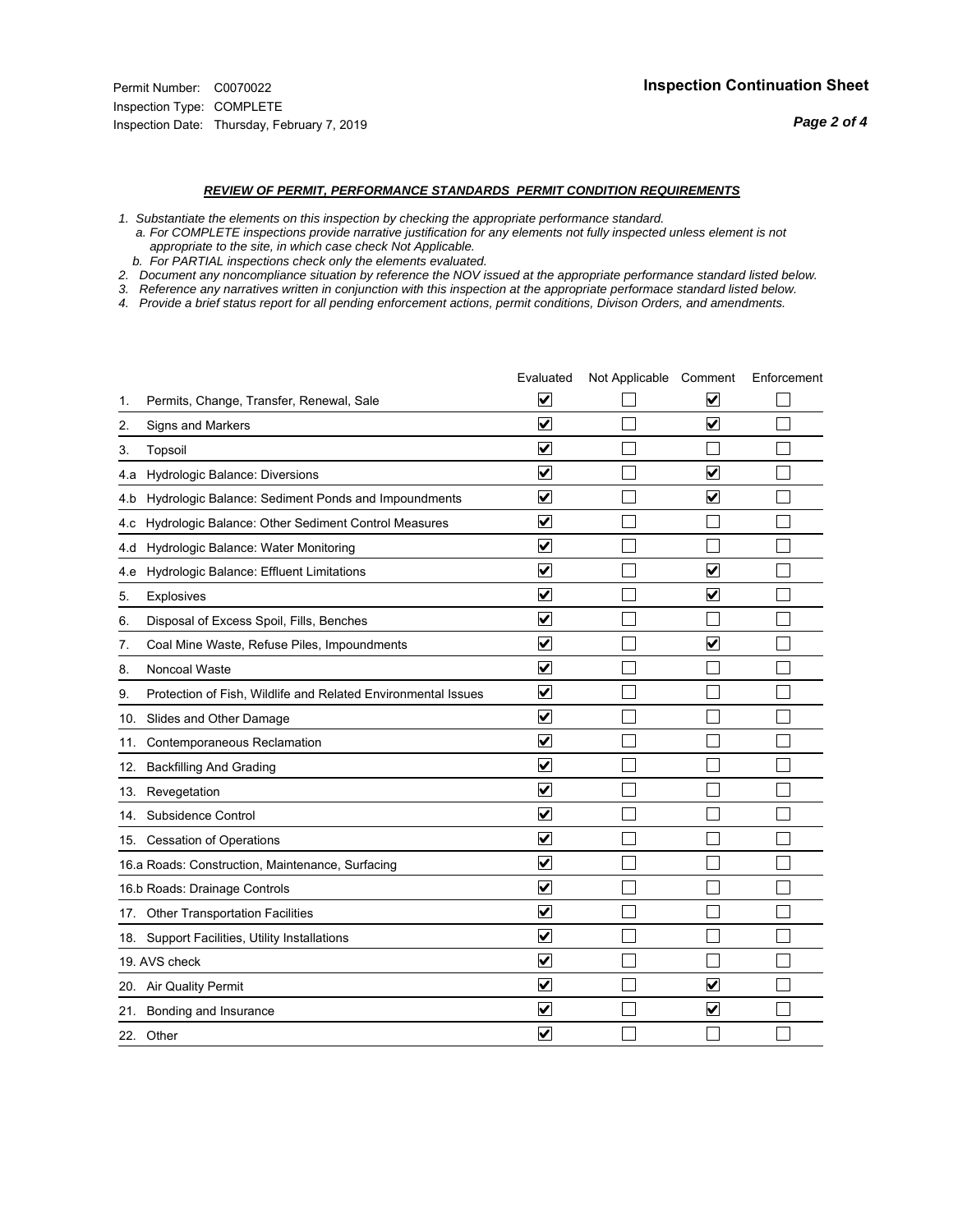Permit Number: C0070022
Inspection Type: COMPLETE
Inspection Date: Thursday, February 7, 2019

## Inspection Continuation Sheet

### *REVIEW OF PERMIT, PERFORMANCE STANDARDS PERMIT CONDITION REQUIREMENTS*

*1. Substantiate the elements on this inspection by checking the appropriate performance standard.*
*a. For COMPLETE inspections provide narrative justification for any elements not fully inspected unless element is not appropriate to the site, in which case check Not Applicable.*
*b. For PARTIAL inspections check only the elements evaluated.*
*2. Document any noncompliance situation by reference the NOV issued at the appropriate performance standard listed below.*
*3. Reference any narratives written in conjunction with this inspection at the appropriate performace standard listed below.*
*4. Provide a brief status report for all pending enforcement actions, permit conditions, Divison Orders, and amendments.*

| | Evaluated | Not Applicable | Comment | Enforcement |
|---|---|---|---|---|
| 1. Permits, Change, Transfer, Renewal, Sale | ☑ | ☐ | ☑ | ☐ |
| 2. Signs and Markers | ☑ | ☐ | ☑ | ☐ |
| 3. Topsoil | ☑ | ☐ | ☐ | ☐ |
| 4.a Hydrologic Balance: Diversions | ☑ | ☐ | ☑ | ☐ |
| 4.b Hydrologic Balance: Sediment Ponds and Impoundments | ☑ | ☐ | ☑ | ☐ |
| 4.c Hydrologic Balance: Other Sediment Control Measures | ☑ | ☐ | ☐ | ☐ |
| 4.d Hydrologic Balance: Water Monitoring | ☑ | ☐ | ☐ | ☐ |
| 4.e Hydrologic Balance: Effluent Limitations | ☑ | ☐ | ☑ | ☐ |
| 5. Explosives | ☑ | ☐ | ☑ | ☐ |
| 6. Disposal of Excess Spoil, Fills, Benches | ☑ | ☐ | ☐ | ☐ |
| 7. Coal Mine Waste, Refuse Piles, Impoundments | ☑ | ☐ | ☑ | ☐ |
| 8. Noncoal Waste | ☑ | ☐ | ☐ | ☐ |
| 9. Protection of Fish, Wildlife and Related Environmental Issues | ☑ | ☐ | ☐ | ☐ |
| 10. Slides and Other Damage | ☑ | ☐ | ☐ | ☐ |
| 11. Contemporaneous Reclamation | ☑ | ☐ | ☐ | ☐ |
| 12. Backfilling And Grading | ☑ | ☐ | ☐ | ☐ |
| 13. Revegetation | ☑ | ☐ | ☐ | ☐ |
| 14. Subsidence Control | ☑ | ☐ | ☐ | ☐ |
| 15. Cessation of Operations | ☑ | ☐ | ☐ | ☐ |
| 16.a Roads: Construction, Maintenance, Surfacing | ☑ | ☐ | ☐ | ☐ |
| 16.b Roads: Drainage Controls | ☑ | ☐ | ☐ | ☐ |
| 17. Other Transportation Facilities | ☑ | ☐ | ☐ | ☐ |
| 18. Support Facilities, Utility Installations | ☑ | ☐ | ☐ | ☐ |
| 19. AVS check | ☑ | ☐ | ☐ | ☐ |
| 20. Air Quality Permit | ☑ | ☐ | ☑ | ☐ |
| 21. Bonding and Insurance | ☑ | ☐ | ☑ | ☐ |
| 22. Other | ☑ | ☐ | ☐ | ☐ |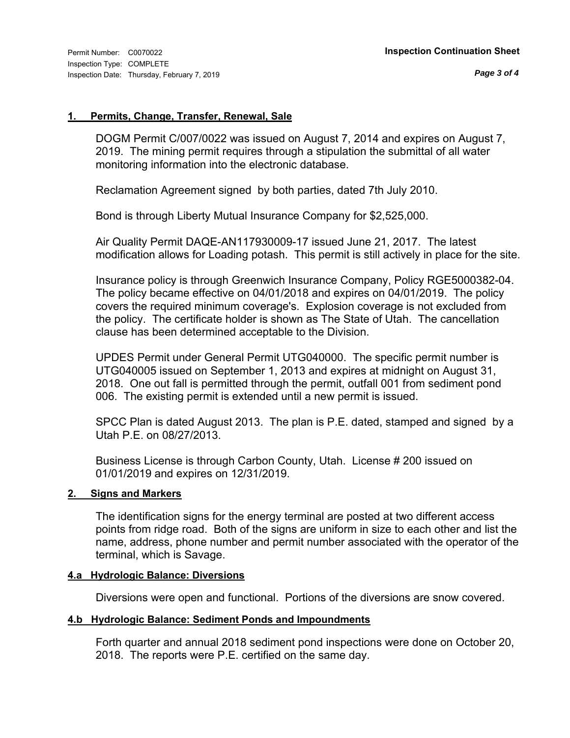## 1. Permits, Change, Transfer, Renewal, Sale

DOGM Permit C/007/0022 was issued on August 7, 2014 and expires on August 7, 2019. The mining permit requires through a stipulation the submittal of all water monitoring information into the electronic database.

Reclamation Agreement signed by both parties, dated 7th July 2010.

Bond is through Liberty Mutual Insurance Company for $2,525,000.

Air Quality Permit DAQE-AN117930009-17 issued June 21, 2017. The latest modification allows for Loading potash. This permit is still actively in place for the site.

Insurance policy is through Greenwich Insurance Company, Policy RGE5000382-04. The policy became effective on 04/01/2018 and expires on 04/01/2019. The policy covers the required minimum coverage's. Explosion coverage is not excluded from the policy. The certificate holder is shown as The State of Utah. The cancellation clause has been determined acceptable to the Division.

UPDES Permit under General Permit UTG040000. The specific permit number is UTG040005 issued on September 1, 2013 and expires at midnight on August 31, 2018. One out fall is permitted through the permit, outfall 001 from sediment pond 006. The existing permit is extended until a new permit is issued.

SPCC Plan is dated August 2013. The plan is P.E. dated, stamped and signed by a Utah P.E. on 08/27/2013.

Business License is through Carbon County, Utah. License # 200 issued on 01/01/2019 and expires on 12/31/2019.

## 2. Signs and Markers

The identification signs for the energy terminal are posted at two different access points from ridge road. Both of the signs are uniform in size to each other and list the name, address, phone number and permit number associated with the operator of the terminal, which is Savage.

## 4.a Hydrologic Balance: Diversions

Diversions were open and functional. Portions of the diversions are snow covered.

## 4.b Hydrologic Balance: Sediment Ponds and Impoundments

Forth quarter and annual 2018 sediment pond inspections were done on October 20, 2018. The reports were P.E. certified on the same day.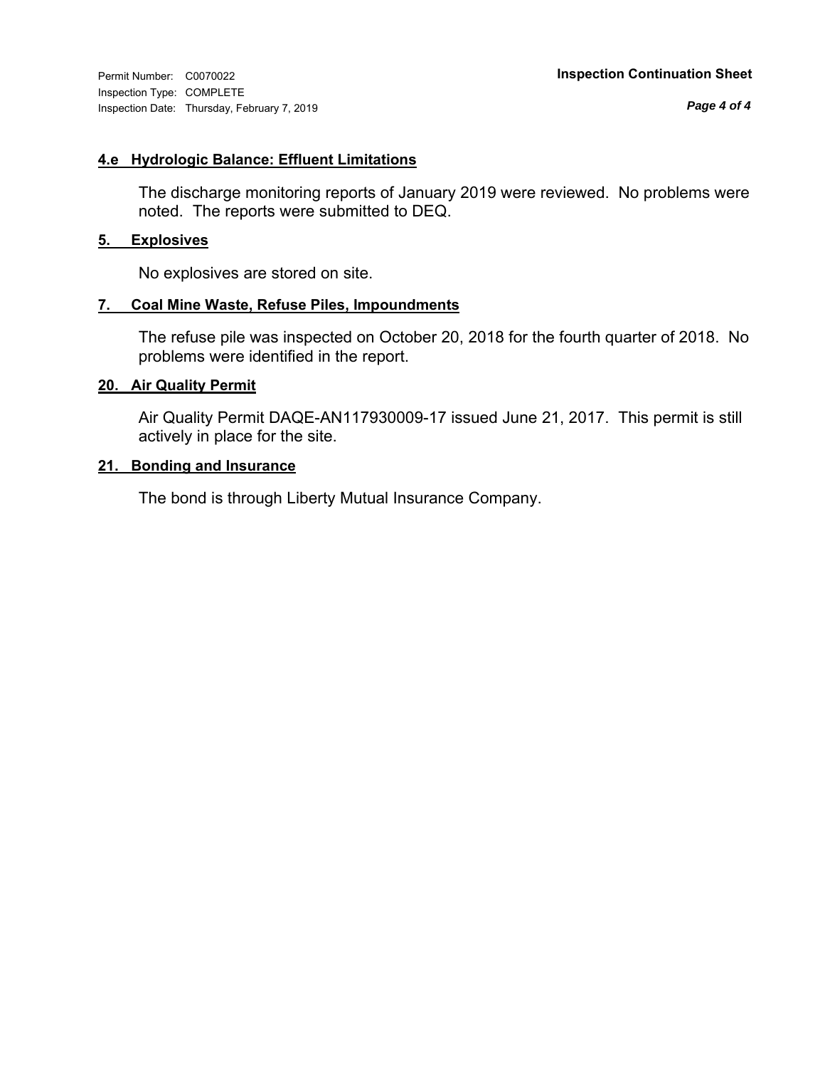## 4.e Hydrologic Balance: Effluent Limitations

The discharge monitoring reports of January 2019 were reviewed. No problems were noted. The reports were submitted to DEQ.

## 5. Explosives

No explosives are stored on site.

## 7. Coal Mine Waste, Refuse Piles, Impoundments

The refuse pile was inspected on October 20, 2018 for the fourth quarter of 2018. No problems were identified in the report.

## 20. Air Quality Permit

Air Quality Permit DAQE-AN117930009-17 issued June 21, 2017. This permit is still actively in place for the site.

## 21. Bonding and Insurance

The bond is through Liberty Mutual Insurance Company.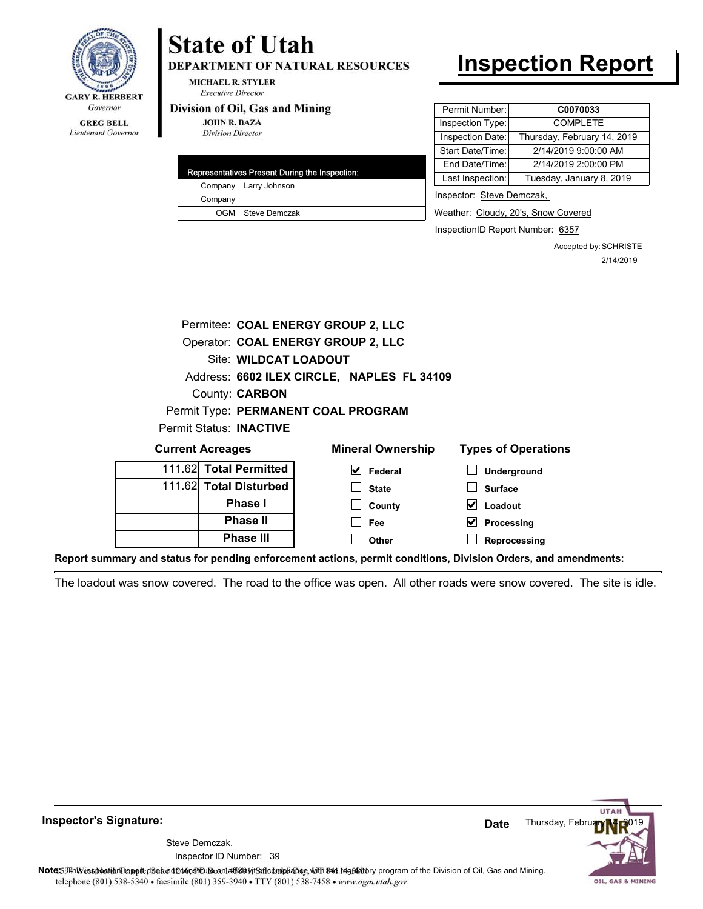GARY R. HERBERT
*Governor*

GREG BELL
*Lieutenant Governor*

# State of Utah

**DEPARTMENT OF NATURAL RESOURCES**

MICHAEL R. STYLER
*Executive Director*

**Division of Oil, Gas and Mining**

JOHN R. BAZA
*Division Director*

# Inspection Report

| Permit Number: | C0070033 |
|---|---|
| Inspection Type: | COMPLETE |
| Inspection Date: | Thursday, February 14, 2019 |
| Start Date/Time: | 2/14/2019 9:00:00 AM |
| End Date/Time: | 2/14/2019 2:00:00 PM |
| Last Inspection: | Tuesday, January 8, 2019 |

| Representatives Present During the Inspection: | |
|---|---|
| Company | Larry Johnson |
| Company | |
| OGM | Steve Demczak |

Inspector: Steve Demczak,

Weather: Cloudy, 20's, Snow Covered

InspectionID Report Number: 6357

Accepted by: SCHRISTE
2/14/2019

Permitee: **COAL ENERGY GROUP 2, LLC**
Operator: **COAL ENERGY GROUP 2, LLC**
Site: **WILDCAT LOADOUT**
Address: **6602 ILEX CIRCLE, NAPLES FL 34109**
County: **CARBON**
Permit Type: **PERMANENT COAL PROGRAM**
Permit Status: **INACTIVE**

**Current Acreages**

| | |
|---|---|
| 111.62 | **Total Permitted** |
| 111.62 | **Total Disturbed** |
| | **Phase I** |
| | **Phase II** |
| | **Phase III** |

**Mineral Ownership**

- [x] Federal
- [ ] State
- [ ] County
- [ ] Fee
- [ ] Other

**Types of Operations**

- [ ] Underground
- [ ] Surface
- [x] Loadout
- [x] Processing
- [ ] Reprocessing

**Report summary and status for pending enforcement actions, permit conditions, Division Orders, and amendments:**

The loadout was snow covered. The road to the office was open. All other roads were snow covered. The site is idle.

**Inspector's Signature:**

Steve Demczak,
Inspector ID Number: 39

**Date** Thursday, February 14, 2019

**Note:** This inspection report does not constitute an affidavit of compliance with the regulatory program of the Division of Oil, Gas and Mining.

telephone (801) 538-5340 • facsimile (801) 359-3940 • TTY (801) 538-7458 • *www.ogm.utah.gov*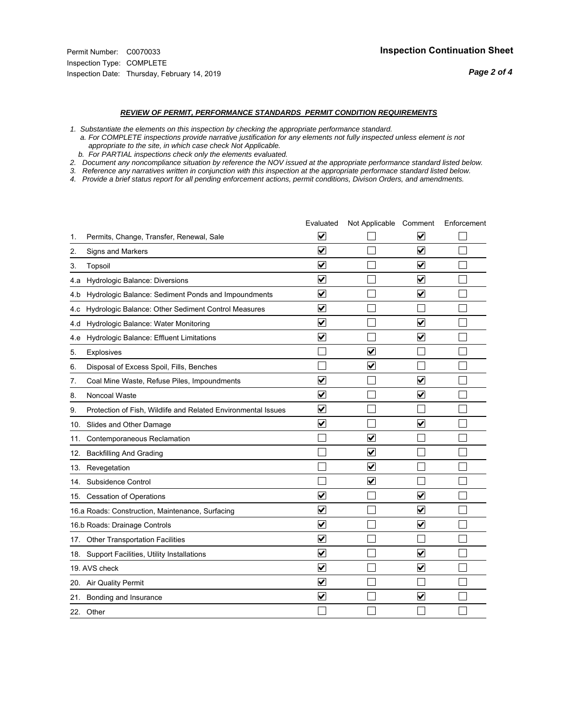Permit Number: C0070033
Inspection Type: COMPLETE
Inspection Date: Thursday, February 14, 2019

## Inspection Continuation Sheet

***REVIEW OF PERMIT, PERFORMANCE STANDARDS PERMIT CONDITION REQUIREMENTS***

*1. Substantiate the elements on this inspection by checking the appropriate performance standard.*
*a. For COMPLETE inspections provide narrative justification for any elements not fully inspected unless element is not appropriate to the site, in which case check Not Applicable.*
*b. For PARTIAL inspections check only the elements evaluated.*
*2. Document any noncompliance situation by reference the NOV issued at the appropriate performance standard listed below.*
*3. Reference any narratives written in conjunction with this inspection at the appropriate performace standard listed below.*
*4. Provide a brief status report for all pending enforcement actions, permit conditions, Divison Orders, and amendments.*

| | Evaluated | Not Applicable | Comment | Enforcement |
|---|---|---|---|---|
| 1. Permits, Change, Transfer, Renewal, Sale | ☑ | ☐ | ☑ | ☐ |
| 2. Signs and Markers | ☑ | ☐ | ☑ | ☐ |
| 3. Topsoil | ☑ | ☐ | ☑ | ☐ |
| 4.a Hydrologic Balance: Diversions | ☑ | ☐ | ☑ | ☐ |
| 4.b Hydrologic Balance: Sediment Ponds and Impoundments | ☑ | ☐ | ☑ | ☐ |
| 4.c Hydrologic Balance: Other Sediment Control Measures | ☑ | ☐ | ☐ | ☐ |
| 4.d Hydrologic Balance: Water Monitoring | ☑ | ☐ | ☑ | ☐ |
| 4.e Hydrologic Balance: Effluent Limitations | ☑ | ☐ | ☑ | ☐ |
| 5. Explosives | ☐ | ☑ | ☐ | ☐ |
| 6. Disposal of Excess Spoil, Fills, Benches | ☐ | ☑ | ☐ | ☐ |
| 7. Coal Mine Waste, Refuse Piles, Impoundments | ☑ | ☐ | ☑ | ☐ |
| 8. Noncoal Waste | ☑ | ☐ | ☑ | ☐ |
| 9. Protection of Fish, Wildlife and Related Environmental Issues | ☑ | ☐ | ☐ | ☐ |
| 10. Slides and Other Damage | ☑ | ☐ | ☑ | ☐ |
| 11. Contemporaneous Reclamation | ☐ | ☑ | ☐ | ☐ |
| 12. Backfilling And Grading | ☐ | ☑ | ☐ | ☐ |
| 13. Revegetation | ☐ | ☑ | ☐ | ☐ |
| 14. Subsidence Control | ☐ | ☑ | ☐ | ☐ |
| 15. Cessation of Operations | ☑ | ☐ | ☑ | ☐ |
| 16.a Roads: Construction, Maintenance, Surfacing | ☑ | ☐ | ☑ | ☐ |
| 16.b Roads: Drainage Controls | ☑ | ☐ | ☑ | ☐ |
| 17. Other Transportation Facilities | ☑ | ☐ | ☐ | ☐ |
| 18. Support Facilities, Utility Installations | ☑ | ☐ | ☑ | ☐ |
| 19. AVS check | ☑ | ☐ | ☑ | ☐ |
| 20. Air Quality Permit | ☑ | ☐ | ☐ | ☐ |
| 21. Bonding and Insurance | ☑ | ☐ | ☑ | ☐ |
| 22. Other | ☐ | ☐ | ☐ | ☐ |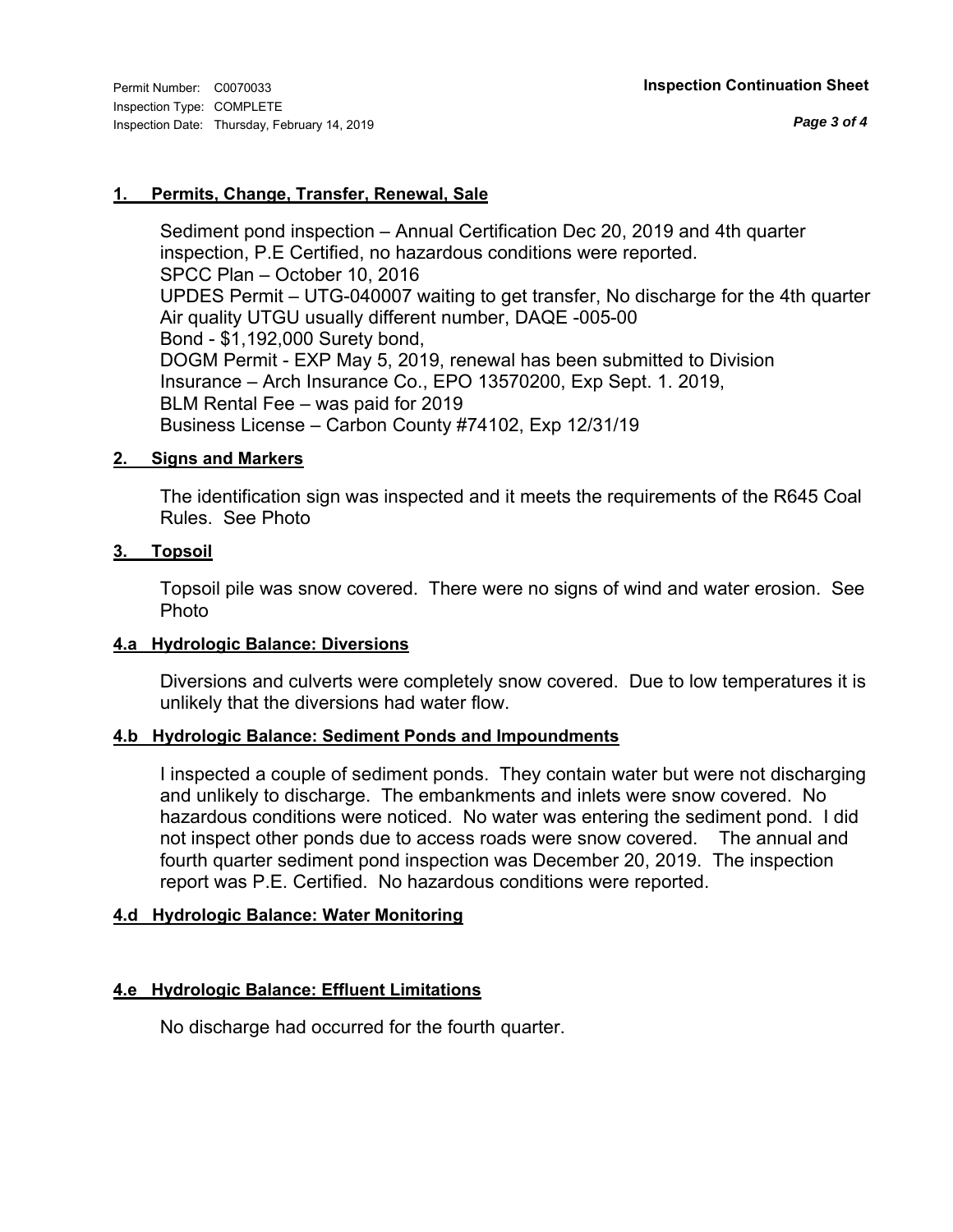Permit Number: C0070033
Inspection Type: COMPLETE
Inspection Date: Thursday, February 14, 2019

**Inspection Continuation Sheet**

#### 1. Permits, Change, Transfer, Renewal, Sale

Sediment pond inspection – Annual Certification Dec 20, 2019 and 4th quarter inspection, P.E Certified, no hazardous conditions were reported.
SPCC Plan – October 10, 2016
UPDES Permit – UTG-040007 waiting to get transfer, No discharge for the 4th quarter
Air quality UTGU usually different number, DAQE -005-00
Bond - $1,192,000 Surety bond,
DOGM Permit - EXP May 5, 2019, renewal has been submitted to Division
Insurance – Arch Insurance Co., EPO 13570200, Exp Sept. 1. 2019,
BLM Rental Fee – was paid for 2019
Business License – Carbon County #74102, Exp 12/31/19

#### 2. Signs and Markers

The identification sign was inspected and it meets the requirements of the R645 Coal Rules. See Photo

#### 3. Topsoil

Topsoil pile was snow covered. There were no signs of wind and water erosion. See Photo

#### 4.a Hydrologic Balance: Diversions

Diversions and culverts were completely snow covered. Due to low temperatures it is unlikely that the diversions had water flow.

#### 4.b Hydrologic Balance: Sediment Ponds and Impoundments

I inspected a couple of sediment ponds. They contain water but were not discharging and unlikely to discharge. The embankments and inlets were snow covered. No hazardous conditions were noticed. No water was entering the sediment pond. I did not inspect other ponds due to access roads were snow covered. The annual and fourth quarter sediment pond inspection was December 20, 2019. The inspection report was P.E. Certified. No hazardous conditions were reported.

#### 4.d Hydrologic Balance: Water Monitoring

#### 4.e Hydrologic Balance: Effluent Limitations

No discharge had occurred for the fourth quarter.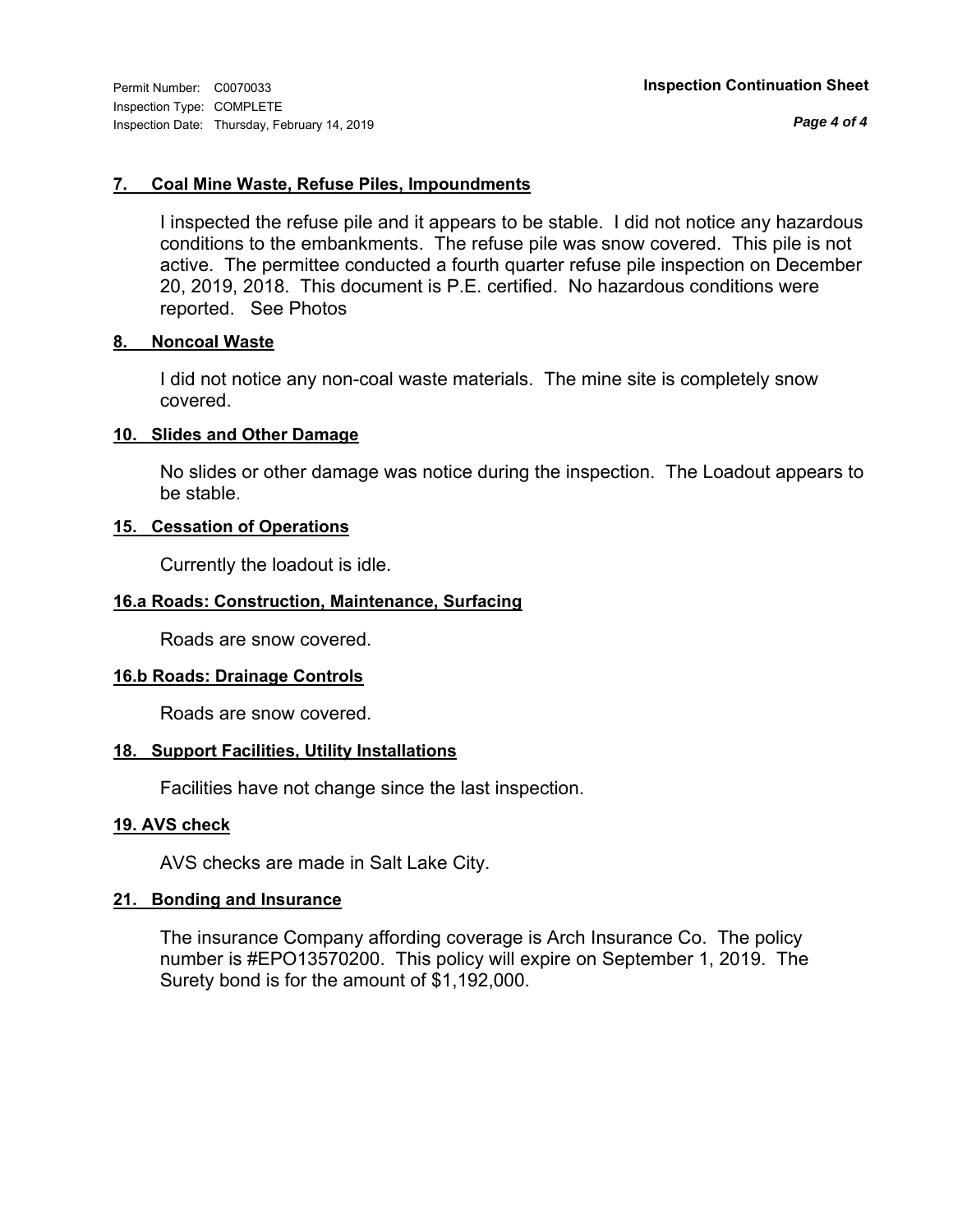Permit Number: C0070033
Inspection Type: COMPLETE
Inspection Date: Thursday, February 14, 2019

**Inspection Continuation Sheet**

### 7. Coal Mine Waste, Refuse Piles, Impoundments

I inspected the refuse pile and it appears to be stable. I did not notice any hazardous conditions to the embankments. The refuse pile was snow covered. This pile is not active. The permittee conducted a fourth quarter refuse pile inspection on December 20, 2019, 2018. This document is P.E. certified. No hazardous conditions were reported. See Photos

### 8. Noncoal Waste

I did not notice any non-coal waste materials. The mine site is completely snow covered.

### 10. Slides and Other Damage

No slides or other damage was notice during the inspection. The Loadout appears to be stable.

### 15. Cessation of Operations

Currently the loadout is idle.

### 16.a Roads: Construction, Maintenance, Surfacing

Roads are snow covered.

### 16.b Roads: Drainage Controls

Roads are snow covered.

### 18. Support Facilities, Utility Installations

Facilities have not change since the last inspection.

### 19. AVS check

AVS checks are made in Salt Lake City.

### 21. Bonding and Insurance

The insurance Company affording coverage is Arch Insurance Co. The policy number is #EPO13570200. This policy will expire on September 1, 2019. The Surety bond is for the amount of $1,192,000.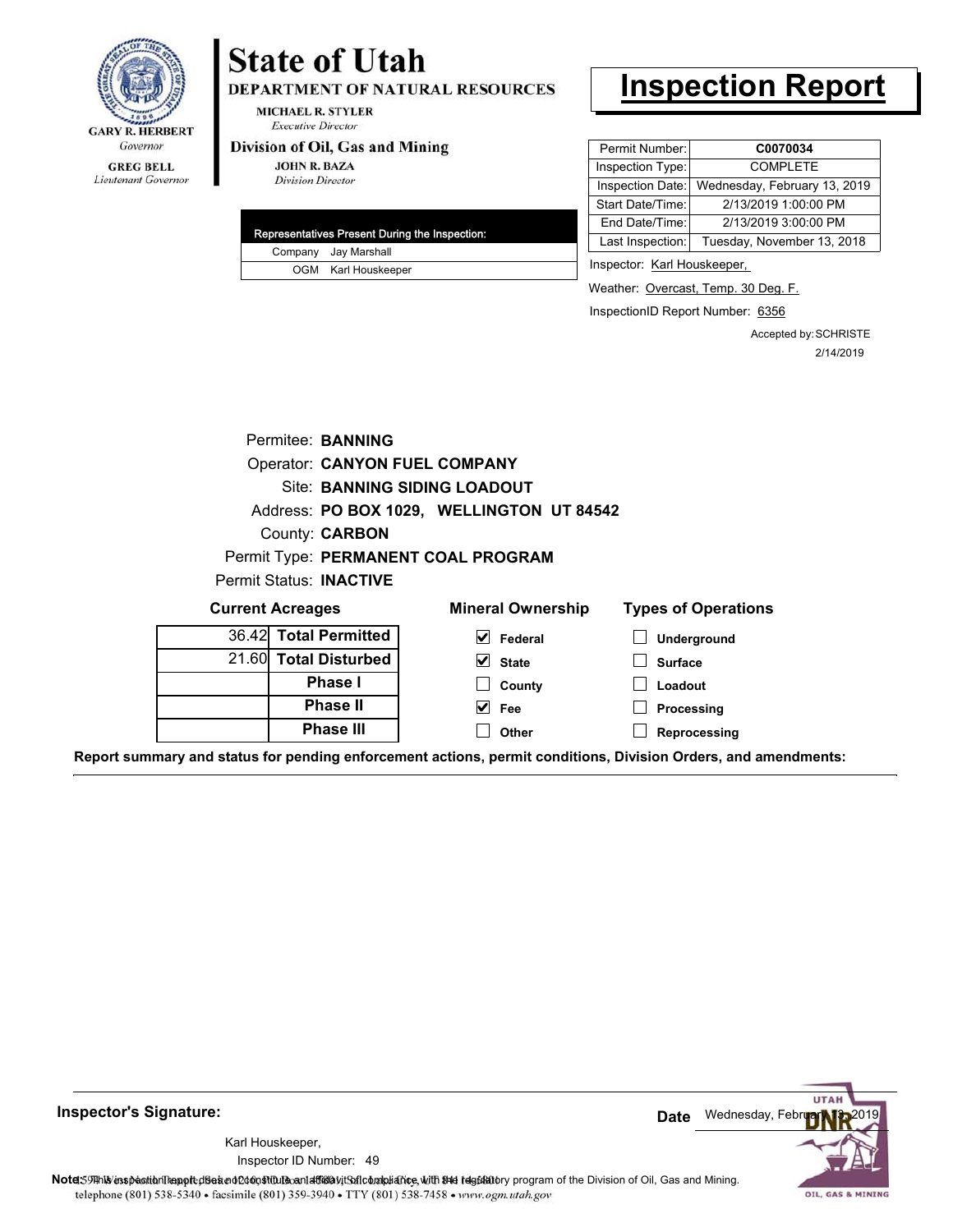**GARY R. HERBERT**
*Governor*

**GREG BELL**
*Lieutenant Governor*

# State of Utah

**DEPARTMENT OF NATURAL RESOURCES**

**MICHAEL R. STYLER**
*Executive Director*

**Division of Oil, Gas and Mining**

**JOHN R. BAZA**
*Division Director*

# Inspection Report

| Permit Number: | **C0070034** |
|---|---|
| Inspection Type: | COMPLETE |
| Inspection Date: | Wednesday, February 13, 2019 |
| Start Date/Time: | 2/13/2019 1:00:00 PM |
| End Date/Time: | 2/13/2019 3:00:00 PM |
| Last Inspection: | Tuesday, November 13, 2018 |

| Representatives Present During the Inspection: | |
|---|---|
| Company | Jay Marshall |
| OGM | Karl Houskeeper |

Inspector: Karl Houskeeper,

Weather: Overcast, Temp. 30 Deg. F.

InspectionID Report Number: 6356

Accepted by: SCHRISTE
2/14/2019

Permitee: **BANNING**
Operator: **CANYON FUEL COMPANY**
Site: **BANNING SIDING LOADOUT**
Address: **PO BOX 1029, WELLINGTON UT 84542**
County: **CARBON**
Permit Type: **PERMANENT COAL PROGRAM**
Permit Status: **INACTIVE**

**Current Acreages**

| | |
|---|---|
| 36.42 | **Total Permitted** |
| 21.60 | **Total Disturbed** |
| | **Phase I** |
| | **Phase II** |
| | **Phase III** |

**Mineral Ownership**

- [x] Federal
- [x] State
- [ ] County
- [x] Fee
- [ ] Other

**Types of Operations**

- [ ] Underground
- [ ] Surface
- [ ] Loadout
- [ ] Processing
- [ ] Reprocessing

**Report summary and status for pending enforcement actions, permit conditions, Division Orders, and amendments:**

---

**Inspector's Signature:**

Karl Houskeeper,
Inspector ID Number: 49

**Date** Wednesday, February 13, 2019

**Note:** This inspection report does not constitute an affidavit of compliance with the regulatory program of the Division of Oil, Gas and Mining.

1594 West North Temple, Suite 1210, PO Box 145801, Salt Lake City, UT 84114-5801
telephone (801) 538-5340 • facsimile (801) 359-3940 • TTY (801) 538-7458 • www.ogm.utah.gov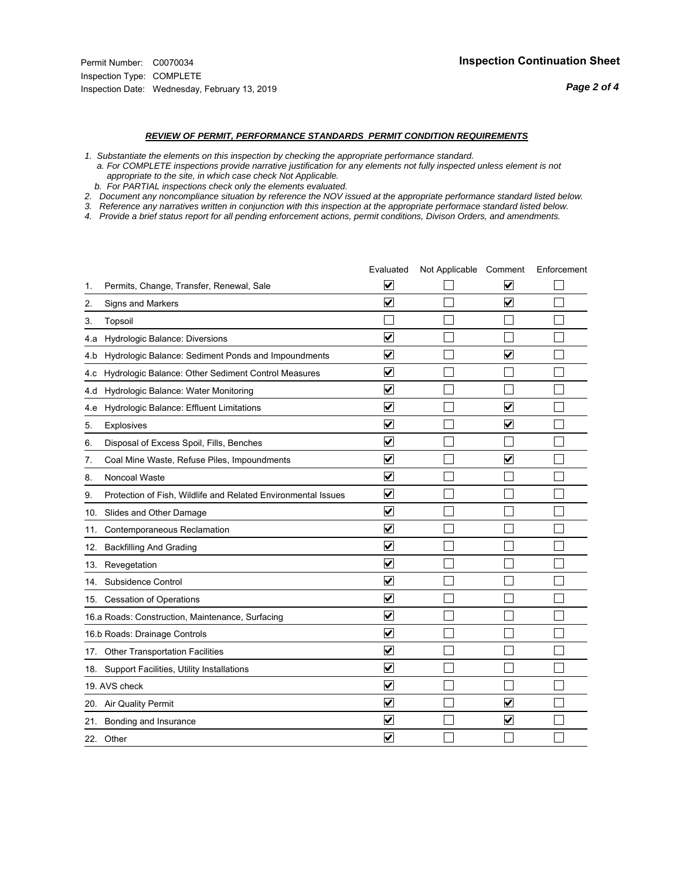Permit Number: C0070034
Inspection Type: COMPLETE
Inspection Date: Wednesday, February 13, 2019

## Inspection Continuation Sheet

### *REVIEW OF PERMIT, PERFORMANCE STANDARDS PERMIT CONDITION REQUIREMENTS*

*1. Substantiate the elements on this inspection by checking the appropriate performance standard.*
*a. For COMPLETE inspections provide narrative justification for any elements not fully inspected unless element is not appropriate to the site, in which case check Not Applicable.*
*b. For PARTIAL inspections check only the elements evaluated.*
*2. Document any noncompliance situation by reference the NOV issued at the appropriate performance standard listed below.*
*3. Reference any narratives written in conjunction with this inspection at the appropriate performace standard listed below.*
*4. Provide a brief status report for all pending enforcement actions, permit conditions, Divison Orders, and amendments.*

| | Evaluated | Not Applicable | Comment | Enforcement |
|---|---|---|---|---|
| 1. Permits, Change, Transfer, Renewal, Sale | ☑ | ☐ | ☑ | ☐ |
| 2. Signs and Markers | ☑ | ☐ | ☑ | ☐ |
| 3. Topsoil | ☐ | ☐ | ☐ | ☐ |
| 4.a Hydrologic Balance: Diversions | ☑ | ☐ | ☐ | ☐ |
| 4.b Hydrologic Balance: Sediment Ponds and Impoundments | ☑ | ☐ | ☑ | ☐ |
| 4.c Hydrologic Balance: Other Sediment Control Measures | ☑ | ☐ | ☐ | ☐ |
| 4.d Hydrologic Balance: Water Monitoring | ☑ | ☐ | ☐ | ☐ |
| 4.e Hydrologic Balance: Effluent Limitations | ☑ | ☐ | ☑ | ☐ |
| 5. Explosives | ☑ | ☐ | ☑ | ☐ |
| 6. Disposal of Excess Spoil, Fills, Benches | ☑ | ☐ | ☐ | ☐ |
| 7. Coal Mine Waste, Refuse Piles, Impoundments | ☑ | ☐ | ☑ | ☐ |
| 8. Noncoal Waste | ☑ | ☐ | ☐ | ☐ |
| 9. Protection of Fish, Wildlife and Related Environmental Issues | ☑ | ☐ | ☐ | ☐ |
| 10. Slides and Other Damage | ☑ | ☐ | ☐ | ☐ |
| 11. Contemporaneous Reclamation | ☑ | ☐ | ☐ | ☐ |
| 12. Backfilling And Grading | ☑ | ☐ | ☐ | ☐ |
| 13. Revegetation | ☑ | ☐ | ☐ | ☐ |
| 14. Subsidence Control | ☑ | ☐ | ☐ | ☐ |
| 15. Cessation of Operations | ☑ | ☐ | ☐ | ☐ |
| 16.a Roads: Construction, Maintenance, Surfacing | ☑ | ☐ | ☐ | ☐ |
| 16.b Roads: Drainage Controls | ☑ | ☐ | ☐ | ☐ |
| 17. Other Transportation Facilities | ☑ | ☐ | ☐ | ☐ |
| 18. Support Facilities, Utility Installations | ☑ | ☐ | ☐ | ☐ |
| 19. AVS check | ☑ | ☐ | ☐ | ☐ |
| 20. Air Quality Permit | ☑ | ☐ | ☑ | ☐ |
| 21. Bonding and Insurance | ☑ | ☐ | ☑ | ☐ |
| 22. Other | ☑ | ☐ | ☐ | ☐ |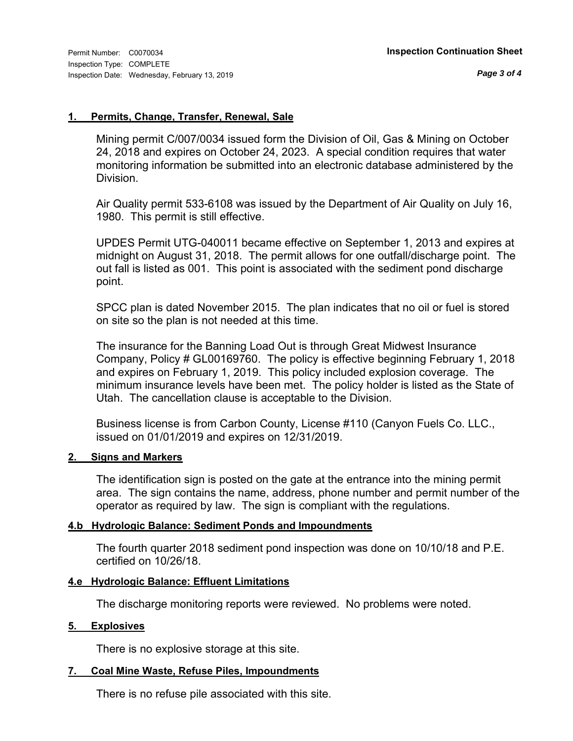Permit Number: C0070034
Inspection Type: COMPLETE
Inspection Date: Wednesday, February 13, 2019

**Inspection Continuation Sheet**

### 1. Permits, Change, Transfer, Renewal, Sale

Mining permit C/007/0034 issued form the Division of Oil, Gas & Mining on October 24, 2018 and expires on October 24, 2023. A special condition requires that water monitoring information be submitted into an electronic database administered by the Division.

Air Quality permit 533-6108 was issued by the Department of Air Quality on July 16, 1980. This permit is still effective.

UPDES Permit UTG-040011 became effective on September 1, 2013 and expires at midnight on August 31, 2018. The permit allows for one outfall/discharge point. The out fall is listed as 001. This point is associated with the sediment pond discharge point.

SPCC plan is dated November 2015. The plan indicates that no oil or fuel is stored on site so the plan is not needed at this time.

The insurance for the Banning Load Out is through Great Midwest Insurance Company, Policy # GL00169760. The policy is effective beginning February 1, 2018 and expires on February 1, 2019. This policy included explosion coverage. The minimum insurance levels have been met. The policy holder is listed as the State of Utah. The cancellation clause is acceptable to the Division.

Business license is from Carbon County, License #110 (Canyon Fuels Co. LLC., issued on 01/01/2019 and expires on 12/31/2019.

### 2. Signs and Markers

The identification sign is posted on the gate at the entrance into the mining permit area. The sign contains the name, address, phone number and permit number of the operator as required by law. The sign is compliant with the regulations.

### 4.b Hydrologic Balance: Sediment Ponds and Impoundments

The fourth quarter 2018 sediment pond inspection was done on 10/10/18 and P.E. certified on 10/26/18.

### 4.e Hydrologic Balance: Effluent Limitations

The discharge monitoring reports were reviewed. No problems were noted.

### 5. Explosives

There is no explosive storage at this site.

### 7. Coal Mine Waste, Refuse Piles, Impoundments

There is no refuse pile associated with this site.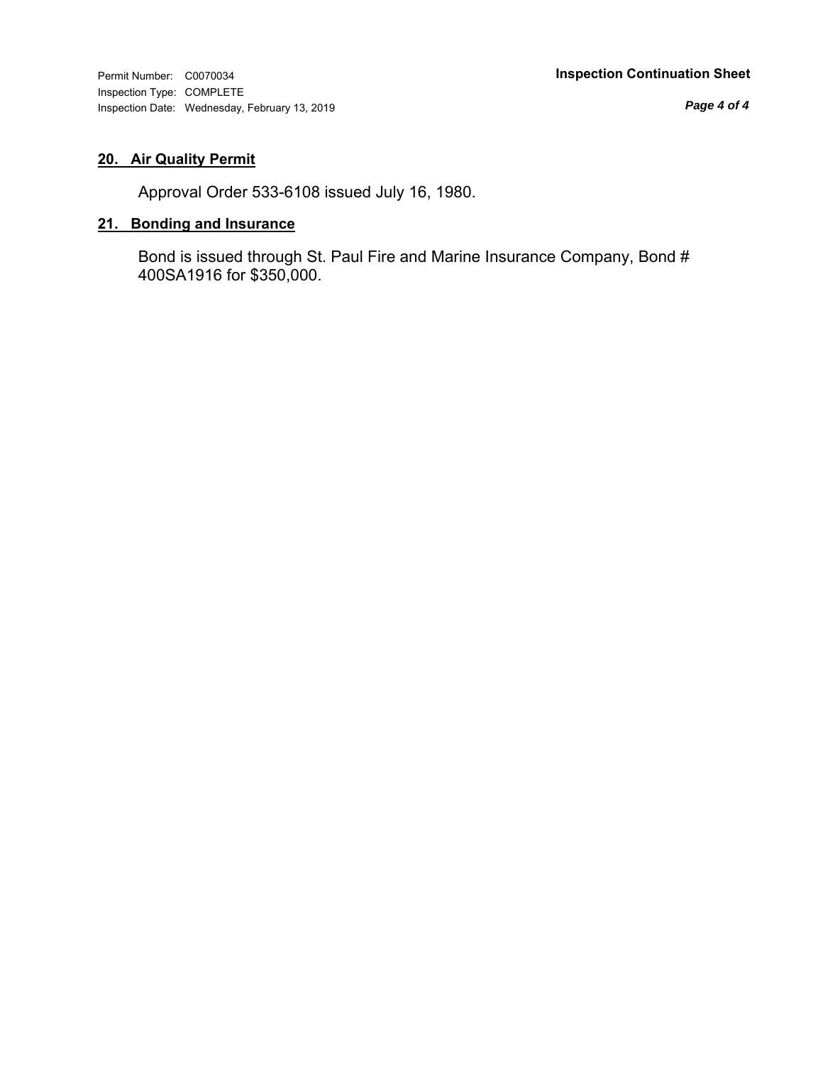## 20. Air Quality Permit

Approval Order 533-6108 issued July 16, 1980.

## 21. Bonding and Insurance

Bond is issued through St. Paul Fire and Marine Insurance Company, Bond # 400SA1916 for $350,000.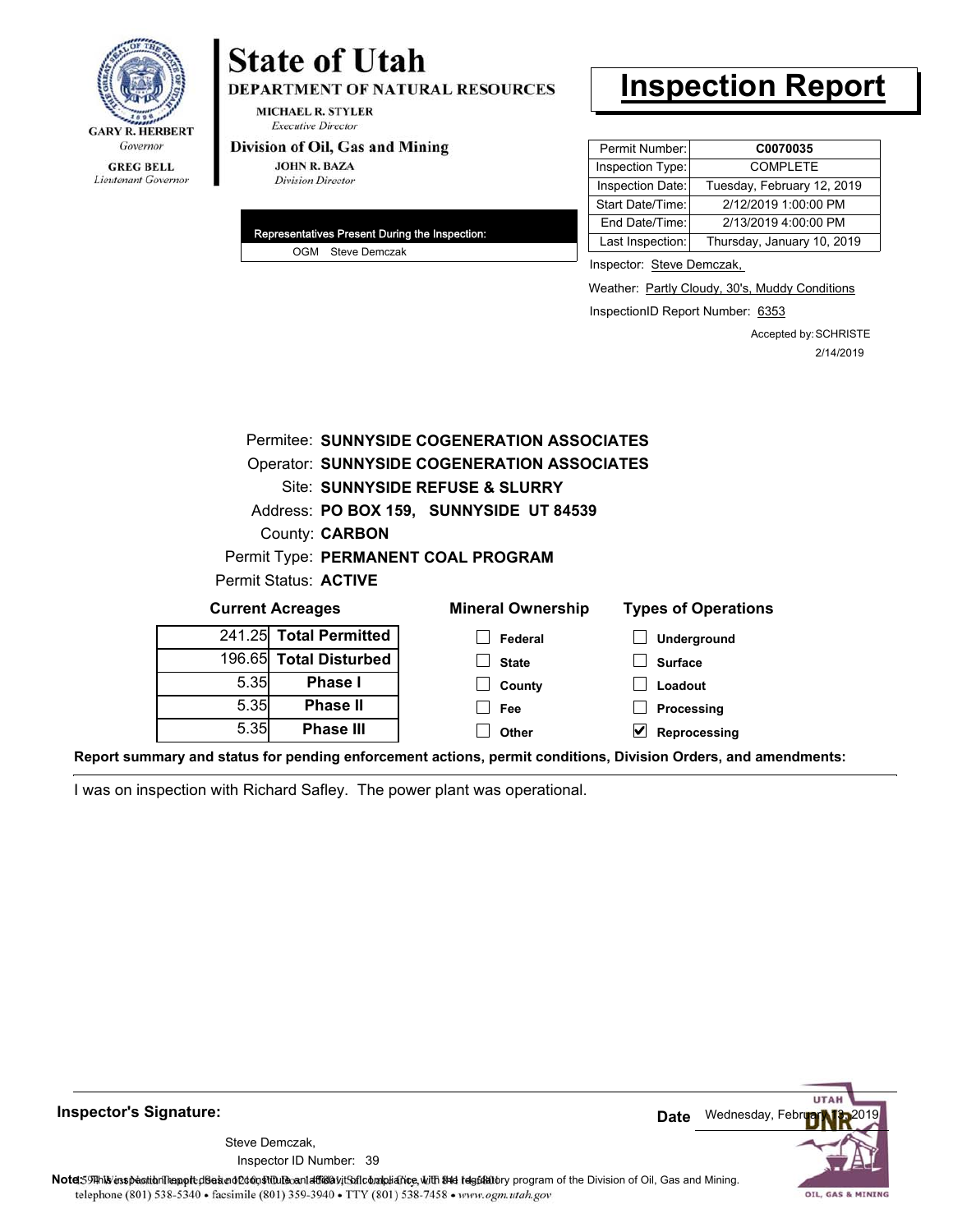GARY R. HERBERT
*Governor*

GREG BELL
*Lieutenant Governor*

# State of Utah

**DEPARTMENT OF NATURAL RESOURCES**

MICHAEL R. STYLER
*Executive Director*

**Division of Oil, Gas and Mining**

JOHN R. BAZA
*Division Director*

# Inspection Report

| | |
|---|---|
| Permit Number: | **C0070035** |
| Inspection Type: | COMPLETE |
| Inspection Date: | Tuesday, February 12, 2019 |
| Start Date/Time: | 2/12/2019 1:00:00 PM |
| End Date/Time: | 2/13/2019 4:00:00 PM |
| Last Inspection: | Thursday, January 10, 2019 |

Inspector: Steve Demczak,

Weather: Partly Cloudy, 30's, Muddy Conditions

InspectionID Report Number: 6353

Accepted by: SCHRISTE
2/14/2019

**Representatives Present During the Inspection:**

OGM Steve Demczak

Permitee: **SUNNYSIDE COGENERATION ASSOCIATES**
Operator: **SUNNYSIDE COGENERATION ASSOCIATES**
Site: **SUNNYSIDE REFUSE & SLURRY**
Address: **PO BOX 159, SUNNYSIDE UT 84539**
County: **CARBON**
Permit Type: **PERMANENT COAL PROGRAM**
Permit Status: **ACTIVE**

**Current Acreages**

| | |
|---|---|
| 241.25 | **Total Permitted** |
| 196.65 | **Total Disturbed** |
| 5.35 | **Phase I** |
| 5.35 | **Phase II** |
| 5.35 | **Phase III** |

**Mineral Ownership**

- ☐ Federal
- ☐ State
- ☐ County
- ☐ Fee
- ☐ Other

**Types of Operations**

- ☐ Underground
- ☐ Surface
- ☐ Loadout
- ☐ Processing
- ☑ Reprocessing

**Report summary and status for pending enforcement actions, permit conditions, Division Orders, and amendments:**

I was on inspection with Richard Safley. The power plant was operational.

**Inspector's Signature:**

Steve Demczak,
Inspector ID Number: 39

**Date** Wednesday, February 13, 2019

**Note:** This inspection report does not constitute an affidavit of compliance with the regulatory program of the Division of Oil, Gas and Mining.

1594 West North Temple, Suite 1210, Box 145801, Salt Lake City, UT 84114-5801
telephone (801) 538-5340 • facsimile (801) 359-3940 • TTY (801) 538-7458 • www.ogm.utah.gov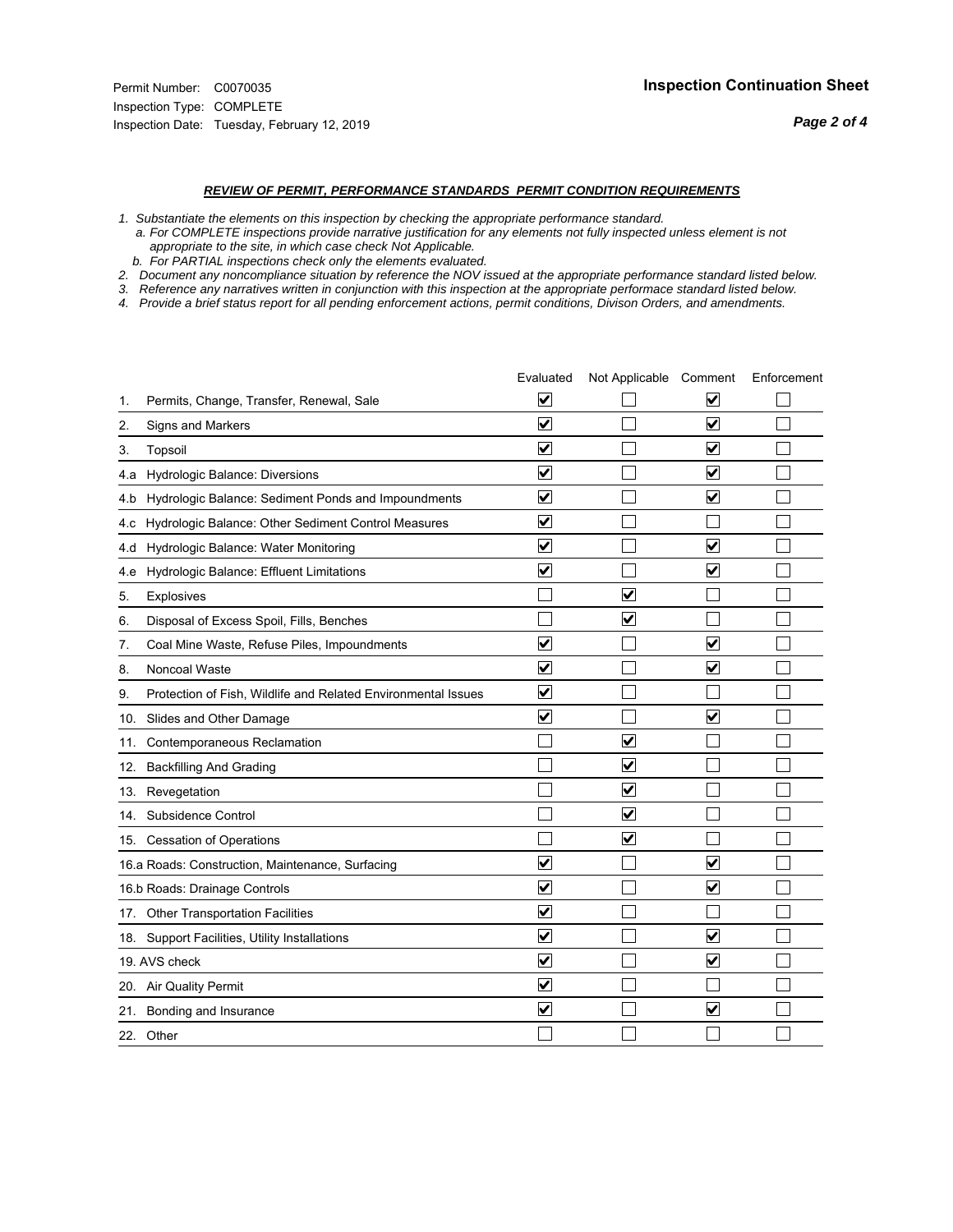Permit Number: C0070035
Inspection Type: COMPLETE
Inspection Date: Tuesday, February 12, 2019

## Inspection Continuation Sheet

### *REVIEW OF PERMIT, PERFORMANCE STANDARDS PERMIT CONDITION REQUIREMENTS*

*1. Substantiate the elements on this inspection by checking the appropriate performance standard.*
*a. For COMPLETE inspections provide narrative justification for any elements not fully inspected unless element is not appropriate to the site, in which case check Not Applicable.*
*b. For PARTIAL inspections check only the elements evaluated.*
*2. Document any noncompliance situation by reference the NOV issued at the appropriate performance standard listed below.*
*3. Reference any narratives written in conjunction with this inspection at the appropriate performace standard listed below.*
*4. Provide a brief status report for all pending enforcement actions, permit conditions, Divison Orders, and amendments.*

| | Evaluated | Not Applicable | Comment | Enforcement |
|---|---|---|---|---|
| 1. Permits, Change, Transfer, Renewal, Sale | ☑ | ☐ | ☑ | ☐ |
| 2. Signs and Markers | ☑ | ☐ | ☑ | ☐ |
| 3. Topsoil | ☑ | ☐ | ☑ | ☐ |
| 4.a Hydrologic Balance: Diversions | ☑ | ☐ | ☑ | ☐ |
| 4.b Hydrologic Balance: Sediment Ponds and Impoundments | ☑ | ☐ | ☑ | ☐ |
| 4.c Hydrologic Balance: Other Sediment Control Measures | ☑ | ☐ | ☐ | ☐ |
| 4.d Hydrologic Balance: Water Monitoring | ☑ | ☐ | ☑ | ☐ |
| 4.e Hydrologic Balance: Effluent Limitations | ☑ | ☐ | ☑ | ☐ |
| 5. Explosives | ☐ | ☑ | ☐ | ☐ |
| 6. Disposal of Excess Spoil, Fills, Benches | ☐ | ☑ | ☐ | ☐ |
| 7. Coal Mine Waste, Refuse Piles, Impoundments | ☑ | ☐ | ☑ | ☐ |
| 8. Noncoal Waste | ☑ | ☐ | ☑ | ☐ |
| 9. Protection of Fish, Wildlife and Related Environmental Issues | ☑ | ☐ | ☐ | ☐ |
| 10. Slides and Other Damage | ☑ | ☐ | ☑ | ☐ |
| 11. Contemporaneous Reclamation | ☐ | ☑ | ☐ | ☐ |
| 12. Backfilling And Grading | ☐ | ☑ | ☐ | ☐ |
| 13. Revegetation | ☐ | ☑ | ☐ | ☐ |
| 14. Subsidence Control | ☐ | ☑ | ☐ | ☐ |
| 15. Cessation of Operations | ☐ | ☑ | ☐ | ☐ |
| 16.a Roads: Construction, Maintenance, Surfacing | ☑ | ☐ | ☑ | ☐ |
| 16.b Roads: Drainage Controls | ☑ | ☐ | ☑ | ☐ |
| 17. Other Transportation Facilities | ☑ | ☐ | ☐ | ☐ |
| 18. Support Facilities, Utility Installations | ☑ | ☐ | ☑ | ☐ |
| 19. AVS check | ☑ | ☐ | ☑ | ☐ |
| 20. Air Quality Permit | ☑ | ☐ | ☐ | ☐ |
| 21. Bonding and Insurance | ☑ | ☐ | ☑ | ☐ |
| 22. Other | ☐ | ☐ | ☐ | ☐ |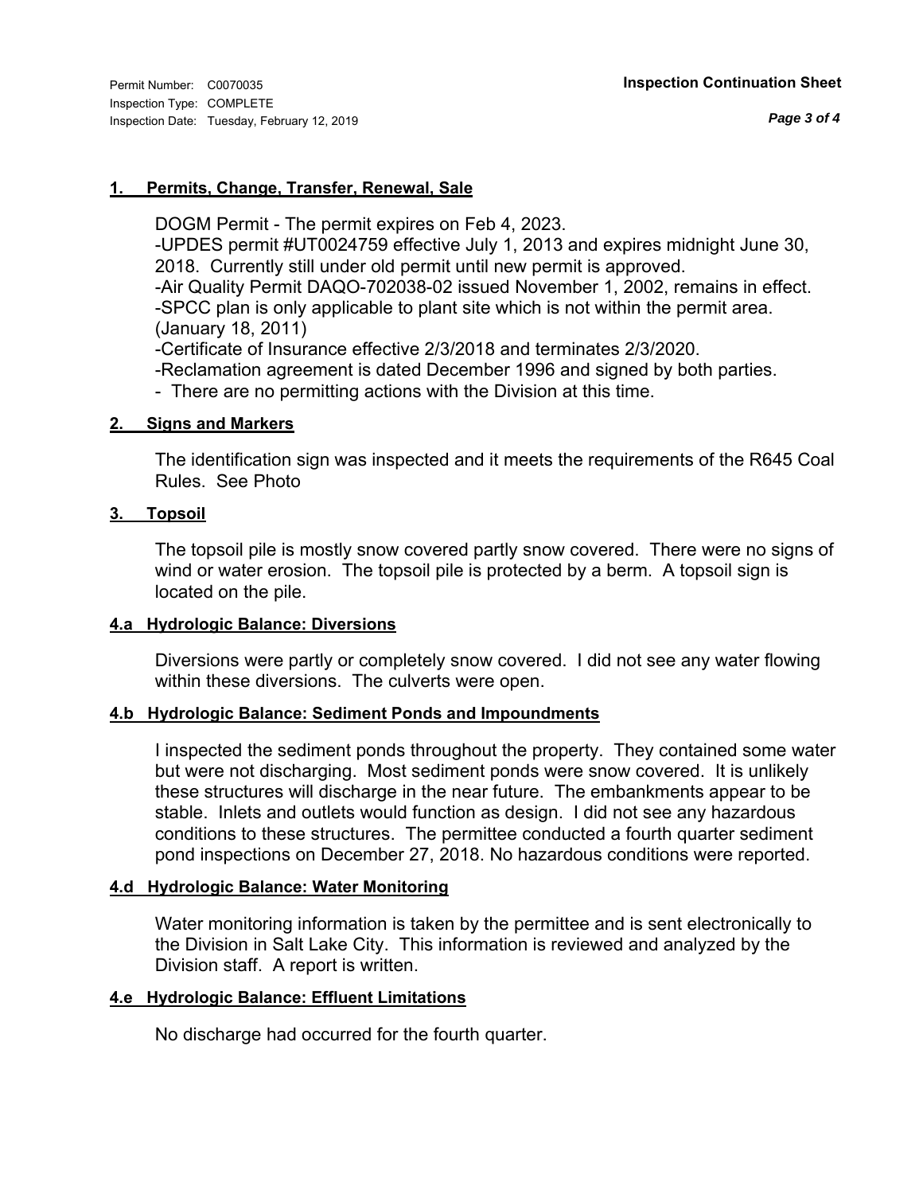Permit Number: C0070035
Inspection Type: COMPLETE
Inspection Date: Tuesday, February 12, 2019

**Inspection Continuation Sheet**

## 1. Permits, Change, Transfer, Renewal, Sale

DOGM Permit - The permit expires on Feb 4, 2023.
-UPDES permit #UT0024759 effective July 1, 2013 and expires midnight June 30, 2018. Currently still under old permit until new permit is approved.
-Air Quality Permit DAQO-702038-02 issued November 1, 2002, remains in effect.
-SPCC plan is only applicable to plant site which is not within the permit area. (January 18, 2011)
-Certificate of Insurance effective 2/3/2018 and terminates 2/3/2020.
-Reclamation agreement is dated December 1996 and signed by both parties.
- There are no permitting actions with the Division at this time.

## 2. Signs and Markers

The identification sign was inspected and it meets the requirements of the R645 Coal Rules. See Photo

## 3. Topsoil

The topsoil pile is mostly snow covered partly snow covered. There were no signs of wind or water erosion. The topsoil pile is protected by a berm. A topsoil sign is located on the pile.

## 4.a Hydrologic Balance: Diversions

Diversions were partly or completely snow covered. I did not see any water flowing within these diversions. The culverts were open.

## 4.b Hydrologic Balance: Sediment Ponds and Impoundments

I inspected the sediment ponds throughout the property. They contained some water but were not discharging. Most sediment ponds were snow covered. It is unlikely these structures will discharge in the near future. The embankments appear to be stable. Inlets and outlets would function as design. I did not see any hazardous conditions to these structures. The permittee conducted a fourth quarter sediment pond inspections on December 27, 2018. No hazardous conditions were reported.

## 4.d Hydrologic Balance: Water Monitoring

Water monitoring information is taken by the permittee and is sent electronically to the Division in Salt Lake City. This information is reviewed and analyzed by the Division staff. A report is written.

## 4.e Hydrologic Balance: Effluent Limitations

No discharge had occurred for the fourth quarter.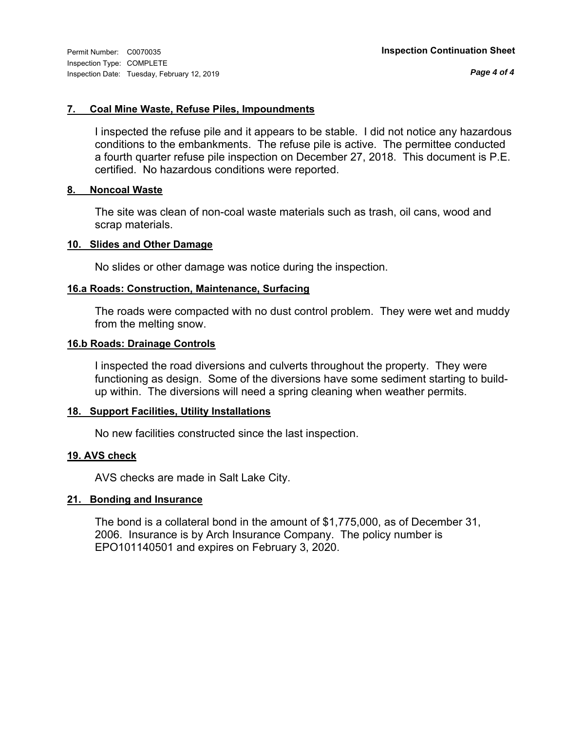Permit Number: C0070035
Inspection Type: COMPLETE
Inspection Date: Tuesday, February 12, 2019

**Inspection Continuation Sheet**

### 7. Coal Mine Waste, Refuse Piles, Impoundments

I inspected the refuse pile and it appears to be stable. I did not notice any hazardous conditions to the embankments. The refuse pile is active. The permittee conducted a fourth quarter refuse pile inspection on December 27, 2018. This document is P.E. certified. No hazardous conditions were reported.

### 8. Noncoal Waste

The site was clean of non-coal waste materials such as trash, oil cans, wood and scrap materials.

### 10. Slides and Other Damage

No slides or other damage was notice during the inspection.

### 16.a Roads: Construction, Maintenance, Surfacing

The roads were compacted with no dust control problem. They were wet and muddy from the melting snow.

### 16.b Roads: Drainage Controls

I inspected the road diversions and culverts throughout the property. They were functioning as design. Some of the diversions have some sediment starting to build-up within. The diversions will need a spring cleaning when weather permits.

### 18. Support Facilities, Utility Installations

No new facilities constructed since the last inspection.

### 19. AVS check

AVS checks are made in Salt Lake City.

### 21. Bonding and Insurance

The bond is a collateral bond in the amount of $1,775,000, as of December 31, 2006. Insurance is by Arch Insurance Company. The policy number is EPO101140501 and expires on February 3, 2020.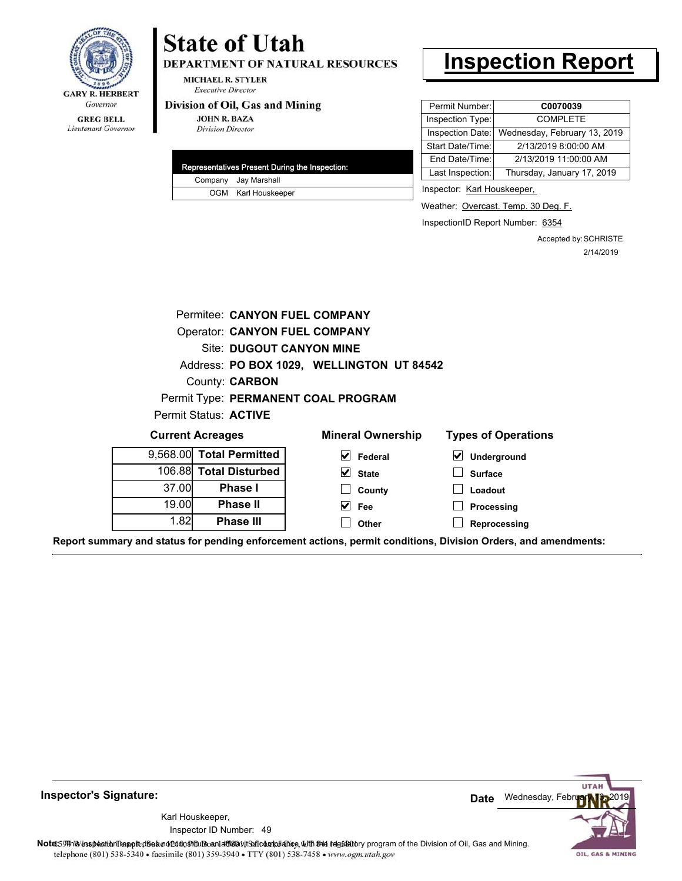GARY R. HERBERT
*Governor*

GREG BELL
*Lieutenant Governor*

# State of Utah

**DEPARTMENT OF NATURAL RESOURCES**

MICHAEL R. STYLER
*Executive Director*

**Division of Oil, Gas and Mining**

JOHN R. BAZA
*Division Director*

# Inspection Report

| Permit Number: | **C0070039** |
|---|---|
| Inspection Type: | COMPLETE |
| Inspection Date: | Wednesday, February 13, 2019 |
| Start Date/Time: | 2/13/2019 8:00:00 AM |
| End Date/Time: | 2/13/2019 11:00:00 AM |
| Last Inspection: | Thursday, January 17, 2019 |

| Representatives Present During the Inspection: | |
|---|---|
| Company | Jay Marshall |
| OGM | Karl Houskeeper |

Inspector: Karl Houskeeper,

Weather: Overcast. Temp. 30 Deg. F.

InspectionID Report Number: 6354

Accepted by: SCHRISTE
2/14/2019

Permitee: **CANYON FUEL COMPANY**
Operator: **CANYON FUEL COMPANY**
Site: **DUGOUT CANYON MINE**
Address: **PO BOX 1029, WELLINGTON UT 84542**
County: **CARBON**
Permit Type: **PERMANENT COAL PROGRAM**
Permit Status: **ACTIVE**

**Current Acreages**

| | |
|---|---|
| 9,568.00 | **Total Permitted** |
| 106.88 | **Total Disturbed** |
| 37.00 | **Phase I** |
| 19.00 | **Phase II** |
| 1.82 | **Phase III** |

**Mineral Ownership**

- [x] Federal
- [x] State
- [ ] County
- [x] Fee
- [ ] Other

**Types of Operations**

- [x] Underground
- [ ] Surface
- [ ] Loadout
- [ ] Processing
- [ ] Reprocessing

**Report summary and status for pending enforcement actions, permit conditions, Division Orders, and amendments:**

---

**Inspector's Signature:**

Karl Houskeeper,
Inspector ID Number: 49

**Date** Wednesday, February 13, 2019

**Note:** This inspection report does not constitute an affidavit of compliance with the regulatory program of the Division of Oil, Gas and Mining.
telephone (801) 538-5340 • facsimile (801) 359-3940 • TTY (801) 538-7458 • www.ogm.utah.gov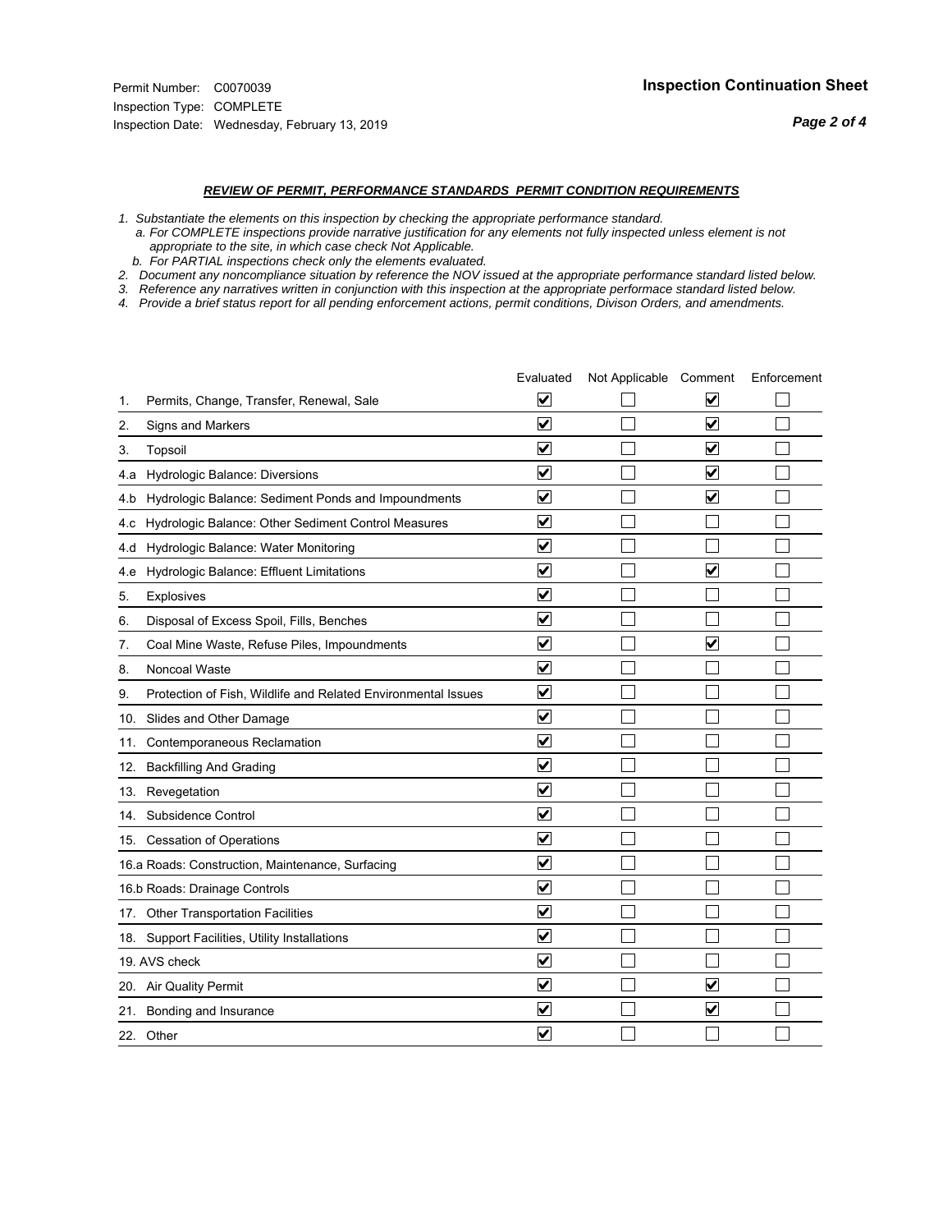Permit Number: C0070039
Inspection Type: COMPLETE
Inspection Date: Wednesday, February 13, 2019

## Inspection Continuation Sheet

### *REVIEW OF PERMIT, PERFORMANCE STANDARDS PERMIT CONDITION REQUIREMENTS*

*1. Substantiate the elements on this inspection by checking the appropriate performance standard.*
*a. For COMPLETE inspections provide narrative justification for any elements not fully inspected unless element is not appropriate to the site, in which case check Not Applicable.*
*b. For PARTIAL inspections check only the elements evaluated.*
*2. Document any noncompliance situation by reference the NOV issued at the appropriate performance standard listed below.*
*3. Reference any narratives written in conjunction with this inspection at the appropriate performace standard listed below.*
*4. Provide a brief status report for all pending enforcement actions, permit conditions, Divison Orders, and amendments.*

| | Evaluated | Not Applicable | Comment | Enforcement |
|---|---|---|---|---|
| 1. Permits, Change, Transfer, Renewal, Sale | ☑ | ☐ | ☑ | ☐ |
| 2. Signs and Markers | ☑ | ☐ | ☑ | ☐ |
| 3. Topsoil | ☑ | ☐ | ☑ | ☐ |
| 4.a Hydrologic Balance: Diversions | ☑ | ☐ | ☑ | ☐ |
| 4.b Hydrologic Balance: Sediment Ponds and Impoundments | ☑ | ☐ | ☑ | ☐ |
| 4.c Hydrologic Balance: Other Sediment Control Measures | ☑ | ☐ | ☐ | ☐ |
| 4.d Hydrologic Balance: Water Monitoring | ☑ | ☐ | ☐ | ☐ |
| 4.e Hydrologic Balance: Effluent Limitations | ☑ | ☐ | ☑ | ☐ |
| 5. Explosives | ☑ | ☐ | ☐ | ☐ |
| 6. Disposal of Excess Spoil, Fills, Benches | ☑ | ☐ | ☐ | ☐ |
| 7. Coal Mine Waste, Refuse Piles, Impoundments | ☑ | ☐ | ☑ | ☐ |
| 8. Noncoal Waste | ☑ | ☐ | ☐ | ☐ |
| 9. Protection of Fish, Wildlife and Related Environmental Issues | ☑ | ☐ | ☐ | ☐ |
| 10. Slides and Other Damage | ☑ | ☐ | ☐ | ☐ |
| 11. Contemporaneous Reclamation | ☑ | ☐ | ☐ | ☐ |
| 12. Backfilling And Grading | ☑ | ☐ | ☐ | ☐ |
| 13. Revegetation | ☑ | ☐ | ☐ | ☐ |
| 14. Subsidence Control | ☑ | ☐ | ☐ | ☐ |
| 15. Cessation of Operations | ☑ | ☐ | ☐ | ☐ |
| 16.a Roads: Construction, Maintenance, Surfacing | ☑ | ☐ | ☐ | ☐ |
| 16.b Roads: Drainage Controls | ☑ | ☐ | ☐ | ☐ |
| 17. Other Transportation Facilities | ☑ | ☐ | ☐ | ☐ |
| 18. Support Facilities, Utility Installations | ☑ | ☐ | ☐ | ☐ |
| 19. AVS check | ☑ | ☐ | ☐ | ☐ |
| 20. Air Quality Permit | ☑ | ☐ | ☑ | ☐ |
| 21. Bonding and Insurance | ☑ | ☐ | ☑ | ☐ |
| 22. Other | ☑ | ☐ | ☐ | ☐ |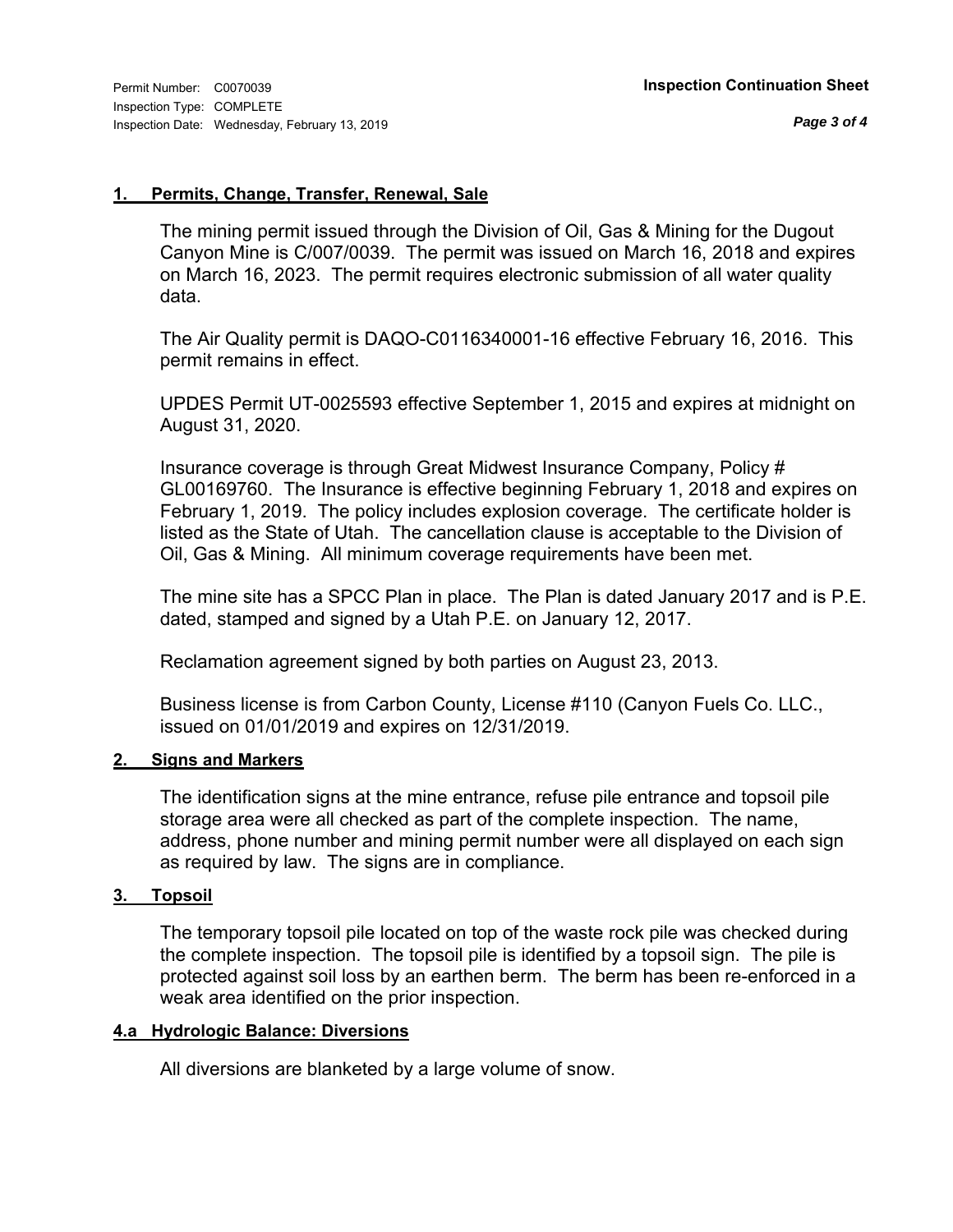Permit Number: C0070039
Inspection Type: COMPLETE
Inspection Date: Wednesday, February 13, 2019

**Inspection Continuation Sheet**

### 1. Permits, Change, Transfer, Renewal, Sale

The mining permit issued through the Division of Oil, Gas & Mining for the Dugout Canyon Mine is C/007/0039. The permit was issued on March 16, 2018 and expires on March 16, 2023. The permit requires electronic submission of all water quality data.

The Air Quality permit is DAQO-C0116340001-16 effective February 16, 2016. This permit remains in effect.

UPDES Permit UT-0025593 effective September 1, 2015 and expires at midnight on August 31, 2020.

Insurance coverage is through Great Midwest Insurance Company, Policy # GL00169760. The Insurance is effective beginning February 1, 2018 and expires on February 1, 2019. The policy includes explosion coverage. The certificate holder is listed as the State of Utah. The cancellation clause is acceptable to the Division of Oil, Gas & Mining. All minimum coverage requirements have been met.

The mine site has a SPCC Plan in place. The Plan is dated January 2017 and is P.E. dated, stamped and signed by a Utah P.E. on January 12, 2017.

Reclamation agreement signed by both parties on August 23, 2013.

Business license is from Carbon County, License #110 (Canyon Fuels Co. LLC., issued on 01/01/2019 and expires on 12/31/2019.

### 2. Signs and Markers

The identification signs at the mine entrance, refuse pile entrance and topsoil pile storage area were all checked as part of the complete inspection. The name, address, phone number and mining permit number were all displayed on each sign as required by law. The signs are in compliance.

### 3. Topsoil

The temporary topsoil pile located on top of the waste rock pile was checked during the complete inspection. The topsoil pile is identified by a topsoil sign. The pile is protected against soil loss by an earthen berm. The berm has been re-enforced in a weak area identified on the prior inspection.

### 4.a Hydrologic Balance: Diversions

All diversions are blanketed by a large volume of snow.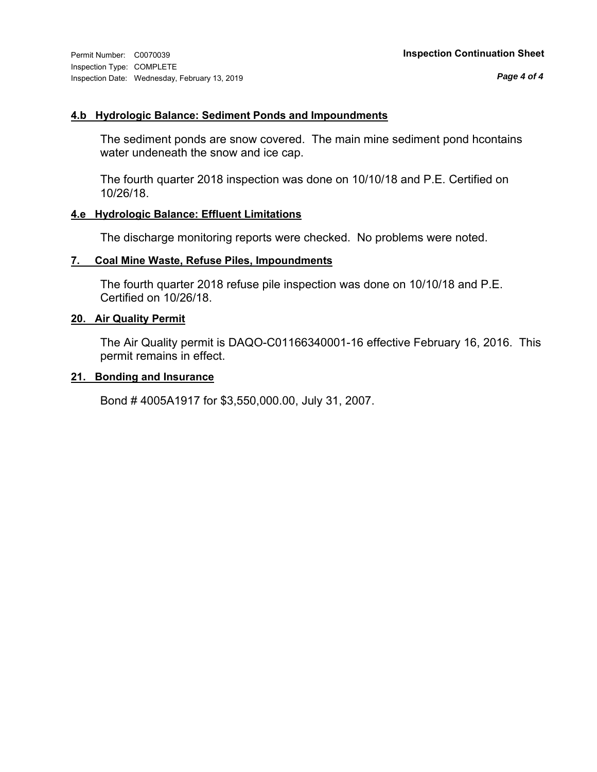Permit Number: C0070039
Inspection Type: COMPLETE
Inspection Date: Wednesday, February 13, 2019

**Inspection Continuation Sheet**

#### 4.b Hydrologic Balance: Sediment Ponds and Impoundments

The sediment ponds are snow covered. The main mine sediment pond hcontains water undeneath the snow and ice cap.

The fourth quarter 2018 inspection was done on 10/10/18 and P.E. Certified on 10/26/18.

#### 4.e Hydrologic Balance: Effluent Limitations

The discharge monitoring reports were checked. No problems were noted.

#### 7. Coal Mine Waste, Refuse Piles, Impoundments

The fourth quarter 2018 refuse pile inspection was done on 10/10/18 and P.E. Certified on 10/26/18.

#### 20. Air Quality Permit

The Air Quality permit is DAQO-C01166340001-16 effective February 16, 2016. This permit remains in effect.

#### 21. Bonding and Insurance

Bond # 4005A1917 for $3,550,000.00, July 31, 2007.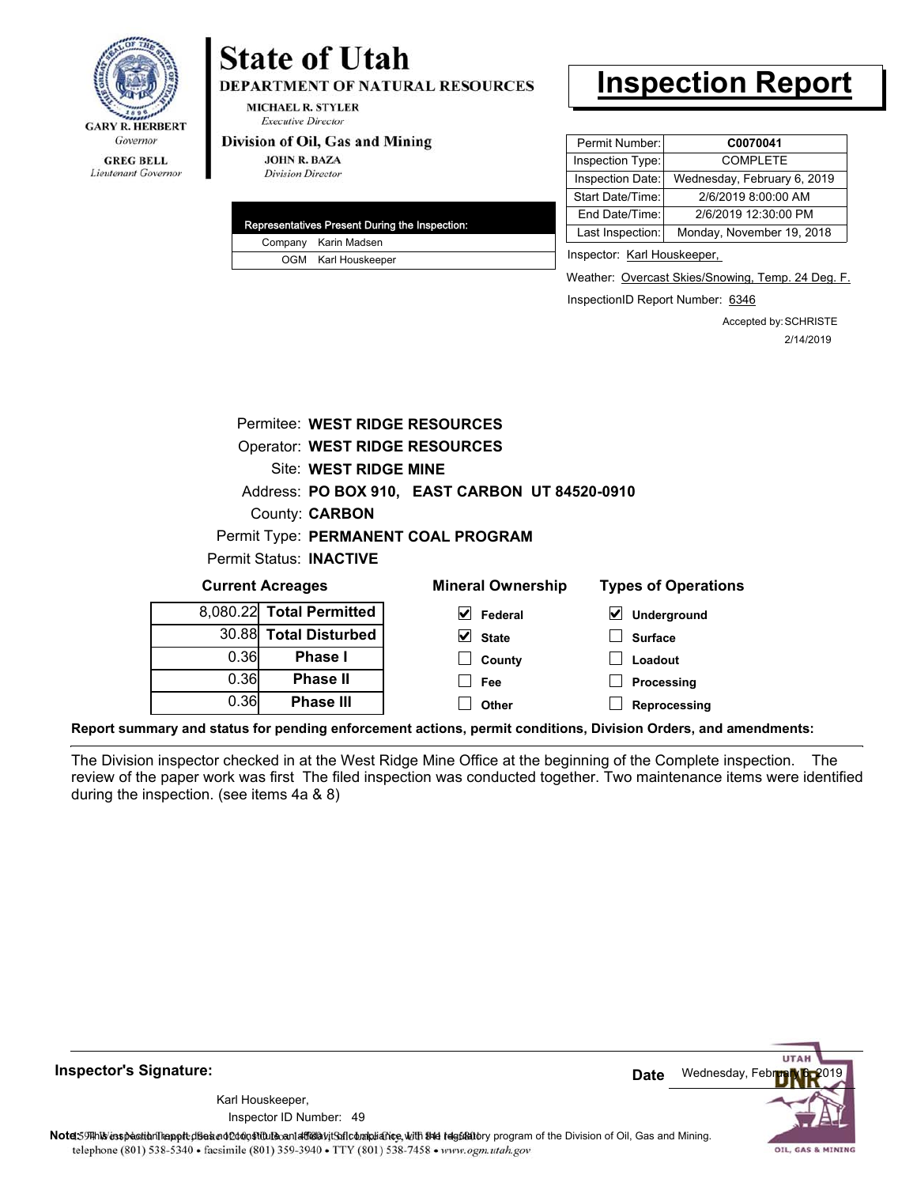GARY R. HERBERT
*Governor*

GREG BELL
*Lieutenant Governor*

# State of Utah

**DEPARTMENT OF NATURAL RESOURCES**

MICHAEL R. STYLER
*Executive Director*

**Division of Oil, Gas and Mining**

JOHN R. BAZA
*Division Director*

# Inspection Report

| Permit Number: | **C0070041** |
|---|---|
| Inspection Type: | COMPLETE |
| Inspection Date: | Wednesday, February 6, 2019 |
| Start Date/Time: | 2/6/2019 8:00:00 AM |
| End Date/Time: | 2/6/2019 12:30:00 PM |
| Last Inspection: | Monday, November 19, 2018 |

| Representatives Present During the Inspection: | |
|---|---|
| Company | Karin Madsen |
| OGM | Karl Houskeeper |

Inspector: Karl Houskeeper,

Weather: Overcast Skies/Snowing, Temp. 24 Deg. F.

InspectionID Report Number: 6346

Accepted by: SCHRISTE
2/14/2019

Permitee: **WEST RIDGE RESOURCES**
Operator: **WEST RIDGE RESOURCES**
Site: **WEST RIDGE MINE**
Address: **PO BOX 910, EAST CARBON UT 84520-0910**
County: **CARBON**
Permit Type: **PERMANENT COAL PROGRAM**
Permit Status: **INACTIVE**

**Current Acreages**

| Acres | |
|---|---|
| 8,080.22 | **Total Permitted** |
| 30.88 | **Total Disturbed** |
| 0.36 | **Phase I** |
| 0.36 | **Phase II** |
| 0.36 | **Phase III** |

**Mineral Ownership**

- [x] Federal
- [x] State
- [ ] County
- [ ] Fee
- [ ] Other

**Types of Operations**

- [x] Underground
- [ ] Surface
- [ ] Loadout
- [ ] Processing
- [ ] Reprocessing

**Report summary and status for pending enforcement actions, permit conditions, Division Orders, and amendments:**

The Division inspector checked in at the West Ridge Mine Office at the beginning of the Complete inspection. The review of the paper work was first The filed inspection was conducted together. Two maintenance items were identified during the inspection. (see items 4a & 8)

**Inspector's Signature:**

Karl Houskeeper,
Inspector ID Number: 49

**Date** Wednesday, February 6, 2019

**Note:** This inspection report does not constitute an affidavit of compliance with the regulatory program of the Division of Oil, Gas and Mining.
telephone (801) 538-5340 • facsimile (801) 359-3940 • TTY (801) 538-7458 • www.ogm.utah.gov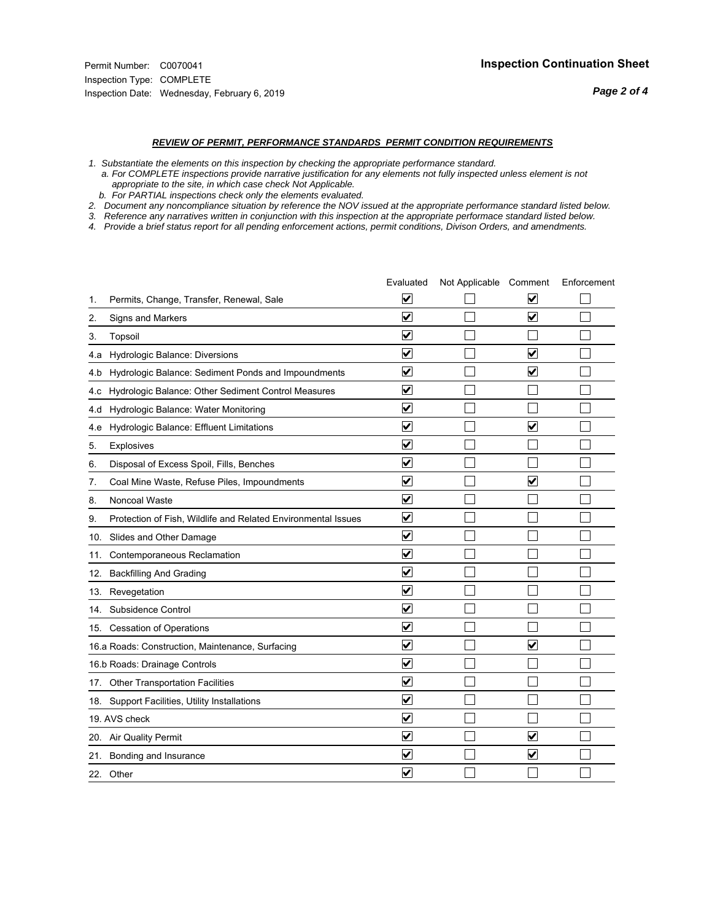Permit Number: C0070041
Inspection Type: COMPLETE
Inspection Date: Wednesday, February 6, 2019

## Inspection Continuation Sheet

### *REVIEW OF PERMIT, PERFORMANCE STANDARDS PERMIT CONDITION REQUIREMENTS*

*1. Substantiate the elements on this inspection by checking the appropriate performance standard.*
*a. For COMPLETE inspections provide narrative justification for any elements not fully inspected unless element is not appropriate to the site, in which case check Not Applicable.*
*b. For PARTIAL inspections check only the elements evaluated.*
*2. Document any noncompliance situation by reference the NOV issued at the appropriate performance standard listed below.*
*3. Reference any narratives written in conjunction with this inspection at the appropriate performace standard listed below.*
*4. Provide a brief status report for all pending enforcement actions, permit conditions, Divison Orders, and amendments.*

| | Evaluated | Not Applicable | Comment | Enforcement |
|---|---|---|---|---|
| 1. Permits, Change, Transfer, Renewal, Sale | ☑ | ☐ | ☑ | ☐ |
| 2. Signs and Markers | ☑ | ☐ | ☑ | ☐ |
| 3. Topsoil | ☑ | ☐ | ☐ | ☐ |
| 4.a Hydrologic Balance: Diversions | ☑ | ☐ | ☑ | ☐ |
| 4.b Hydrologic Balance: Sediment Ponds and Impoundments | ☑ | ☐ | ☑ | ☐ |
| 4.c Hydrologic Balance: Other Sediment Control Measures | ☑ | ☐ | ☐ | ☐ |
| 4.d Hydrologic Balance: Water Monitoring | ☑ | ☐ | ☐ | ☐ |
| 4.e Hydrologic Balance: Effluent Limitations | ☑ | ☐ | ☑ | ☐ |
| 5. Explosives | ☑ | ☐ | ☐ | ☐ |
| 6. Disposal of Excess Spoil, Fills, Benches | ☑ | ☐ | ☐ | ☐ |
| 7. Coal Mine Waste, Refuse Piles, Impoundments | ☑ | ☐ | ☑ | ☐ |
| 8. Noncoal Waste | ☑ | ☐ | ☐ | ☐ |
| 9. Protection of Fish, Wildlife and Related Environmental Issues | ☑ | ☐ | ☐ | ☐ |
| 10. Slides and Other Damage | ☑ | ☐ | ☐ | ☐ |
| 11. Contemporaneous Reclamation | ☑ | ☐ | ☐ | ☐ |
| 12. Backfilling And Grading | ☑ | ☐ | ☐ | ☐ |
| 13. Revegetation | ☑ | ☐ | ☐ | ☐ |
| 14. Subsidence Control | ☑ | ☐ | ☐ | ☐ |
| 15. Cessation of Operations | ☑ | ☐ | ☐ | ☐ |
| 16.a Roads: Construction, Maintenance, Surfacing | ☑ | ☐ | ☑ | ☐ |
| 16.b Roads: Drainage Controls | ☑ | ☐ | ☐ | ☐ |
| 17. Other Transportation Facilities | ☑ | ☐ | ☐ | ☐ |
| 18. Support Facilities, Utility Installations | ☑ | ☐ | ☐ | ☐ |
| 19. AVS check | ☑ | ☐ | ☐ | ☐ |
| 20. Air Quality Permit | ☑ | ☐ | ☑ | ☐ |
| 21. Bonding and Insurance | ☑ | ☐ | ☑ | ☐ |
| 22. Other | ☑ | ☐ | ☐ | ☐ |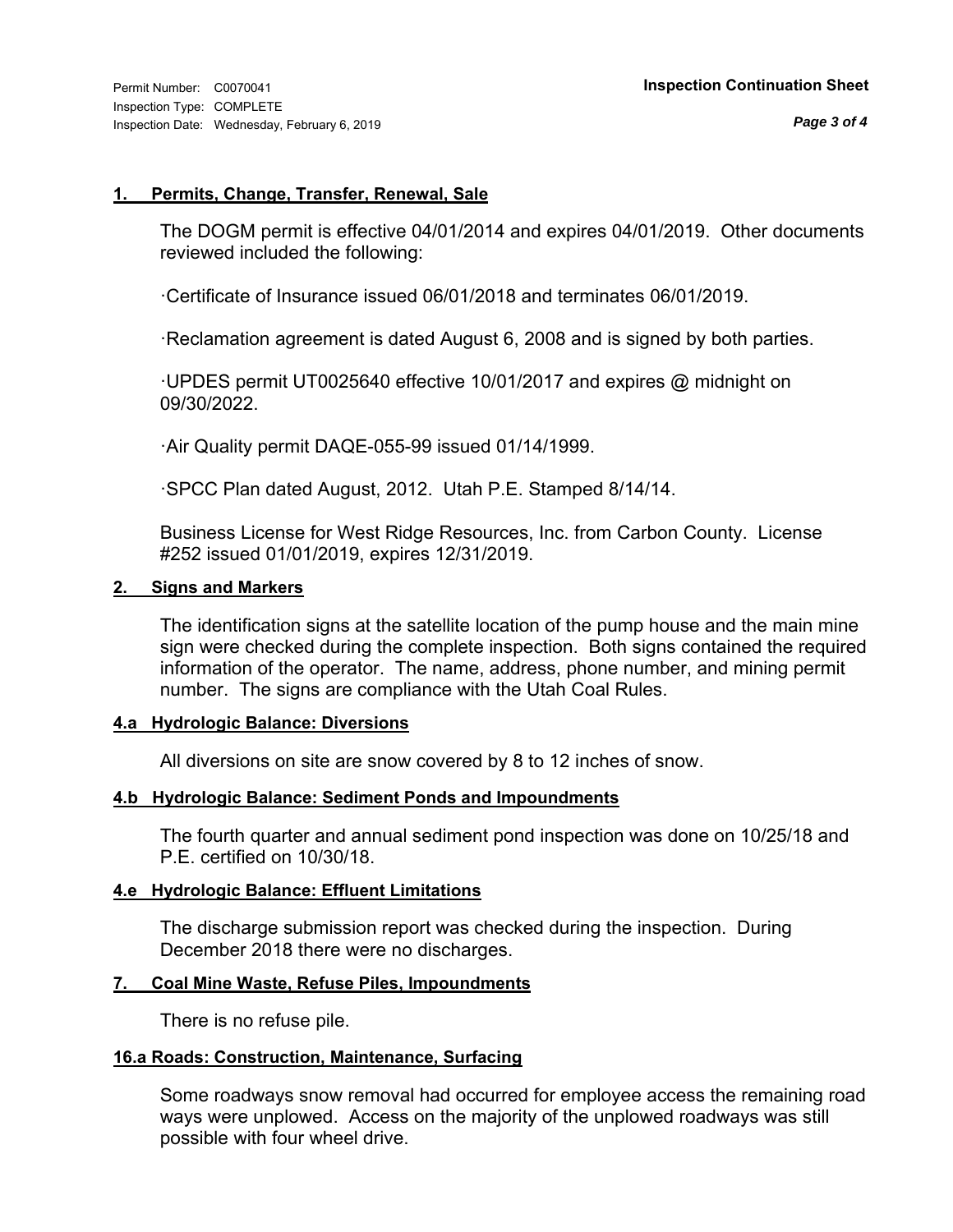Permit Number: C0070041
Inspection Type: COMPLETE
Inspection Date: Wednesday, February 6, 2019

**Inspection Continuation Sheet**

### 1. Permits, Change, Transfer, Renewal, Sale

The DOGM permit is effective 04/01/2014 and expires 04/01/2019. Other documents reviewed included the following:

·Certificate of Insurance issued 06/01/2018 and terminates 06/01/2019.

·Reclamation agreement is dated August 6, 2008 and is signed by both parties.

·UPDES permit UT0025640 effective 10/01/2017 and expires @ midnight on 09/30/2022.

·Air Quality permit DAQE-055-99 issued 01/14/1999.

·SPCC Plan dated August, 2012. Utah P.E. Stamped 8/14/14.

Business License for West Ridge Resources, Inc. from Carbon County. License #252 issued 01/01/2019, expires 12/31/2019.

### 2. Signs and Markers

The identification signs at the satellite location of the pump house and the main mine sign were checked during the complete inspection. Both signs contained the required information of the operator. The name, address, phone number, and mining permit number. The signs are compliance with the Utah Coal Rules.

### 4.a Hydrologic Balance: Diversions

All diversions on site are snow covered by 8 to 12 inches of snow.

### 4.b Hydrologic Balance: Sediment Ponds and Impoundments

The fourth quarter and annual sediment pond inspection was done on 10/25/18 and P.E. certified on 10/30/18.

### 4.e Hydrologic Balance: Effluent Limitations

The discharge submission report was checked during the inspection. During December 2018 there were no discharges.

### 7. Coal Mine Waste, Refuse Piles, Impoundments

There is no refuse pile.

### 16.a Roads: Construction, Maintenance, Surfacing

Some roadways snow removal had occurred for employee access the remaining road ways were unplowed. Access on the majority of the unplowed roadways was still possible with four wheel drive.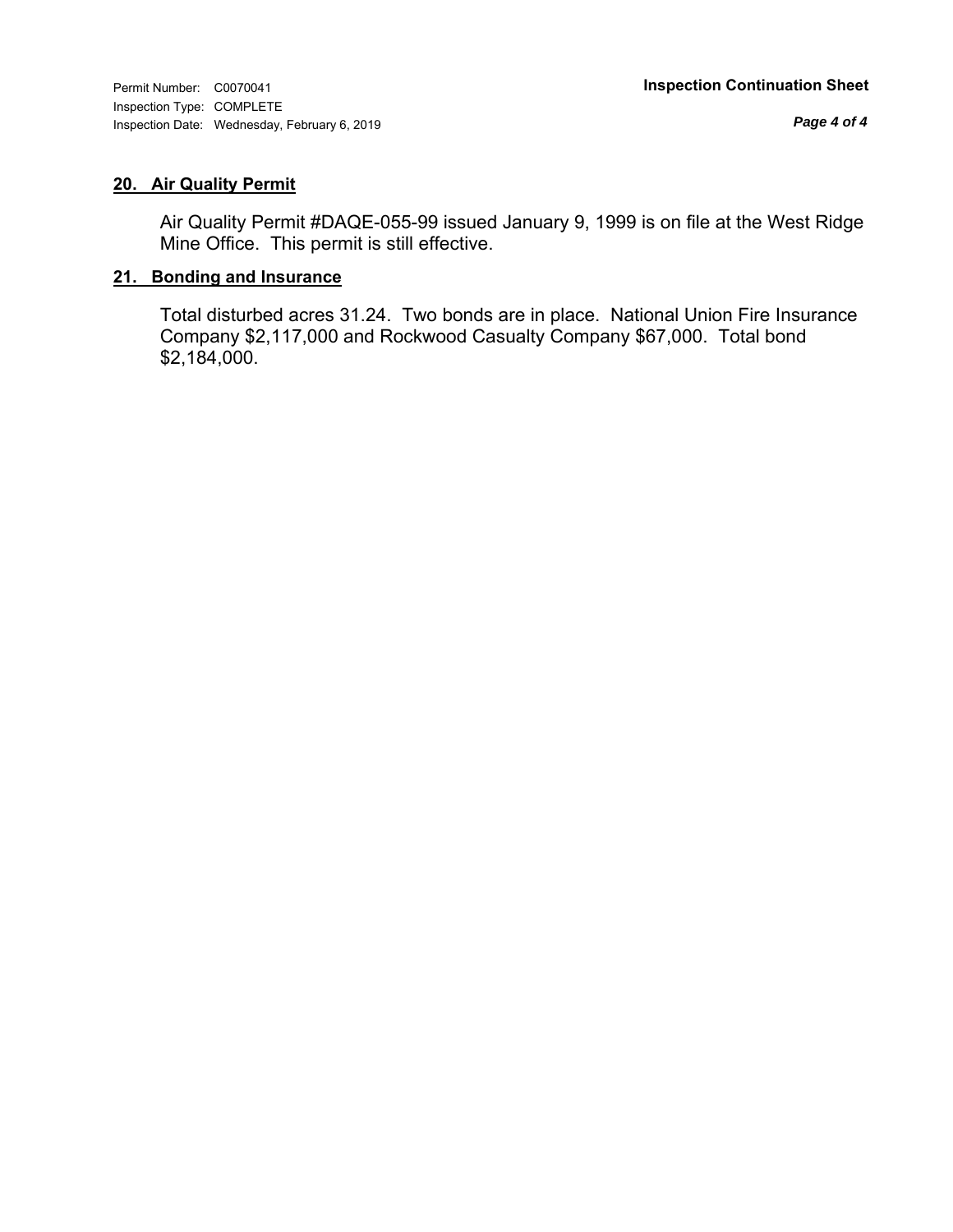## 20. Air Quality Permit

Air Quality Permit #DAQE-055-99 issued January 9, 1999 is on file at the West Ridge Mine Office. This permit is still effective.

## 21. Bonding and Insurance

Total disturbed acres 31.24. Two bonds are in place. National Union Fire Insurance Company $2,117,000 and Rockwood Casualty Company $67,000. Total bond $2,184,000.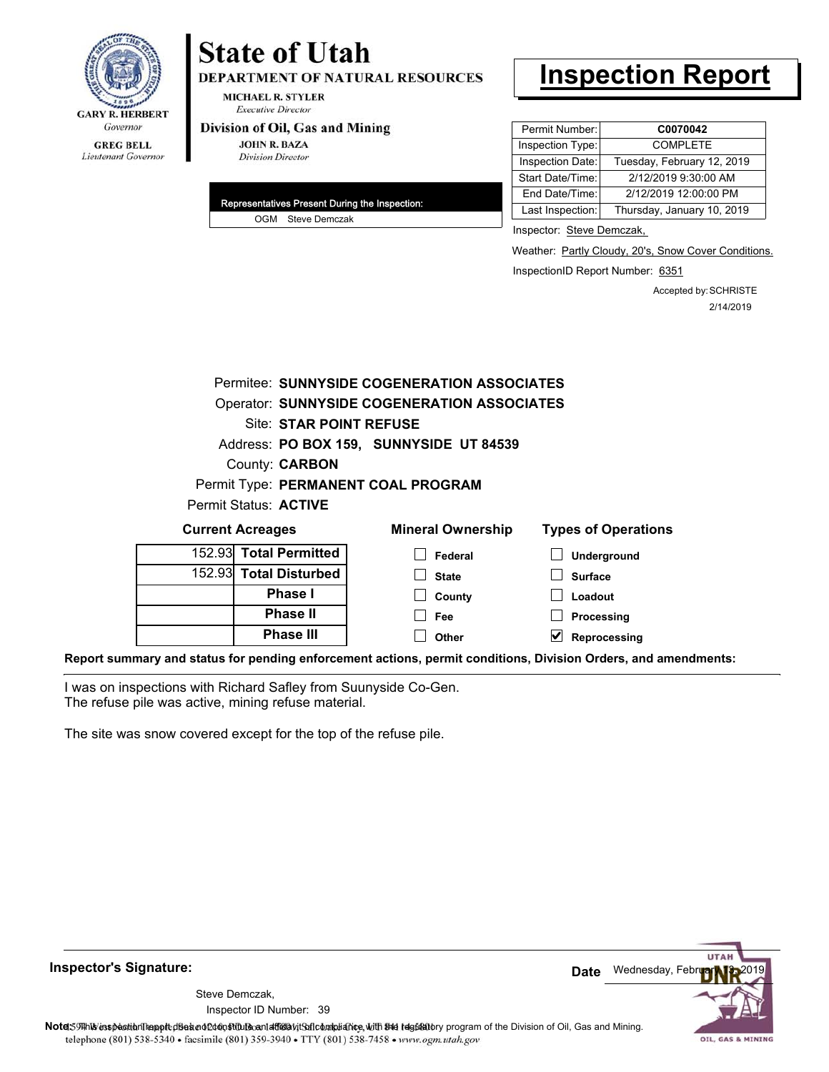GARY R. HERBERT
*Governor*

GREG BELL
*Lieutenant Governor*

# State of Utah

**DEPARTMENT OF NATURAL RESOURCES**

MICHAEL R. STYLER
*Executive Director*

**Division of Oil, Gas and Mining**

JOHN R. BAZA
*Division Director*

# Inspection Report

| Permit Number: | **C0070042** |
|---|---|
| Inspection Type: | COMPLETE |
| Inspection Date: | Tuesday, February 12, 2019 |
| Start Date/Time: | 2/12/2019 9:30:00 AM |
| End Date/Time: | 2/12/2019 12:00:00 PM |
| Last Inspection: | Thursday, January 10, 2019 |

**Representatives Present During the Inspection:**

OGM Steve Demczak

Inspector: Steve Demczak,

Weather: Partly Cloudy, 20's, Snow Cover Conditions.

InspectionID Report Number: 6351

Accepted by: SCHRISTE
2/14/2019

Permitee: **SUNNYSIDE COGENERATION ASSOCIATES**
Operator: **SUNNYSIDE COGENERATION ASSOCIATES**
Site: **STAR POINT REFUSE**
Address: **PO BOX 159, SUNNYSIDE UT 84539**
County: **CARBON**
Permit Type: **PERMANENT COAL PROGRAM**
Permit Status: **ACTIVE**

**Current Acreages**

| | |
|---|---|
| 152.93 | **Total Permitted** |
| 152.93 | **Total Disturbed** |
| | **Phase I** |
| | **Phase II** |
| | **Phase III** |

**Mineral Ownership**

- [ ] Federal
- [ ] State
- [ ] County
- [ ] Fee
- [ ] Other

**Types of Operations**

- [ ] Underground
- [ ] Surface
- [ ] Loadout
- [ ] Processing
- [x] Reprocessing

**Report summary and status for pending enforcement actions, permit conditions, Division Orders, and amendments:**

I was on inspections with Richard Safley from Suunyside Co-Gen.
The refuse pile was active, mining refuse material.

The site was snow covered except for the top of the refuse pile.

**Inspector's Signature:**

Steve Demczak,
Inspector ID Number: 39

**Date** Wednesday, February 13, 2019

**Note:** This inspection report does not constitute an affidavit of compliance with the regulatory program of the Division of Oil, Gas and Mining.

1594 West North Temple, Suite 1210, PO Box 145801, Salt Lake City, UT 84114-5801
telephone (801) 538-5340 • facsimile (801) 359-3940 • TTY (801) 538-7458 • www.ogm.utah.gov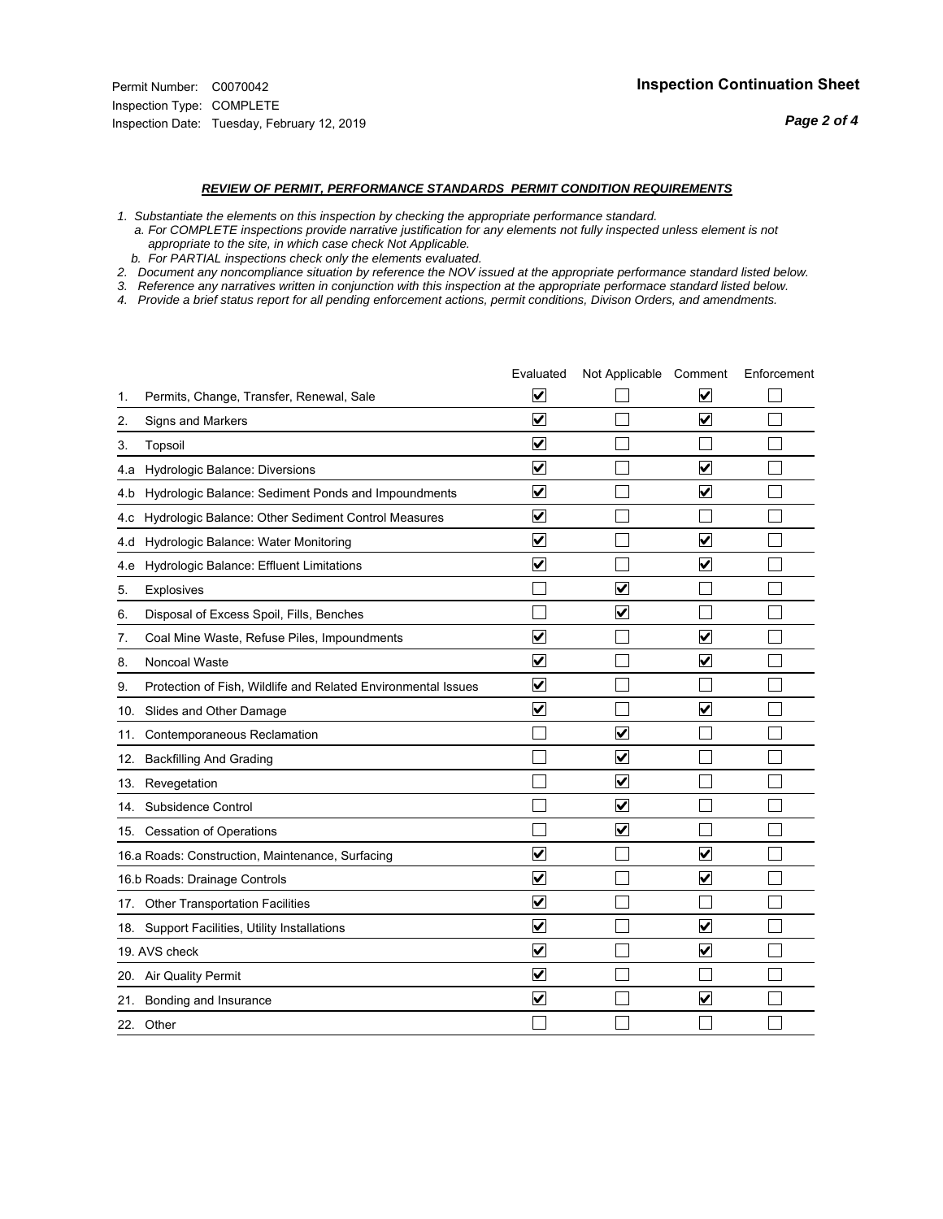Permit Number: C0070042
Inspection Type: COMPLETE
Inspection Date: Tuesday, February 12, 2019

## Inspection Continuation Sheet

### *REVIEW OF PERMIT, PERFORMANCE STANDARDS PERMIT CONDITION REQUIREMENTS*

*1. Substantiate the elements on this inspection by checking the appropriate performance standard.*
*a. For COMPLETE inspections provide narrative justification for any elements not fully inspected unless element is not appropriate to the site, in which case check Not Applicable.*
*b. For PARTIAL inspections check only the elements evaluated.*
*2. Document any noncompliance situation by reference the NOV issued at the appropriate performance standard listed below.*
*3. Reference any narratives written in conjunction with this inspection at the appropriate performace standard listed below.*
*4. Provide a brief status report for all pending enforcement actions, permit conditions, Divison Orders, and amendments.*

| | Evaluated | Not Applicable | Comment | Enforcement |
|---|---|---|---|---|
| 1. Permits, Change, Transfer, Renewal, Sale | ☑ | ☐ | ☑ | ☐ |
| 2. Signs and Markers | ☑ | ☐ | ☑ | ☐ |
| 3. Topsoil | ☑ | ☐ | ☐ | ☐ |
| 4.a Hydrologic Balance: Diversions | ☑ | ☐ | ☑ | ☐ |
| 4.b Hydrologic Balance: Sediment Ponds and Impoundments | ☑ | ☐ | ☑ | ☐ |
| 4.c Hydrologic Balance: Other Sediment Control Measures | ☑ | ☐ | ☐ | ☐ |
| 4.d Hydrologic Balance: Water Monitoring | ☑ | ☐ | ☑ | ☐ |
| 4.e Hydrologic Balance: Effluent Limitations | ☑ | ☐ | ☑ | ☐ |
| 5. Explosives | ☐ | ☑ | ☐ | ☐ |
| 6. Disposal of Excess Spoil, Fills, Benches | ☐ | ☑ | ☐ | ☐ |
| 7. Coal Mine Waste, Refuse Piles, Impoundments | ☑ | ☐ | ☑ | ☐ |
| 8. Noncoal Waste | ☑ | ☐ | ☑ | ☐ |
| 9. Protection of Fish, Wildlife and Related Environmental Issues | ☑ | ☐ | ☐ | ☐ |
| 10. Slides and Other Damage | ☑ | ☐ | ☑ | ☐ |
| 11. Contemporaneous Reclamation | ☐ | ☑ | ☐ | ☐ |
| 12. Backfilling And Grading | ☐ | ☑ | ☐ | ☐ |
| 13. Revegetation | ☐ | ☑ | ☐ | ☐ |
| 14. Subsidence Control | ☐ | ☑ | ☐ | ☐ |
| 15. Cessation of Operations | ☐ | ☑ | ☐ | ☐ |
| 16.a Roads: Construction, Maintenance, Surfacing | ☑ | ☐ | ☑ | ☐ |
| 16.b Roads: Drainage Controls | ☑ | ☐ | ☑ | ☐ |
| 17. Other Transportation Facilities | ☑ | ☐ | ☐ | ☐ |
| 18. Support Facilities, Utility Installations | ☑ | ☐ | ☑ | ☐ |
| 19. AVS check | ☑ | ☐ | ☑ | ☐ |
| 20. Air Quality Permit | ☑ | ☐ | ☐ | ☐ |
| 21. Bonding and Insurance | ☑ | ☐ | ☑ | ☐ |
| 22. Other | ☐ | ☐ | ☐ | ☐ |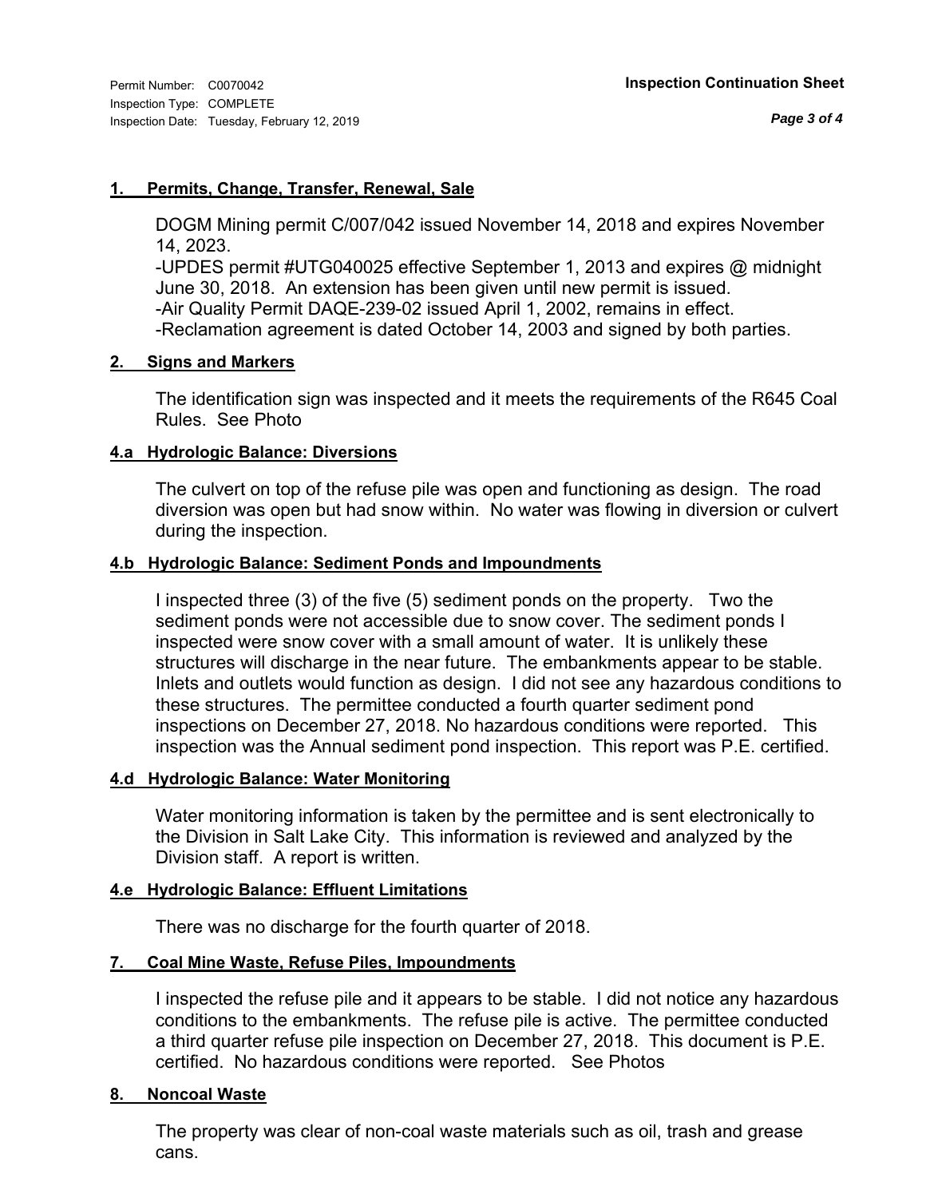#### 1. Permits, Change, Transfer, Renewal, Sale

DOGM Mining permit C/007/042 issued November 14, 2018 and expires November 14, 2023.
-UPDES permit #UTG040025 effective September 1, 2013 and expires @ midnight June 30, 2018. An extension has been given until new permit is issued.
-Air Quality Permit DAQE-239-02 issued April 1, 2002, remains in effect.
-Reclamation agreement is dated October 14, 2003 and signed by both parties.

#### 2. Signs and Markers

The identification sign was inspected and it meets the requirements of the R645 Coal Rules. See Photo

#### 4.a Hydrologic Balance: Diversions

The culvert on top of the refuse pile was open and functioning as design. The road diversion was open but had snow within. No water was flowing in diversion or culvert during the inspection.

#### 4.b Hydrologic Balance: Sediment Ponds and Impoundments

I inspected three (3) of the five (5) sediment ponds on the property. Two the sediment ponds were not accessible due to snow cover. The sediment ponds I inspected were snow cover with a small amount of water. It is unlikely these structures will discharge in the near future. The embankments appear to be stable. Inlets and outlets would function as design. I did not see any hazardous conditions to these structures. The permittee conducted a fourth quarter sediment pond inspections on December 27, 2018. No hazardous conditions were reported. This inspection was the Annual sediment pond inspection. This report was P.E. certified.

#### 4.d Hydrologic Balance: Water Monitoring

Water monitoring information is taken by the permittee and is sent electronically to the Division in Salt Lake City. This information is reviewed and analyzed by the Division staff. A report is written.

#### 4.e Hydrologic Balance: Effluent Limitations

There was no discharge for the fourth quarter of 2018.

#### 7. Coal Mine Waste, Refuse Piles, Impoundments

I inspected the refuse pile and it appears to be stable. I did not notice any hazardous conditions to the embankments. The refuse pile is active. The permittee conducted a third quarter refuse pile inspection on December 27, 2018. This document is P.E. certified. No hazardous conditions were reported. See Photos

#### 8. Noncoal Waste

The property was clear of non-coal waste materials such as oil, trash and grease cans.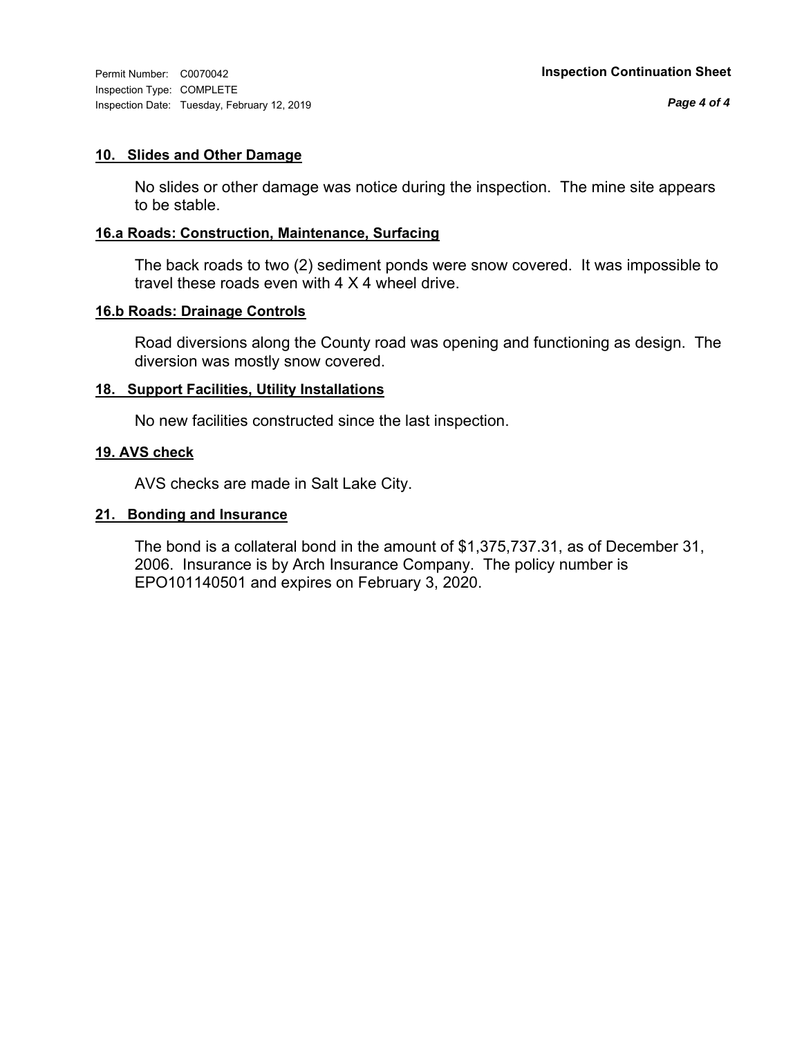### 10. Slides and Other Damage

No slides or other damage was notice during the inspection. The mine site appears to be stable.

### 16.a Roads: Construction, Maintenance, Surfacing

The back roads to two (2) sediment ponds were snow covered. It was impossible to travel these roads even with 4 X 4 wheel drive.

### 16.b Roads: Drainage Controls

Road diversions along the County road was opening and functioning as design. The diversion was mostly snow covered.

### 18. Support Facilities, Utility Installations

No new facilities constructed since the last inspection.

### 19. AVS check

AVS checks are made in Salt Lake City.

### 21. Bonding and Insurance

The bond is a collateral bond in the amount of $1,375,737.31, as of December 31, 2006. Insurance is by Arch Insurance Company. The policy number is EPO101140501 and expires on February 3, 2020.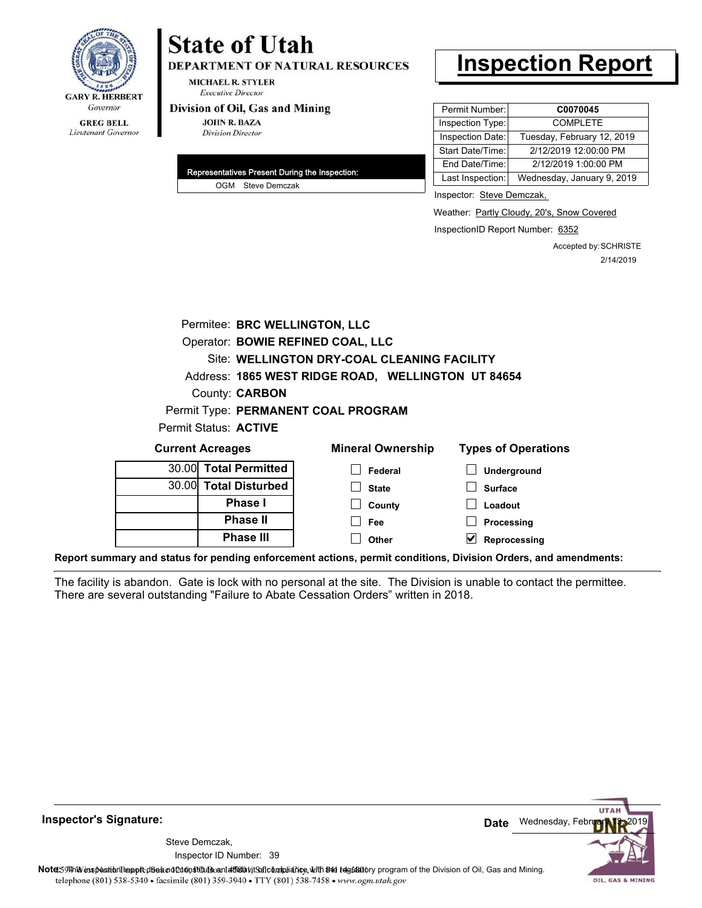GARY R. HERBERT
*Governor*

GREG BELL
*Lieutenant Governor*

# State of Utah

**DEPARTMENT OF NATURAL RESOURCES**

MICHAEL R. STYLER
*Executive Director*

**Division of Oil, Gas and Mining**

JOHN R. BAZA
*Division Director*

# Inspection Report

| Permit Number: | **C0070045** |
|---|---|
| Inspection Type: | COMPLETE |
| Inspection Date: | Tuesday, February 12, 2019 |
| Start Date/Time: | 2/12/2019 12:00:00 PM |
| End Date/Time: | 2/12/2019 1:00:00 PM |
| Last Inspection: | Wednesday, January 9, 2019 |

**Representatives Present During the Inspection:**

OGM Steve Demczak

Inspector: Steve Demczak,

Weather: Partly Cloudy, 20's, Snow Covered

InspectionID Report Number: 6352

Accepted by: SCHRISTE
2/14/2019

Permitee: **BRC WELLINGTON, LLC**
Operator: **BOWIE REFINED COAL, LLC**
Site: **WELLINGTON DRY-COAL CLEANING FACILITY**
Address: **1865 WEST RIDGE ROAD, WELLINGTON UT 84654**
County: **CARBON**
Permit Type: **PERMANENT COAL PROGRAM**
Permit Status: **ACTIVE**

**Current Acreages**

| | |
|---|---|
| 30.00 | **Total Permitted** |
| 30.00 | **Total Disturbed** |
| | **Phase I** |
| | **Phase II** |
| | **Phase III** |

**Mineral Ownership**

- [ ] Federal
- [ ] State
- [ ] County
- [ ] Fee
- [ ] Other

**Types of Operations**

- [ ] Underground
- [ ] Surface
- [ ] Loadout
- [ ] Processing
- [x] Reprocessing

**Report summary and status for pending enforcement actions, permit conditions, Division Orders, and amendments:**

The facility is abandon. Gate is lock with no personal at the site. The Division is unable to contact the permittee. There are several outstanding "Failure to Abate Cessation Orders" written in 2018.

**Inspector's Signature:**

Steve Demczak,
Inspector ID Number: 39

**Date** Wednesday, February 13, 2019

**Note:** This inspection report does not constitute an affidavit of compliance with the regulatory program of the Division of Oil, Gas and Mining.
1594 West North Temple, Suite 1210, Box 145801, Salt Lake City, UT 84114-5801
telephone (801) 538-5340 • facsimile (801) 359-3940 • TTY (801) 538-7458 • www.ogm.utah.gov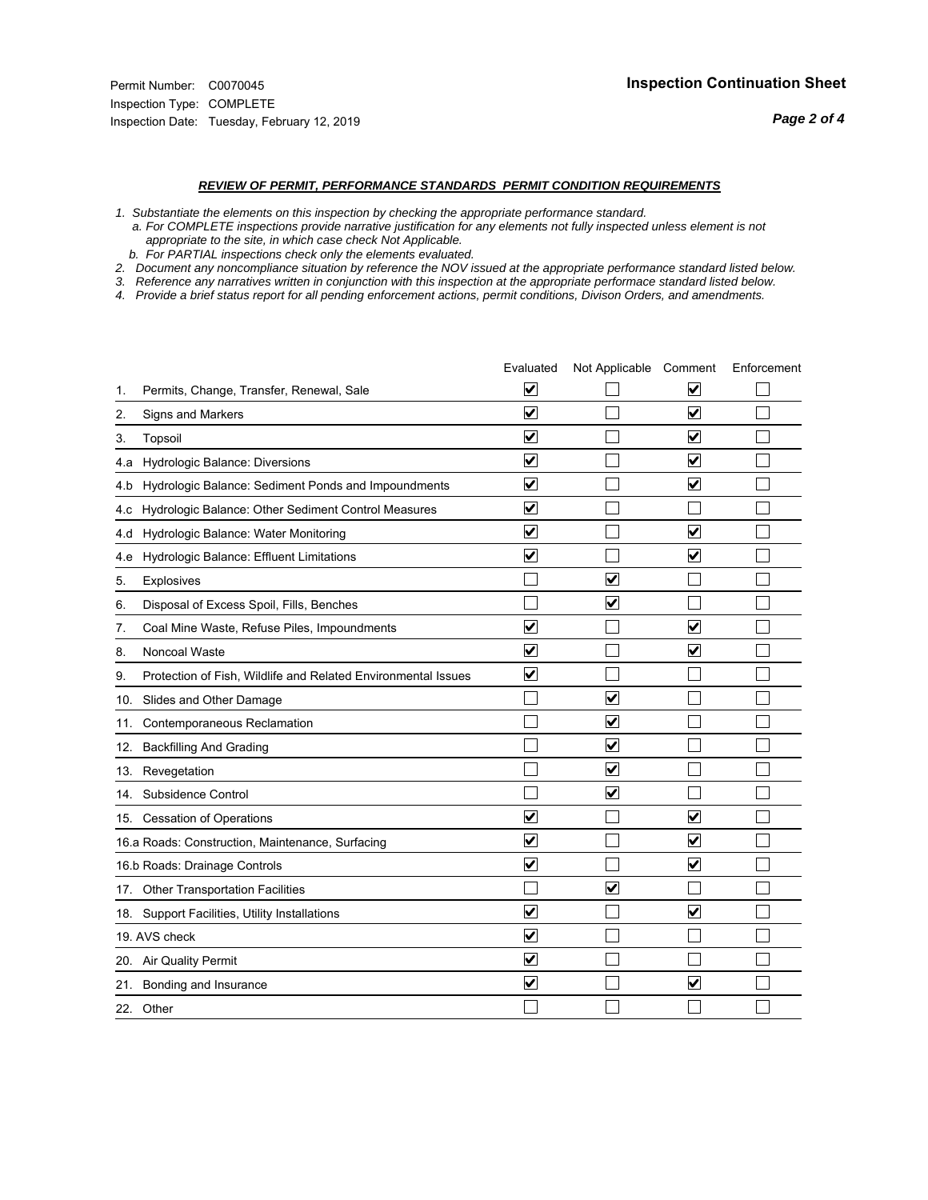Permit Number: C0070045
Inspection Type: COMPLETE
Inspection Date: Tuesday, February 12, 2019

## Inspection Continuation Sheet

### *REVIEW OF PERMIT, PERFORMANCE STANDARDS PERMIT CONDITION REQUIREMENTS*

*1. Substantiate the elements on this inspection by checking the appropriate performance standard.*
*a. For COMPLETE inspections provide narrative justification for any elements not fully inspected unless element is not appropriate to the site, in which case check Not Applicable.*
*b. For PARTIAL inspections check only the elements evaluated.*
*2. Document any noncompliance situation by reference the NOV issued at the appropriate performance standard listed below.*
*3. Reference any narratives written in conjunction with this inspection at the appropriate performace standard listed below.*
*4. Provide a brief status report for all pending enforcement actions, permit conditions, Divison Orders, and amendments.*

| | Evaluated | Not Applicable | Comment | Enforcement |
|---|---|---|---|---|
| 1. Permits, Change, Transfer, Renewal, Sale | ☑ | ☐ | ☑ | ☐ |
| 2. Signs and Markers | ☑ | ☐ | ☑ | ☐ |
| 3. Topsoil | ☑ | ☐ | ☑ | ☐ |
| 4.a Hydrologic Balance: Diversions | ☑ | ☐ | ☑ | ☐ |
| 4.b Hydrologic Balance: Sediment Ponds and Impoundments | ☑ | ☐ | ☑ | ☐ |
| 4.c Hydrologic Balance: Other Sediment Control Measures | ☑ | ☐ | ☐ | ☐ |
| 4.d Hydrologic Balance: Water Monitoring | ☑ | ☐ | ☑ | ☐ |
| 4.e Hydrologic Balance: Effluent Limitations | ☑ | ☐ | ☑ | ☐ |
| 5. Explosives | ☐ | ☑ | ☐ | ☐ |
| 6. Disposal of Excess Spoil, Fills, Benches | ☐ | ☑ | ☐ | ☐ |
| 7. Coal Mine Waste, Refuse Piles, Impoundments | ☑ | ☐ | ☑ | ☐ |
| 8. Noncoal Waste | ☑ | ☐ | ☑ | ☐ |
| 9. Protection of Fish, Wildlife and Related Environmental Issues | ☑ | ☐ | ☐ | ☐ |
| 10. Slides and Other Damage | ☐ | ☑ | ☐ | ☐ |
| 11. Contemporaneous Reclamation | ☐ | ☑ | ☐ | ☐ |
| 12. Backfilling And Grading | ☐ | ☑ | ☐ | ☐ |
| 13. Revegetation | ☐ | ☑ | ☐ | ☐ |
| 14. Subsidence Control | ☐ | ☑ | ☐ | ☐ |
| 15. Cessation of Operations | ☑ | ☐ | ☑ | ☐ |
| 16.a Roads: Construction, Maintenance, Surfacing | ☑ | ☐ | ☑ | ☐ |
| 16.b Roads: Drainage Controls | ☑ | ☐ | ☑ | ☐ |
| 17. Other Transportation Facilities | ☐ | ☑ | ☐ | ☐ |
| 18. Support Facilities, Utility Installations | ☑ | ☐ | ☑ | ☐ |
| 19. AVS check | ☑ | ☐ | ☐ | ☐ |
| 20. Air Quality Permit | ☑ | ☐ | ☐ | ☐ |
| 21. Bonding and Insurance | ☑ | ☐ | ☑ | ☐ |
| 22. Other | ☐ | ☐ | ☐ | ☐ |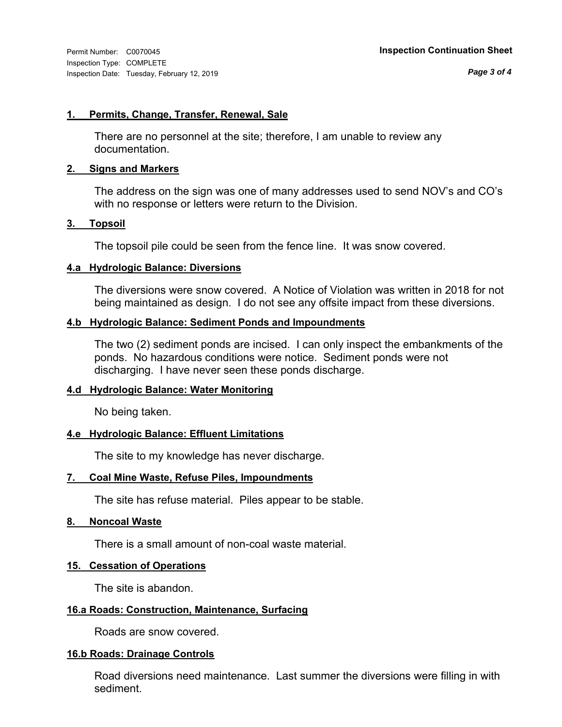Permit Number: C0070045
Inspection Type: COMPLETE
Inspection Date: Tuesday, February 12, 2019

**Inspection Continuation Sheet**

**1. Permits, Change, Transfer, Renewal, Sale**

There are no personnel at the site; therefore, I am unable to review any documentation.

**2. Signs and Markers**

The address on the sign was one of many addresses used to send NOV's and CO's with no response or letters were return to the Division.

**3. Topsoil**

The topsoil pile could be seen from the fence line. It was snow covered.

**4.a Hydrologic Balance: Diversions**

The diversions were snow covered. A Notice of Violation was written in 2018 for not being maintained as design. I do not see any offsite impact from these diversions.

**4.b Hydrologic Balance: Sediment Ponds and Impoundments**

The two (2) sediment ponds are incised. I can only inspect the embankments of the ponds. No hazardous conditions were notice. Sediment ponds were not discharging. I have never seen these ponds discharge.

**4.d Hydrologic Balance: Water Monitoring**

No being taken.

**4.e Hydrologic Balance: Effluent Limitations**

The site to my knowledge has never discharge.

**7. Coal Mine Waste, Refuse Piles, Impoundments**

The site has refuse material. Piles appear to be stable.

**8. Noncoal Waste**

There is a small amount of non-coal waste material.

**15. Cessation of Operations**

The site is abandon.

**16.a Roads: Construction, Maintenance, Surfacing**

Roads are snow covered.

**16.b Roads: Drainage Controls**

Road diversions need maintenance. Last summer the diversions were filling in with sediment.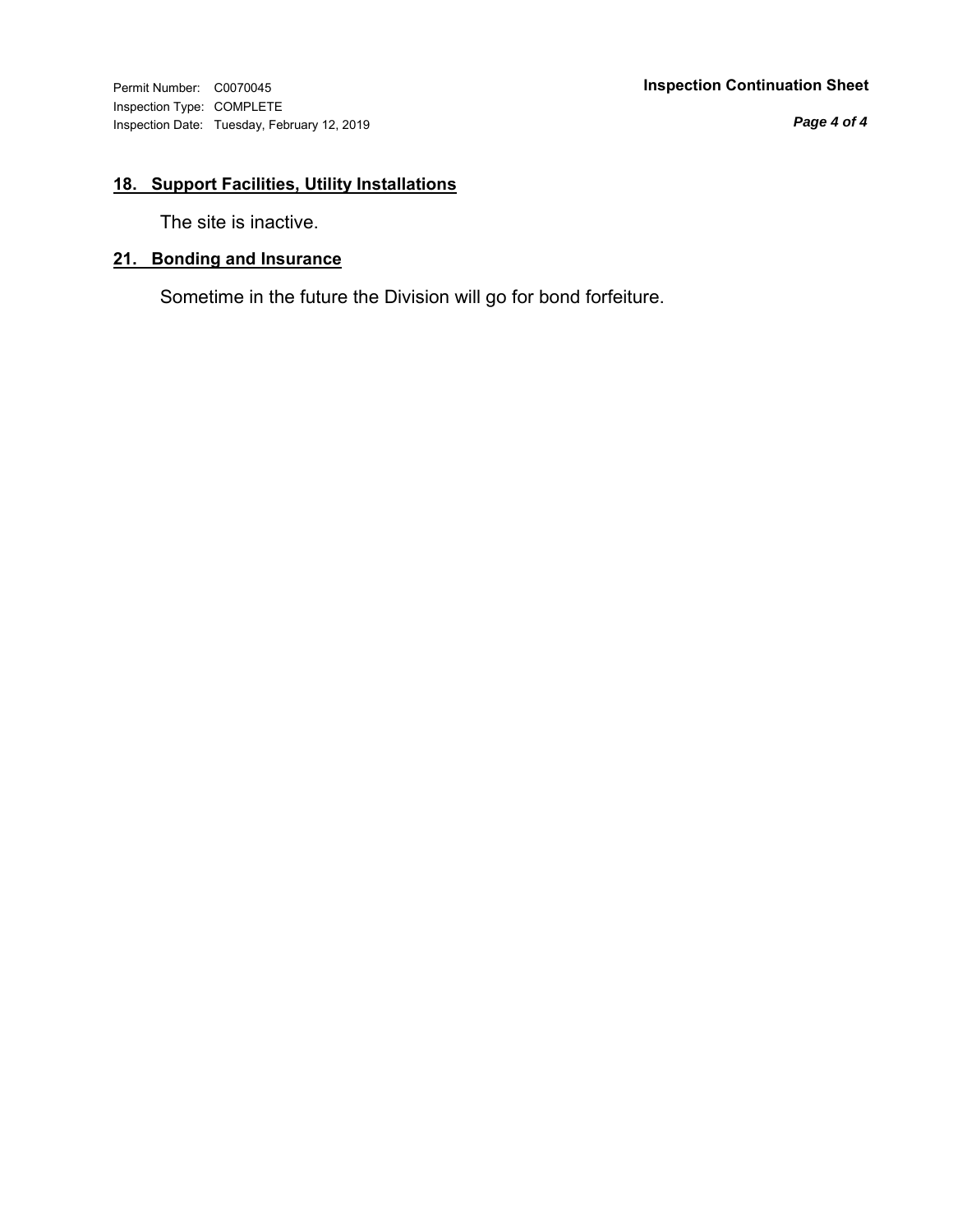## 18. Support Facilities, Utility Installations

The site is inactive.

## 21. Bonding and Insurance

Sometime in the future the Division will go for bond forfeiture.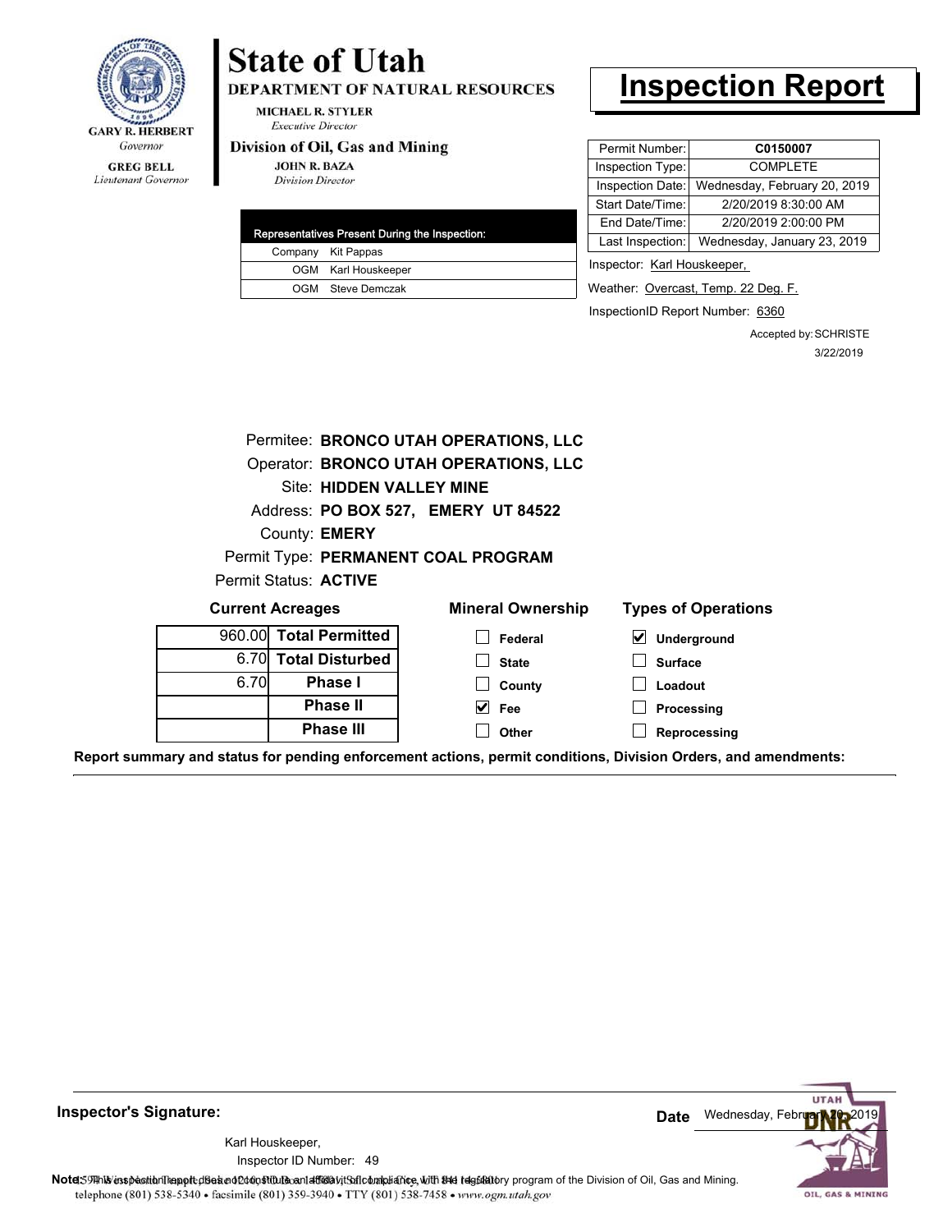GARY R. HERBERT
*Governor*

GREG BELL
*Lieutenant Governor*

# State of Utah

**DEPARTMENT OF NATURAL RESOURCES**

MICHAEL R. STYLER
*Executive Director*

**Division of Oil, Gas and Mining**

JOHN R. BAZA
*Division Director*

# Inspection Report

| Representatives Present During the Inspection: | |
|---|---|
| Company | Kit Pappas |
| OGM | Karl Houskeeper |
| OGM | Steve Demczak |

| | |
|---|---|
| Permit Number: | **C0150007** |
| Inspection Type: | COMPLETE |
| Inspection Date: | Wednesday, February 20, 2019 |
| Start Date/Time: | 2/20/2019 8:30:00 AM |
| End Date/Time: | 2/20/2019 2:00:00 PM |
| Last Inspection: | Wednesday, January 23, 2019 |

Inspector: Karl Houskeeper,

Weather: Overcast, Temp. 22 Deg. F.

InspectionID Report Number: 6360

Accepted by: SCHRISTE
3/22/2019

Permitee: **BRONCO UTAH OPERATIONS, LLC**
Operator: **BRONCO UTAH OPERATIONS, LLC**
Site: **HIDDEN VALLEY MINE**
Address: **PO BOX 527, EMERY UT 84522**
County: **EMERY**
Permit Type: **PERMANENT COAL PROGRAM**
Permit Status: **ACTIVE**

**Current Acreages**

| | |
|---|---|
| 960.00 | **Total Permitted** |
| 6.70 | **Total Disturbed** |
| 6.70 | **Phase I** |
| | **Phase II** |
| | **Phase III** |

**Mineral Ownership**

- ☐ Federal
- ☐ State
- ☐ County
- ☑ Fee
- ☐ Other

**Types of Operations**

- ☑ Underground
- ☐ Surface
- ☐ Loadout
- ☐ Processing
- ☐ Reprocessing

**Report summary and status for pending enforcement actions, permit conditions, Division Orders, and amendments:**

---

**Inspector's Signature:**

Karl Houskeeper,
Inspector ID Number: 49

**Date** Wednesday, February 20, 2019

**Note:** This inspection report does not constitute an affidavit of compliance with the regulatory program of the Division of Oil, Gas and Mining.
telephone (801) 538-5340 • facsimile (801) 359-3940 • TTY (801) 538-7458 • www.ogm.utah.gov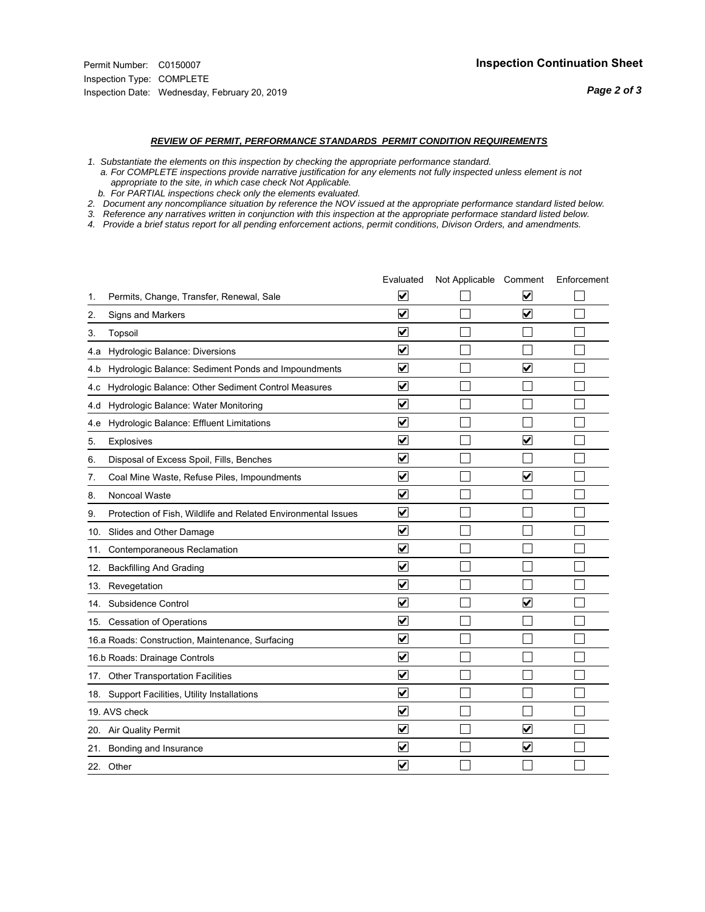Permit Number: C0150007
Inspection Type: COMPLETE
Inspection Date: Wednesday, February 20, 2019

## Inspection Continuation Sheet

***REVIEW OF PERMIT, PERFORMANCE STANDARDS PERMIT CONDITION REQUIREMENTS***

*1. Substantiate the elements on this inspection by checking the appropriate performance standard.*
*a. For COMPLETE inspections provide narrative justification for any elements not fully inspected unless element is not appropriate to the site, in which case check Not Applicable.*
*b. For PARTIAL inspections check only the elements evaluated.*
*2. Document any noncompliance situation by reference the NOV issued at the appropriate performance standard listed below.*
*3. Reference any narratives written in conjunction with this inspection at the appropriate performace standard listed below.*
*4. Provide a brief status report for all pending enforcement actions, permit conditions, Divison Orders, and amendments.*

| | Evaluated | Not Applicable | Comment | Enforcement |
|---|---|---|---|---|
| 1. Permits, Change, Transfer, Renewal, Sale | ☑ | ☐ | ☑ | ☐ |
| 2. Signs and Markers | ☑ | ☐ | ☑ | ☐ |
| 3. Topsoil | ☑ | ☐ | ☐ | ☐ |
| 4.a Hydrologic Balance: Diversions | ☑ | ☐ | ☐ | ☐ |
| 4.b Hydrologic Balance: Sediment Ponds and Impoundments | ☑ | ☐ | ☑ | ☐ |
| 4.c Hydrologic Balance: Other Sediment Control Measures | ☑ | ☐ | ☐ | ☐ |
| 4.d Hydrologic Balance: Water Monitoring | ☑ | ☐ | ☐ | ☐ |
| 4.e Hydrologic Balance: Effluent Limitations | ☑ | ☐ | ☐ | ☐ |
| 5. Explosives | ☑ | ☐ | ☑ | ☐ |
| 6. Disposal of Excess Spoil, Fills, Benches | ☑ | ☐ | ☐ | ☐ |
| 7. Coal Mine Waste, Refuse Piles, Impoundments | ☑ | ☐ | ☑ | ☐ |
| 8. Noncoal Waste | ☑ | ☐ | ☐ | ☐ |
| 9. Protection of Fish, Wildlife and Related Environmental Issues | ☑ | ☐ | ☐ | ☐ |
| 10. Slides and Other Damage | ☑ | ☐ | ☐ | ☐ |
| 11. Contemporaneous Reclamation | ☑ | ☐ | ☐ | ☐ |
| 12. Backfilling And Grading | ☑ | ☐ | ☐ | ☐ |
| 13. Revegetation | ☑ | ☐ | ☐ | ☐ |
| 14. Subsidence Control | ☑ | ☐ | ☑ | ☐ |
| 15. Cessation of Operations | ☑ | ☐ | ☐ | ☐ |
| 16.a Roads: Construction, Maintenance, Surfacing | ☑ | ☐ | ☐ | ☐ |
| 16.b Roads: Drainage Controls | ☑ | ☐ | ☐ | ☐ |
| 17. Other Transportation Facilities | ☑ | ☐ | ☐ | ☐ |
| 18. Support Facilities, Utility Installations | ☑ | ☐ | ☐ | ☐ |
| 19. AVS check | ☑ | ☐ | ☐ | ☐ |
| 20. Air Quality Permit | ☑ | ☐ | ☑ | ☐ |
| 21. Bonding and Insurance | ☑ | ☐ | ☑ | ☐ |
| 22. Other | ☑ | ☐ | ☐ | ☐ |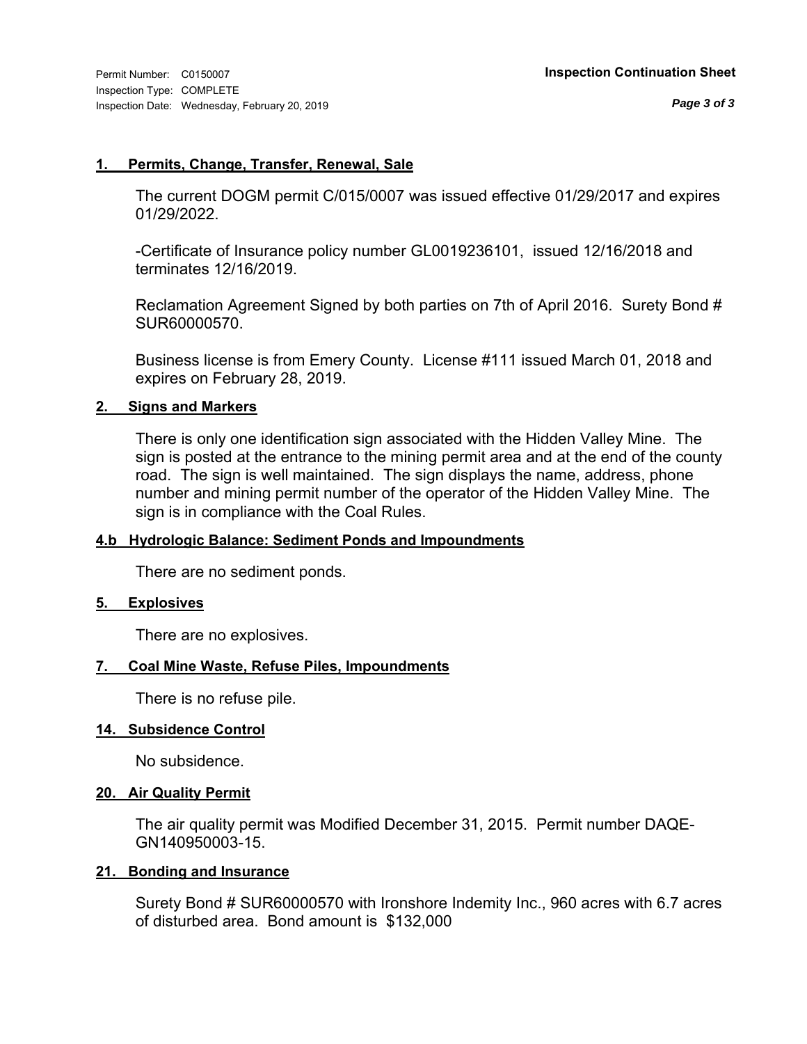Permit Number: C0150007
Inspection Type: COMPLETE
Inspection Date: Wednesday, February 20, 2019

**Inspection Continuation Sheet**

## 1. Permits, Change, Transfer, Renewal, Sale

The current DOGM permit C/015/0007 was issued effective 01/29/2017 and expires 01/29/2022.

-Certificate of Insurance policy number GL0019236101, issued 12/16/2018 and terminates 12/16/2019.

Reclamation Agreement Signed by both parties on 7th of April 2016. Surety Bond # SUR60000570.

Business license is from Emery County. License #111 issued March 01, 2018 and expires on February 28, 2019.

## 2. Signs and Markers

There is only one identification sign associated with the Hidden Valley Mine. The sign is posted at the entrance to the mining permit area and at the end of the county road. The sign is well maintained. The sign displays the name, address, phone number and mining permit number of the operator of the Hidden Valley Mine. The sign is in compliance with the Coal Rules.

## 4.b Hydrologic Balance: Sediment Ponds and Impoundments

There are no sediment ponds.

## 5. Explosives

There are no explosives.

## 7. Coal Mine Waste, Refuse Piles, Impoundments

There is no refuse pile.

## 14. Subsidence Control

No subsidence.

## 20. Air Quality Permit

The air quality permit was Modified December 31, 2015. Permit number DAQE-GN140950003-15.

## 21. Bonding and Insurance

Surety Bond # SUR60000570 with Ironshore Indemity Inc., 960 acres with 6.7 acres of disturbed area. Bond amount is $132,000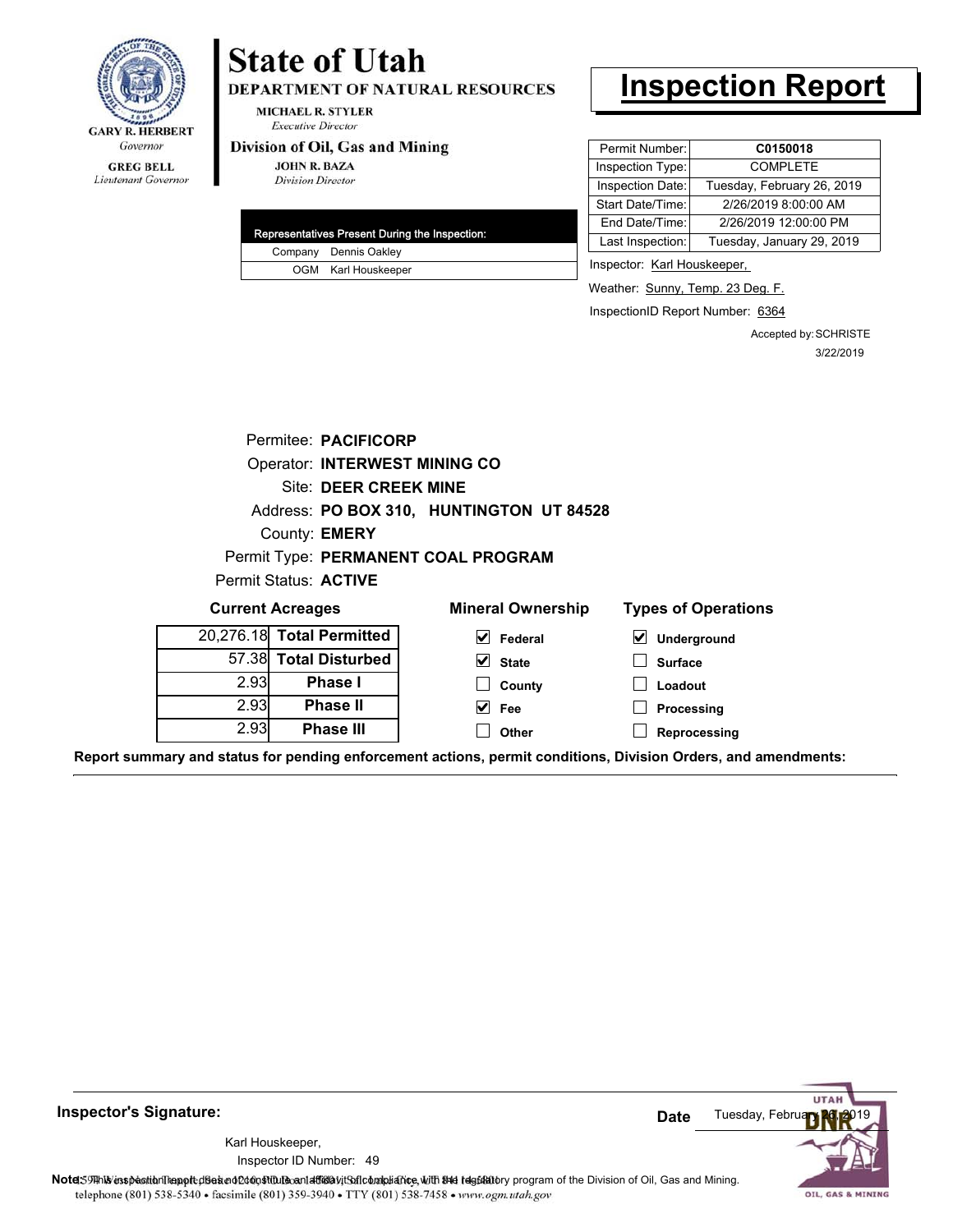**GARY R. HERBERT**
*Governor*

**GREG BELL**
*Lieutenant Governor*

# State of Utah

**DEPARTMENT OF NATURAL RESOURCES**

**MICHAEL R. STYLER**
*Executive Director*

**Division of Oil, Gas and Mining**

**JOHN R. BAZA**
*Division Director*

# Inspection Report

| Representatives Present During the Inspection: | |
|---|---|
| Company | Dennis Oakley |
| OGM | Karl Houskeeper |

| | |
|---|---|
| Permit Number: | **C0150018** |
| Inspection Type: | COMPLETE |
| Inspection Date: | Tuesday, February 26, 2019 |
| Start Date/Time: | 2/26/2019 8:00:00 AM |
| End Date/Time: | 2/26/2019 12:00:00 PM |
| Last Inspection: | Tuesday, January 29, 2019 |

Inspector: Karl Houskeeper,

Weather: Sunny, Temp. 23 Deg. F.

InspectionID Report Number: 6364

Accepted by: SCHRISTE
3/22/2019

Permitee: **PACIFICORP**
Operator: **INTERWEST MINING CO**
Site: **DEER CREEK MINE**
Address: **PO BOX 310, HUNTINGTON UT 84528**
County: **EMERY**
Permit Type: **PERMANENT COAL PROGRAM**
Permit Status: **ACTIVE**

**Current Acreages**

| | |
|---|---|
| 20,276.18 | **Total Permitted** |
| 57.38 | **Total Disturbed** |
| 2.93 | **Phase I** |
| 2.93 | **Phase II** |
| 2.93 | **Phase III** |

**Mineral Ownership**

- [x] **Federal**
- [x] **State**
- [ ] **County**
- [x] **Fee**
- [ ] **Other**

**Types of Operations**

- [x] **Underground**
- [ ] **Surface**
- [ ] **Loadout**
- [ ] **Processing**
- [ ] **Reprocessing**

**Report summary and status for pending enforcement actions, permit conditions, Division Orders, and amendments:**

**Inspector's Signature:**

Karl Houskeeper,
Inspector ID Number: 49

**Date** Tuesday, February 26, 2019

**Note:** This inspection report does not constitute an affidavit of compliance with the regulatory program of the Division of Oil, Gas and Mining.

1594 West North Temple, Suite 1210, Box 145801, Salt Lake City, UT 84114-5801
telephone (801) 538-5340 • facsimile (801) 359-3940 • TTY (801) 538-7458 • *www.ogm.utah.gov*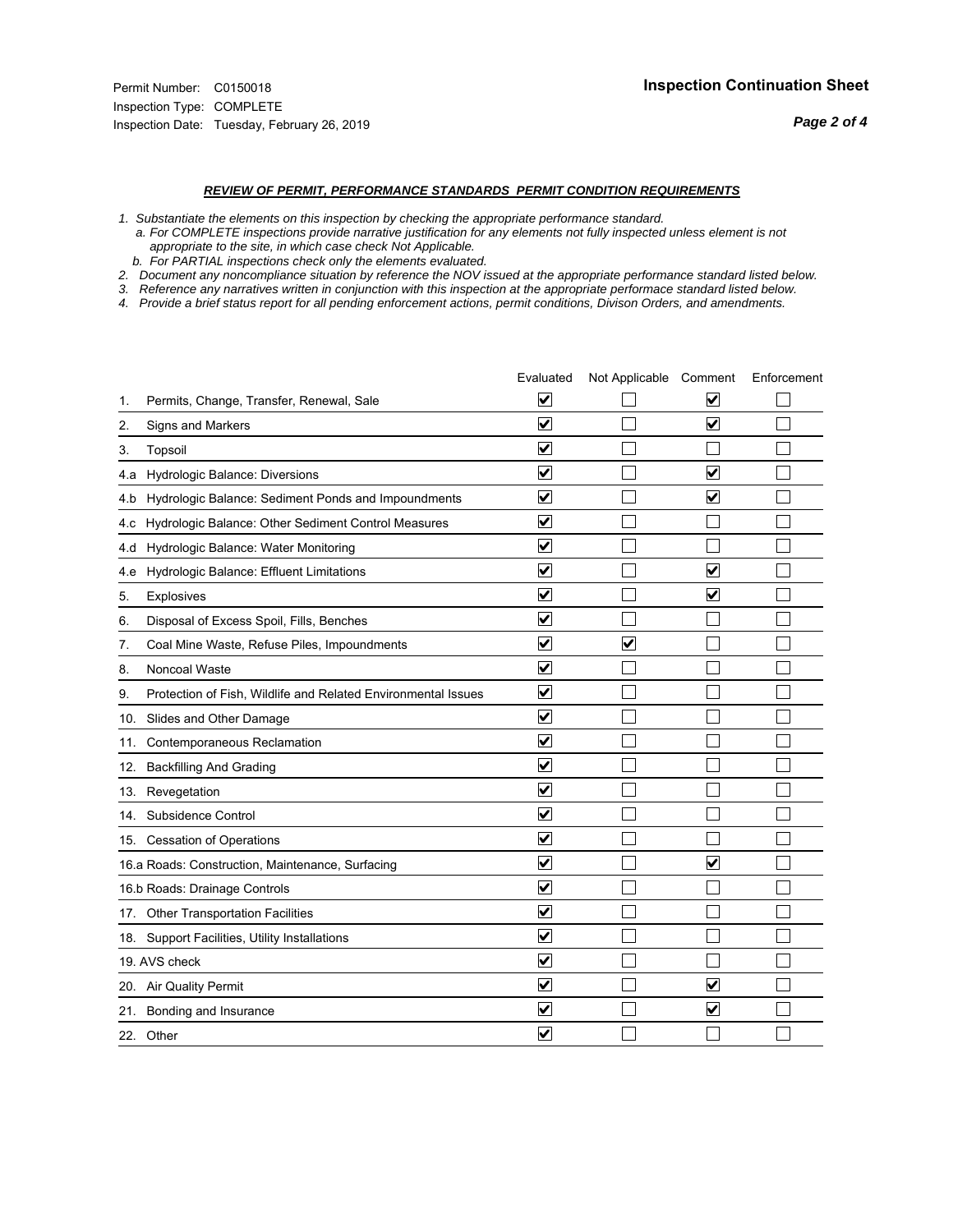Permit Number: C0150018
Inspection Type: COMPLETE
Inspection Date: Tuesday, February 26, 2019

**Inspection Continuation Sheet**

***REVIEW OF PERMIT, PERFORMANCE STANDARDS PERMIT CONDITION REQUIREMENTS***

*1. Substantiate the elements on this inspection by checking the appropriate performance standard.*
*a. For COMPLETE inspections provide narrative justification for any elements not fully inspected unless element is not appropriate to the site, in which case check Not Applicable.*
*b. For PARTIAL inspections check only the elements evaluated.*
*2. Document any noncompliance situation by reference the NOV issued at the appropriate performance standard listed below.*
*3. Reference any narratives written in conjunction with this inspection at the appropriate performace standard listed below.*
*4. Provide a brief status report for all pending enforcement actions, permit conditions, Divison Orders, and amendments.*

| | Evaluated | Not Applicable | Comment | Enforcement |
|---|---|---|---|---|
| 1. Permits, Change, Transfer, Renewal, Sale | ☑ | ☐ | ☑ | ☐ |
| 2. Signs and Markers | ☑ | ☐ | ☑ | ☐ |
| 3. Topsoil | ☑ | ☐ | ☐ | ☐ |
| 4.a Hydrologic Balance: Diversions | ☑ | ☐ | ☑ | ☐ |
| 4.b Hydrologic Balance: Sediment Ponds and Impoundments | ☑ | ☐ | ☑ | ☐ |
| 4.c Hydrologic Balance: Other Sediment Control Measures | ☑ | ☐ | ☐ | ☐ |
| 4.d Hydrologic Balance: Water Monitoring | ☑ | ☐ | ☐ | ☐ |
| 4.e Hydrologic Balance: Effluent Limitations | ☑ | ☐ | ☑ | ☐ |
| 5. Explosives | ☑ | ☐ | ☑ | ☐ |
| 6. Disposal of Excess Spoil, Fills, Benches | ☑ | ☐ | ☐ | ☐ |
| 7. Coal Mine Waste, Refuse Piles, Impoundments | ☑ | ☑ | ☐ | ☐ |
| 8. Noncoal Waste | ☑ | ☐ | ☐ | ☐ |
| 9. Protection of Fish, Wildlife and Related Environmental Issues | ☑ | ☐ | ☐ | ☐ |
| 10. Slides and Other Damage | ☑ | ☐ | ☐ | ☐ |
| 11. Contemporaneous Reclamation | ☑ | ☐ | ☐ | ☐ |
| 12. Backfilling And Grading | ☑ | ☐ | ☐ | ☐ |
| 13. Revegetation | ☑ | ☐ | ☐ | ☐ |
| 14. Subsidence Control | ☑ | ☐ | ☐ | ☐ |
| 15. Cessation of Operations | ☑ | ☐ | ☐ | ☐ |
| 16.a Roads: Construction, Maintenance, Surfacing | ☑ | ☐ | ☑ | ☐ |
| 16.b Roads: Drainage Controls | ☑ | ☐ | ☐ | ☐ |
| 17. Other Transportation Facilities | ☑ | ☐ | ☐ | ☐ |
| 18. Support Facilities, Utility Installations | ☑ | ☐ | ☐ | ☐ |
| 19. AVS check | ☑ | ☐ | ☐ | ☐ |
| 20. Air Quality Permit | ☑ | ☐ | ☑ | ☐ |
| 21. Bonding and Insurance | ☑ | ☐ | ☑ | ☐ |
| 22. Other | ☑ | ☐ | ☐ | ☐ |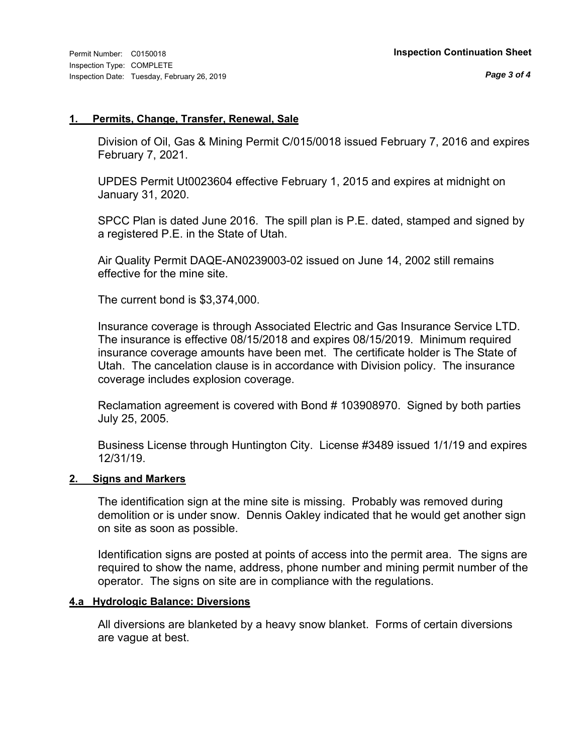Permit Number: C0150018
Inspection Type: COMPLETE
Inspection Date: Tuesday, February 26, 2019

**Inspection Continuation Sheet**

### 1. Permits, Change, Transfer, Renewal, Sale

Division of Oil, Gas & Mining Permit C/015/0018 issued February 7, 2016 and expires February 7, 2021.

UPDES Permit Ut0023604 effective February 1, 2015 and expires at midnight on January 31, 2020.

SPCC Plan is dated June 2016. The spill plan is P.E. dated, stamped and signed by a registered P.E. in the State of Utah.

Air Quality Permit DAQE-AN0239003-02 issued on June 14, 2002 still remains effective for the mine site.

The current bond is $3,374,000.

Insurance coverage is through Associated Electric and Gas Insurance Service LTD. The insurance is effective 08/15/2018 and expires 08/15/2019. Minimum required insurance coverage amounts have been met. The certificate holder is The State of Utah. The cancelation clause is in accordance with Division policy. The insurance coverage includes explosion coverage.

Reclamation agreement is covered with Bond # 103908970. Signed by both parties July 25, 2005.

Business License through Huntington City. License #3489 issued 1/1/19 and expires 12/31/19.

### 2. Signs and Markers

The identification sign at the mine site is missing. Probably was removed during demolition or is under snow. Dennis Oakley indicated that he would get another sign on site as soon as possible.

Identification signs are posted at points of access into the permit area. The signs are required to show the name, address, phone number and mining permit number of the operator. The signs on site are in compliance with the regulations.

### 4.a Hydrologic Balance: Diversions

All diversions are blanketed by a heavy snow blanket. Forms of certain diversions are vague at best.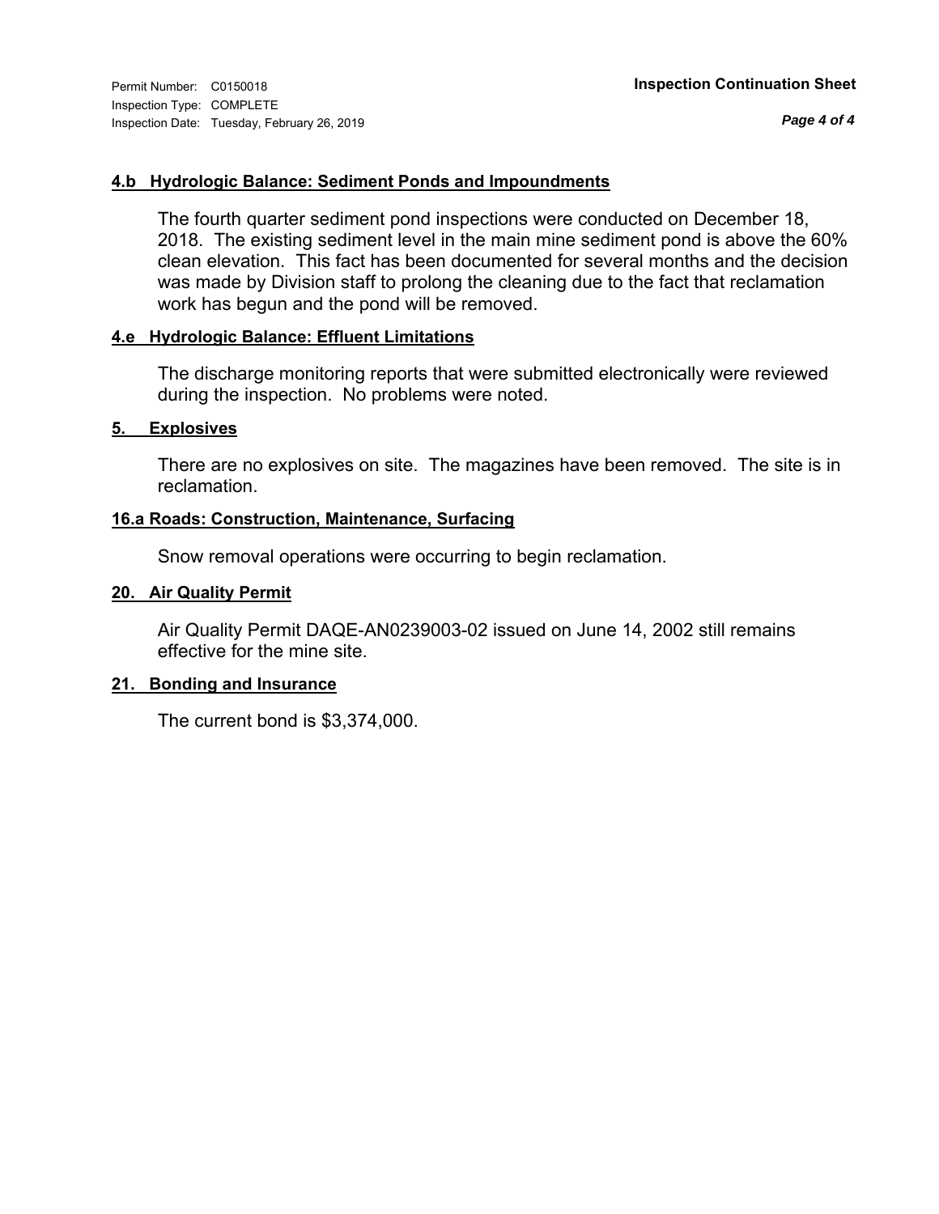#### 4.b Hydrologic Balance: Sediment Ponds and Impoundments

The fourth quarter sediment pond inspections were conducted on December 18, 2018. The existing sediment level in the main mine sediment pond is above the 60% clean elevation. This fact has been documented for several months and the decision was made by Division staff to prolong the cleaning due to the fact that reclamation work has begun and the pond will be removed.

#### 4.e Hydrologic Balance: Effluent Limitations

The discharge monitoring reports that were submitted electronically were reviewed during the inspection. No problems were noted.

#### 5. Explosives

There are no explosives on site. The magazines have been removed. The site is in reclamation.

#### 16.a Roads: Construction, Maintenance, Surfacing

Snow removal operations were occurring to begin reclamation.

#### 20. Air Quality Permit

Air Quality Permit DAQE-AN0239003-02 issued on June 14, 2002 still remains effective for the mine site.

#### 21. Bonding and Insurance

The current bond is $3,374,000.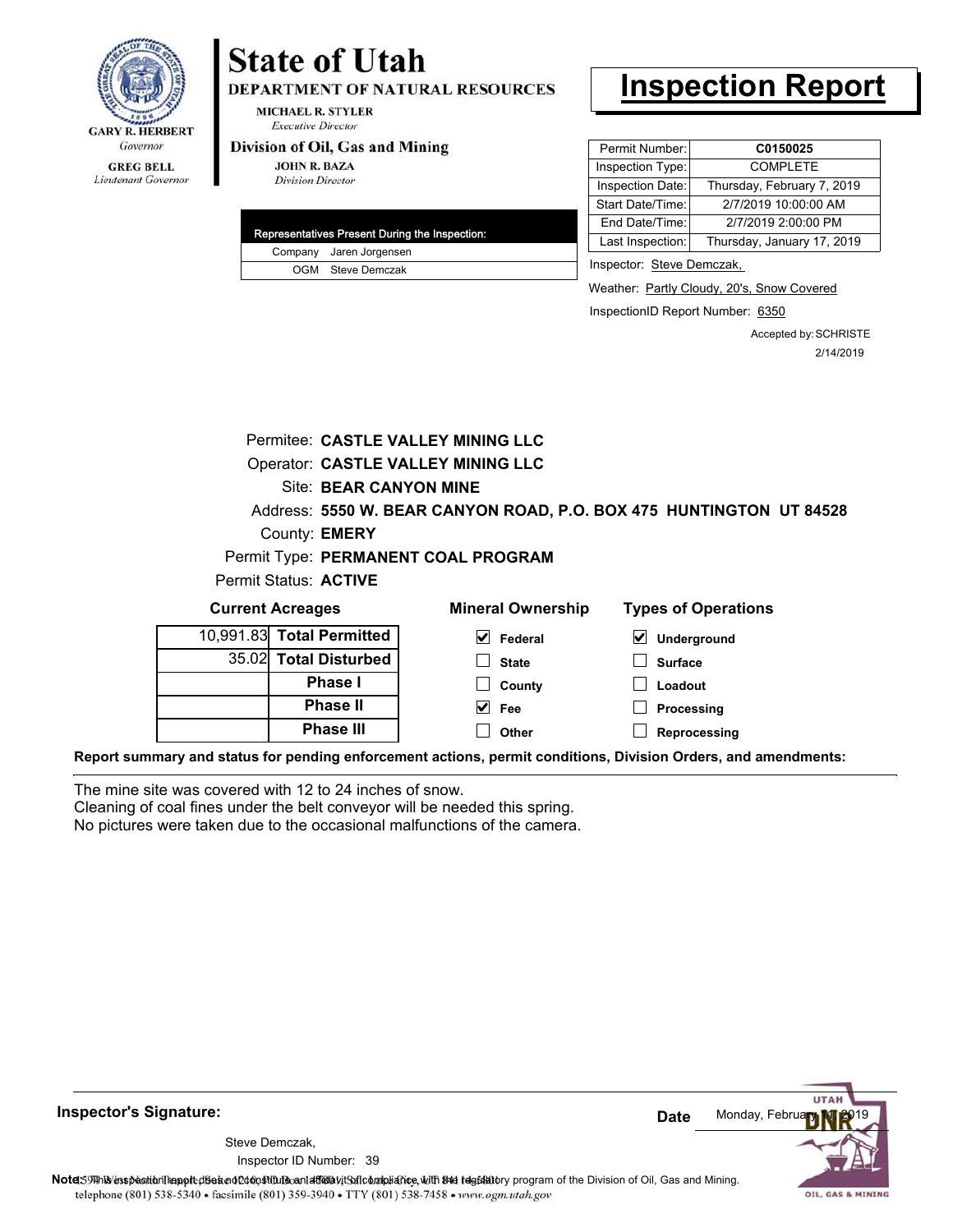GARY R. HERBERT
*Governor*

GREG BELL
*Lieutenant Governor*

# State of Utah

**DEPARTMENT OF NATURAL RESOURCES**

MICHAEL R. STYLER
*Executive Director*

**Division of Oil, Gas and Mining**

JOHN R. BAZA
*Division Director*

# Inspection Report

| Representatives Present During the Inspection: | |
|---|---|
| Company | Jaren Jorgensen |
| OGM | Steve Demczak |

| | |
|---|---|
| Permit Number: | **C0150025** |
| Inspection Type: | COMPLETE |
| Inspection Date: | Thursday, February 7, 2019 |
| Start Date/Time: | 2/7/2019 10:00:00 AM |
| End Date/Time: | 2/7/2019 2:00:00 PM |
| Last Inspection: | Thursday, January 17, 2019 |

Inspector: Steve Demczak,

Weather: Partly Cloudy, 20's, Snow Covered

InspectionID Report Number: 6350

Accepted by: SCHRISTE
2/14/2019

Permitee: **CASTLE VALLEY MINING LLC**
Operator: **CASTLE VALLEY MINING LLC**
Site: **BEAR CANYON MINE**
Address: **5550 W. BEAR CANYON ROAD, P.O. BOX 475 HUNTINGTON UT 84528**
County: **EMERY**
Permit Type: **PERMANENT COAL PROGRAM**
Permit Status: **ACTIVE**

**Current Acreages**

| | |
|---|---|
| 10,991.83 | **Total Permitted** |
| 35.02 | **Total Disturbed** |
| | **Phase I** |
| | **Phase II** |
| | **Phase III** |

**Mineral Ownership**

- [x] Federal
- [ ] State
- [ ] County
- [x] Fee
- [ ] Other

**Types of Operations**

- [x] Underground
- [ ] Surface
- [ ] Loadout
- [ ] Processing
- [ ] Reprocessing

**Report summary and status for pending enforcement actions, permit conditions, Division Orders, and amendments:**

The mine site was covered with 12 to 24 inches of snow.
Cleaning of coal fines under the belt conveyor will be needed this spring.
No pictures were taken due to the occasional malfunctions of the camera.

**Inspector's Signature:**

Steve Demczak,
Inspector ID Number: 39

**Date** Monday, February 11, 2019

**Note:** This inspection report does not constitute an affidavit of compliance with the regulatory program of the Division of Oil, Gas and Mining.

telephone (801) 538-5340 • facsimile (801) 359-3940 • TTY (801) 538-7458 • www.ogm.utah.gov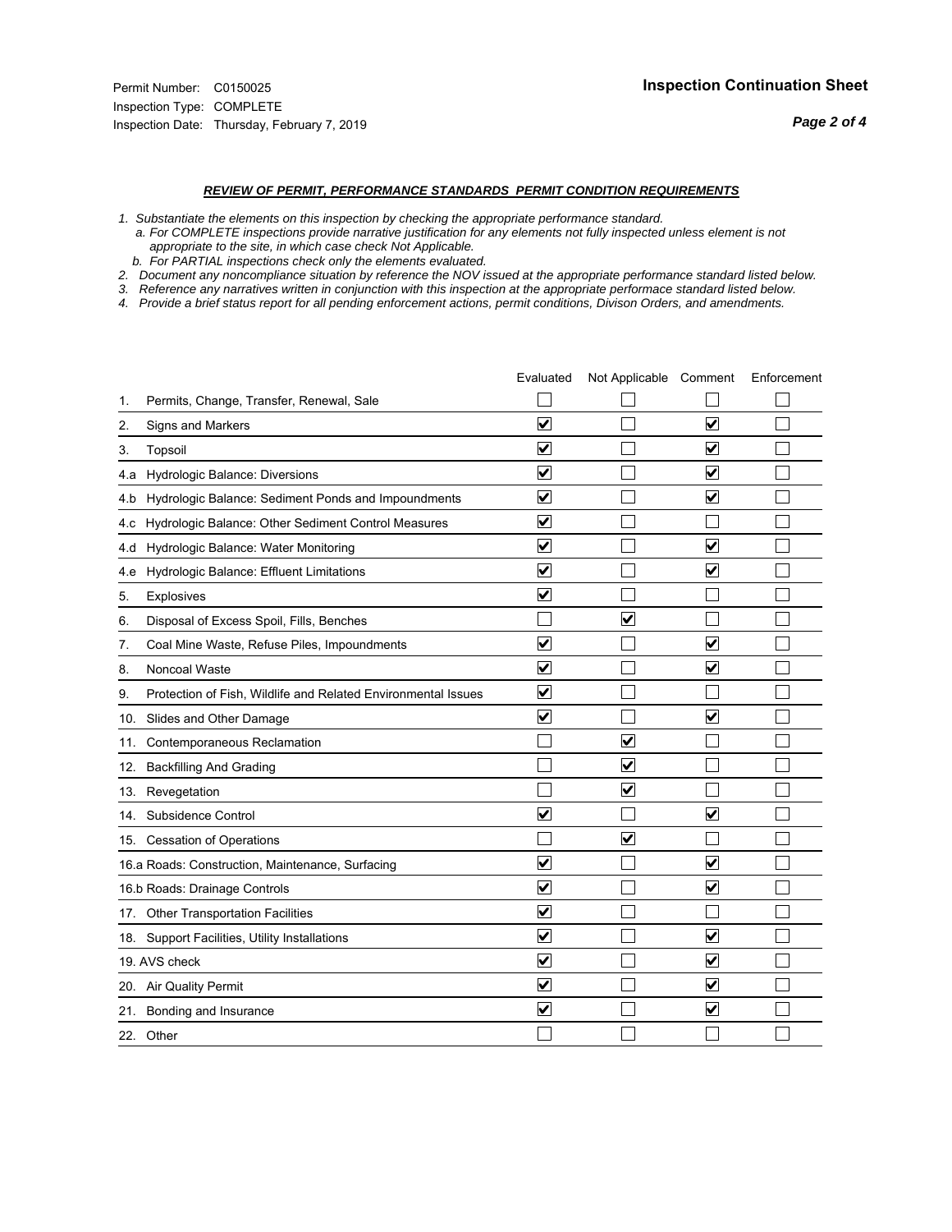Permit Number: C0150025
Inspection Type: COMPLETE
Inspection Date: Thursday, February 7, 2019

## Inspection Continuation Sheet

### *REVIEW OF PERMIT, PERFORMANCE STANDARDS PERMIT CONDITION REQUIREMENTS*

*1. Substantiate the elements on this inspection by checking the appropriate performance standard.*
*a. For COMPLETE inspections provide narrative justification for any elements not fully inspected unless element is not appropriate to the site, in which case check Not Applicable.*
*b. For PARTIAL inspections check only the elements evaluated.*
*2. Document any noncompliance situation by reference the NOV issued at the appropriate performance standard listed below.*
*3. Reference any narratives written in conjunction with this inspection at the appropriate performace standard listed below.*
*4. Provide a brief status report for all pending enforcement actions, permit conditions, Divison Orders, and amendments.*

| | Evaluated | Not Applicable | Comment | Enforcement |
|---|---|---|---|---|
| 1. Permits, Change, Transfer, Renewal, Sale | ☐ | ☐ | ☐ | ☐ |
| 2. Signs and Markers | ☑ | ☐ | ☑ | ☐ |
| 3. Topsoil | ☑ | ☐ | ☑ | ☐ |
| 4.a Hydrologic Balance: Diversions | ☑ | ☐ | ☑ | ☐ |
| 4.b Hydrologic Balance: Sediment Ponds and Impoundments | ☑ | ☐ | ☑ | ☐ |
| 4.c Hydrologic Balance: Other Sediment Control Measures | ☑ | ☐ | ☐ | ☐ |
| 4.d Hydrologic Balance: Water Monitoring | ☑ | ☐ | ☑ | ☐ |
| 4.e Hydrologic Balance: Effluent Limitations | ☑ | ☐ | ☑ | ☐ |
| 5. Explosives | ☑ | ☐ | ☐ | ☐ |
| 6. Disposal of Excess Spoil, Fills, Benches | ☐ | ☑ | ☐ | ☐ |
| 7. Coal Mine Waste, Refuse Piles, Impoundments | ☑ | ☐ | ☑ | ☐ |
| 8. Noncoal Waste | ☑ | ☐ | ☑ | ☐ |
| 9. Protection of Fish, Wildlife and Related Environmental Issues | ☑ | ☐ | ☐ | ☐ |
| 10. Slides and Other Damage | ☑ | ☐ | ☑ | ☐ |
| 11. Contemporaneous Reclamation | ☐ | ☑ | ☐ | ☐ |
| 12. Backfilling And Grading | ☐ | ☑ | ☐ | ☐ |
| 13. Revegetation | ☐ | ☑ | ☐ | ☐ |
| 14. Subsidence Control | ☑ | ☐ | ☑ | ☐ |
| 15. Cessation of Operations | ☐ | ☑ | ☐ | ☐ |
| 16.a Roads: Construction, Maintenance, Surfacing | ☑ | ☐ | ☑ | ☐ |
| 16.b Roads: Drainage Controls | ☑ | ☐ | ☑ | ☐ |
| 17. Other Transportation Facilities | ☑ | ☐ | ☐ | ☐ |
| 18. Support Facilities, Utility Installations | ☑ | ☐ | ☑ | ☐ |
| 19. AVS check | ☑ | ☐ | ☑ | ☐ |
| 20. Air Quality Permit | ☑ | ☐ | ☑ | ☐ |
| 21. Bonding and Insurance | ☑ | ☐ | ☑ | ☐ |
| 22. Other | ☐ | ☐ | ☐ | ☐ |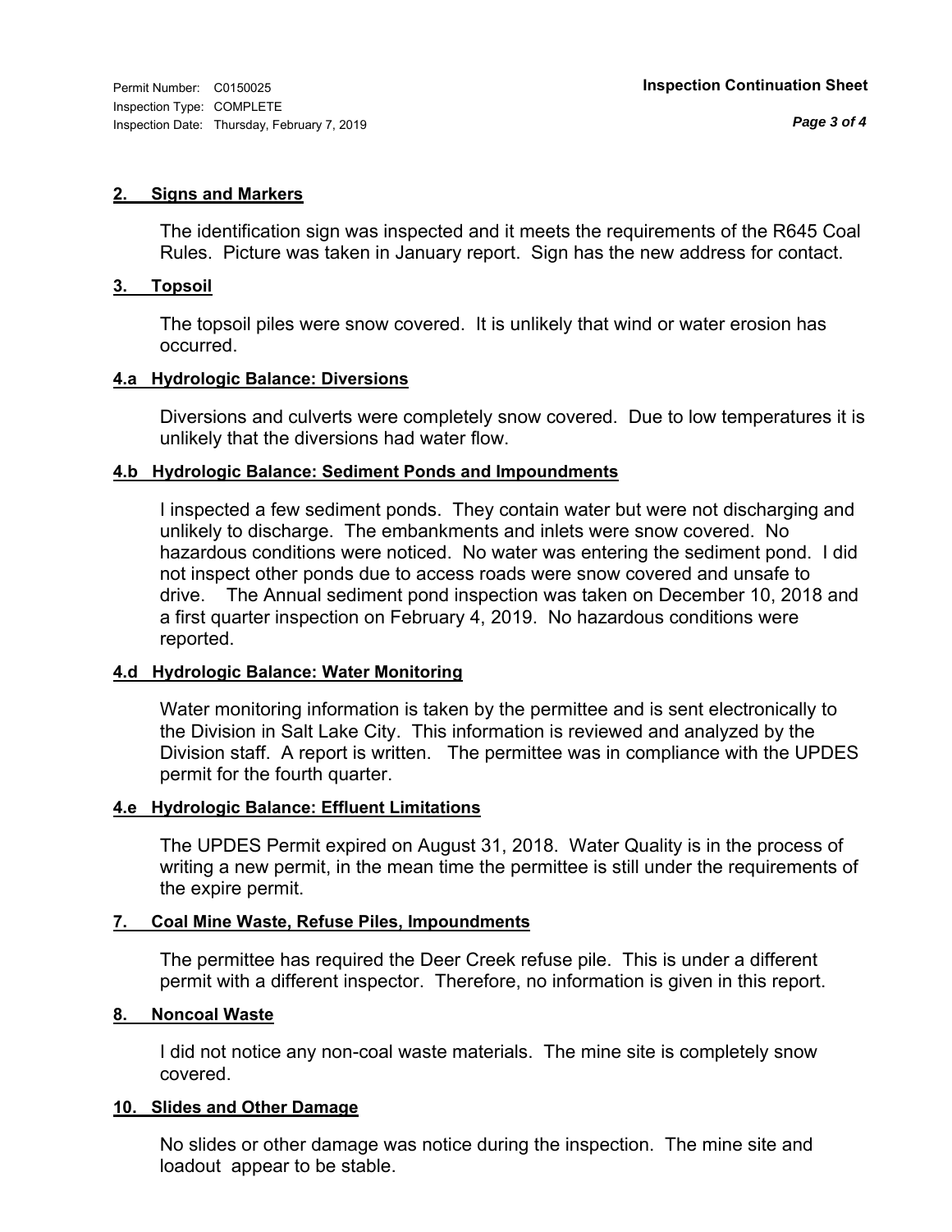**2. Signs and Markers**

The identification sign was inspected and it meets the requirements of the R645 Coal Rules. Picture was taken in January report. Sign has the new address for contact.

**3. Topsoil**

The topsoil piles were snow covered. It is unlikely that wind or water erosion has occurred.

**4.a Hydrologic Balance: Diversions**

Diversions and culverts were completely snow covered. Due to low temperatures it is unlikely that the diversions had water flow.

**4.b Hydrologic Balance: Sediment Ponds and Impoundments**

I inspected a few sediment ponds. They contain water but were not discharging and unlikely to discharge. The embankments and inlets were snow covered. No hazardous conditions were noticed. No water was entering the sediment pond. I did not inspect other ponds due to access roads were snow covered and unsafe to drive. The Annual sediment pond inspection was taken on December 10, 2018 and a first quarter inspection on February 4, 2019. No hazardous conditions were reported.

**4.d Hydrologic Balance: Water Monitoring**

Water monitoring information is taken by the permittee and is sent electronically to the Division in Salt Lake City. This information is reviewed and analyzed by the Division staff. A report is written. The permittee was in compliance with the UPDES permit for the fourth quarter.

**4.e Hydrologic Balance: Effluent Limitations**

The UPDES Permit expired on August 31, 2018. Water Quality is in the process of writing a new permit, in the mean time the permittee is still under the requirements of the expire permit.

**7. Coal Mine Waste, Refuse Piles, Impoundments**

The permittee has required the Deer Creek refuse pile. This is under a different permit with a different inspector. Therefore, no information is given in this report.

**8. Noncoal Waste**

I did not notice any non-coal waste materials. The mine site is completely snow covered.

**10. Slides and Other Damage**

No slides or other damage was notice during the inspection. The mine site and loadout appear to be stable.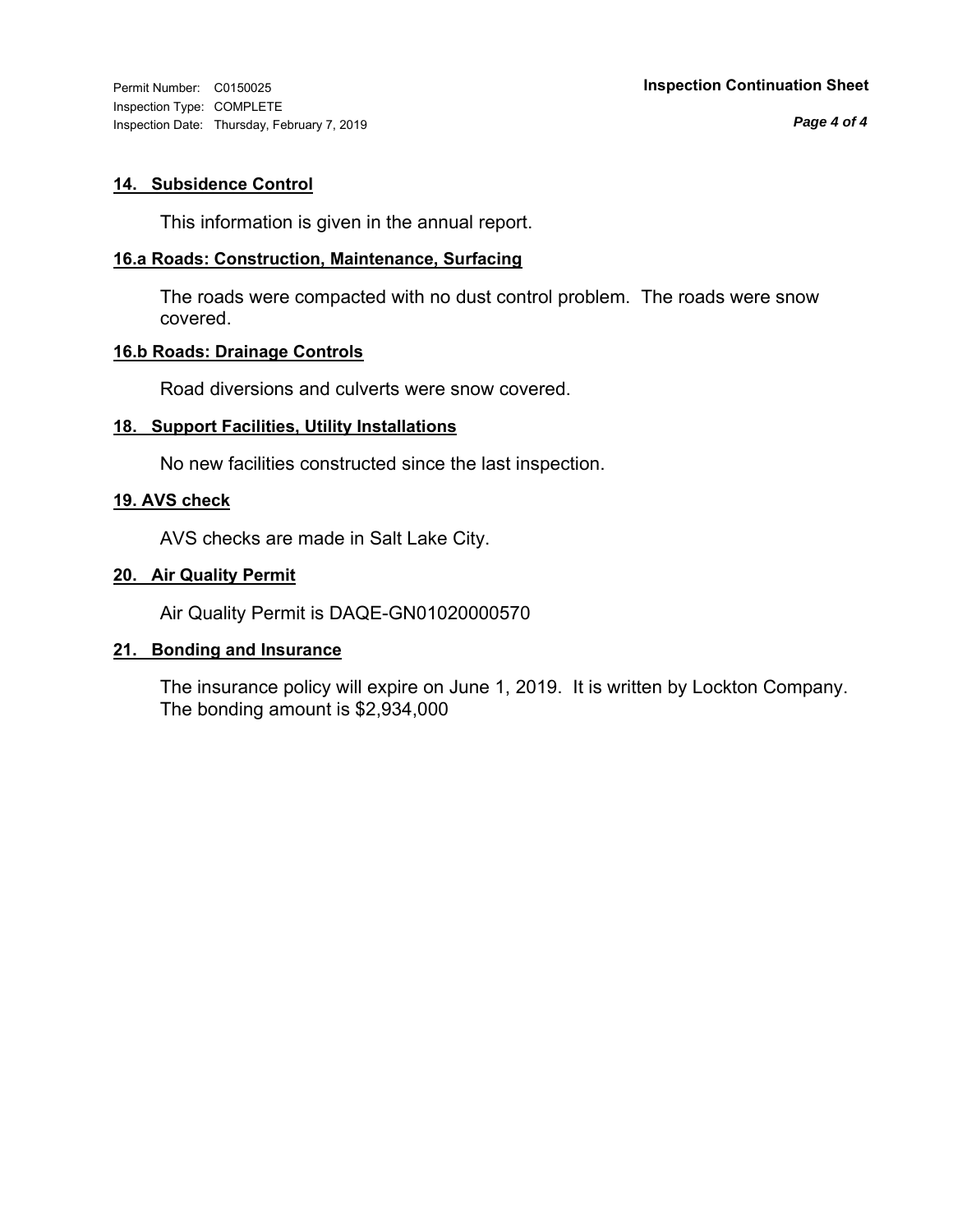### 14. Subsidence Control

This information is given in the annual report.

### 16.a Roads: Construction, Maintenance, Surfacing

The roads were compacted with no dust control problem. The roads were snow covered.

### 16.b Roads: Drainage Controls

Road diversions and culverts were snow covered.

### 18. Support Facilities, Utility Installations

No new facilities constructed since the last inspection.

### 19. AVS check

AVS checks are made in Salt Lake City.

### 20. Air Quality Permit

Air Quality Permit is DAQE-GN01020000570

### 21. Bonding and Insurance

The insurance policy will expire on June 1, 2019. It is written by Lockton Company. The bonding amount is $2,934,000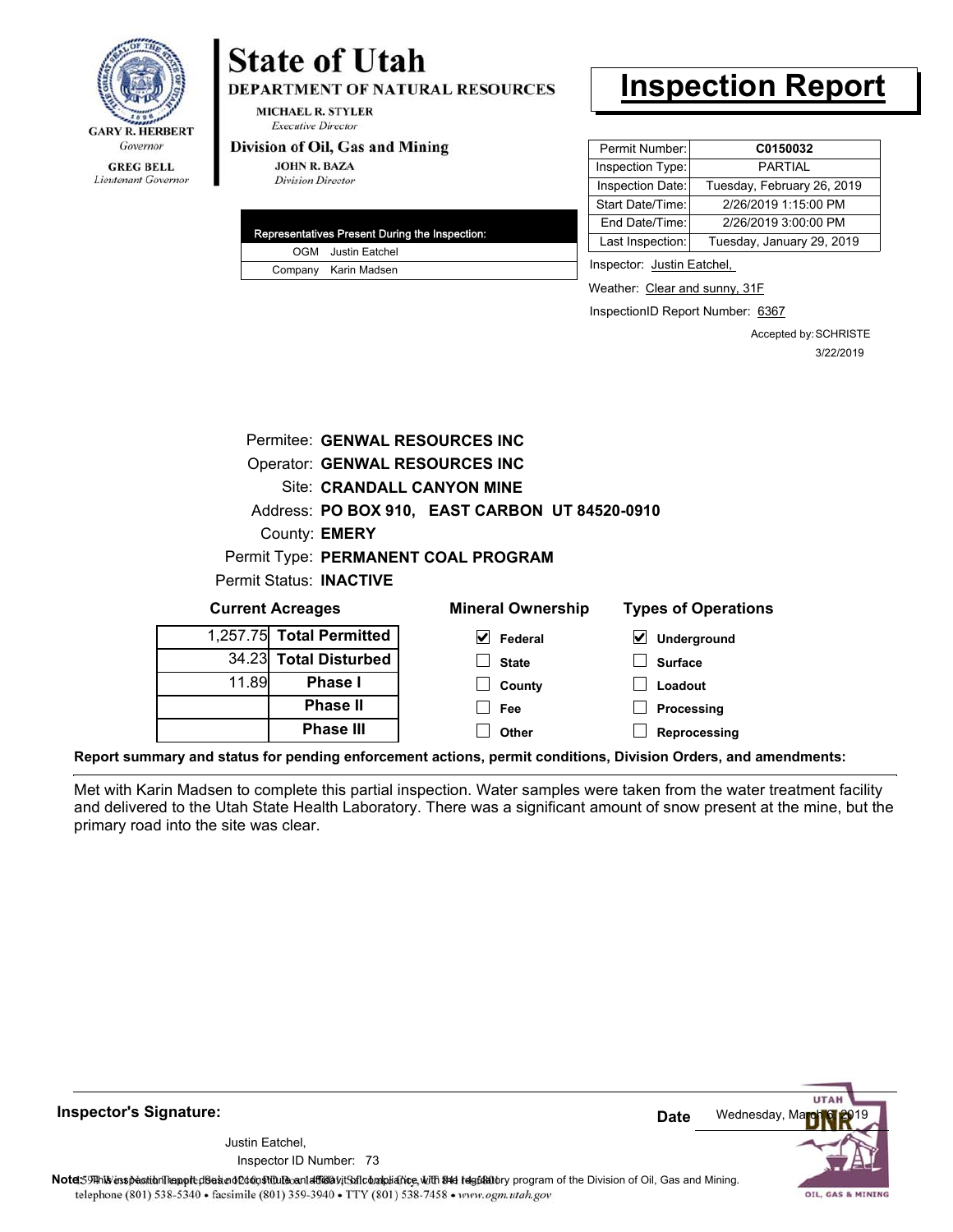GARY R. HERBERT
*Governor*

GREG BELL
*Lieutenant Governor*

# State of Utah

**DEPARTMENT OF NATURAL RESOURCES**

MICHAEL R. STYLER
*Executive Director*

**Division of Oil, Gas and Mining**

JOHN R. BAZA
*Division Director*

# Inspection Report

| Permit Number: | **C0150032** |
|---|---|
| Inspection Type: | PARTIAL |
| Inspection Date: | Tuesday, February 26, 2019 |
| Start Date/Time: | 2/26/2019 1:15:00 PM |
| End Date/Time: | 2/26/2019 3:00:00 PM |
| Last Inspection: | Tuesday, January 29, 2019 |

| Representatives Present During the Inspection: | |
|---|---|
| OGM | Justin Eatchel |
| Company | Karin Madsen |

Inspector: Justin Eatchel,

Weather: Clear and sunny, 31F

InspectionID Report Number: 6367

Accepted by: SCHRISTE
3/22/2019

Permitee: **GENWAL RESOURCES INC**
Operator: **GENWAL RESOURCES INC**
Site: **CRANDALL CANYON MINE**
Address: **PO BOX 910, EAST CARBON UT 84520-0910**
County: **EMERY**
Permit Type: **PERMANENT COAL PROGRAM**
Permit Status: **INACTIVE**

**Current Acreages**

| | |
|---|---|
| 1,257.75 | **Total Permitted** |
| 34.23 | **Total Disturbed** |
| 11.89 | **Phase I** |
| | **Phase II** |
| | **Phase III** |

**Mineral Ownership**

- [x] Federal
- [ ] State
- [ ] County
- [ ] Fee
- [ ] Other

**Types of Operations**

- [x] Underground
- [ ] Surface
- [ ] Loadout
- [ ] Processing
- [ ] Reprocessing

**Report summary and status for pending enforcement actions, permit conditions, Division Orders, and amendments:**

Met with Karin Madsen to complete this partial inspection. Water samples were taken from the water treatment facility and delivered to the Utah State Health Laboratory. There was a significant amount of snow present at the mine, but the primary road into the site was clear.

**Inspector's Signature:**

Justin Eatchel,
Inspector ID Number: 73

**Date** Wednesday, March 6, 2019

**Note:** This inspection report does not constitute an affidavit of compliance with the regulatory program of the Division of Oil, Gas and Mining.

1594 West North Temple, Suite 1210, PO Box 145801, Salt Lake City, UT 84114-5801
telephone (801) 538-5340 • facsimile (801) 359-3940 • TTY (801) 538-7458 • *www.ogm.utah.gov*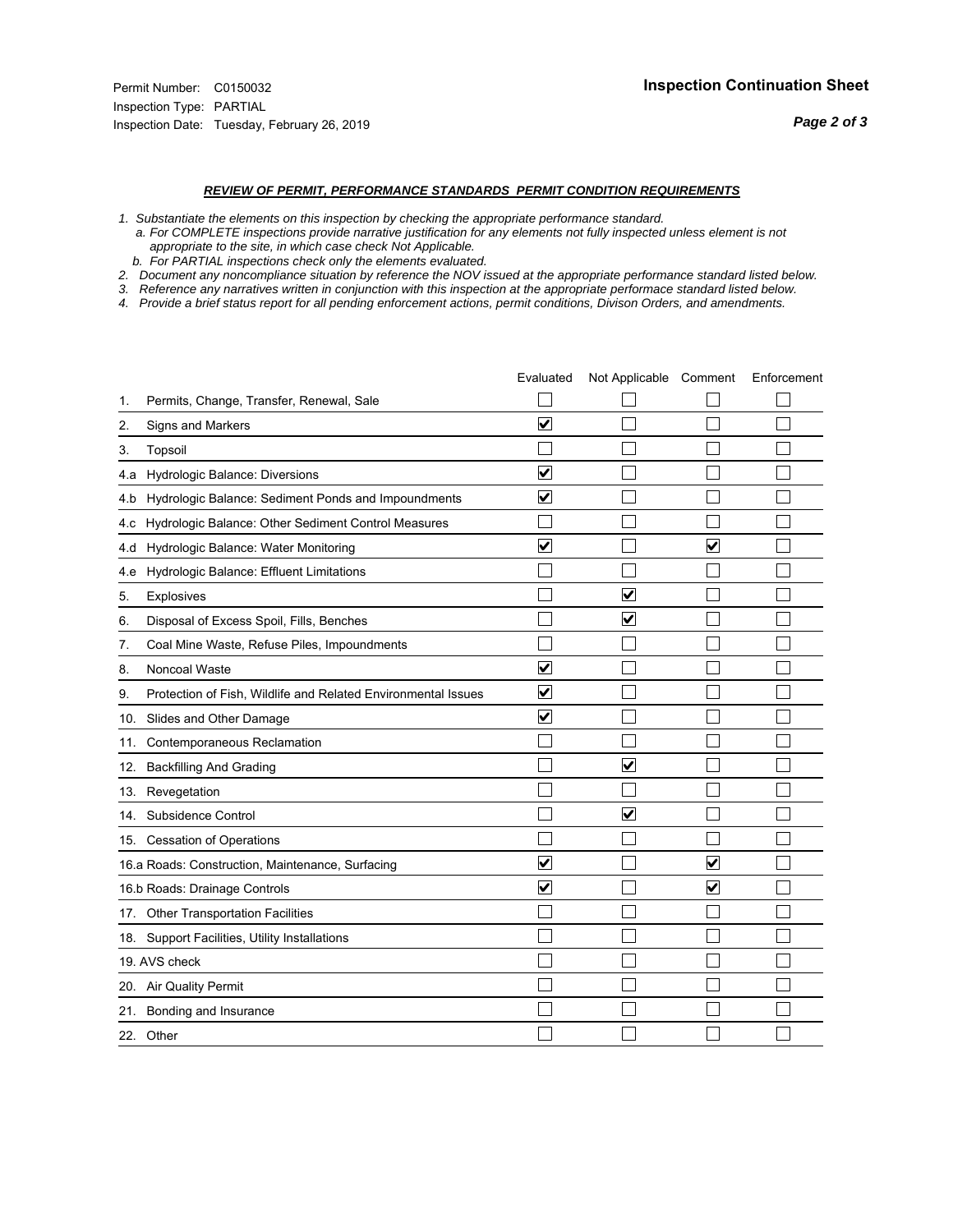Permit Number: C0150032
Inspection Type: PARTIAL
Inspection Date: Tuesday, February 26, 2019

## Inspection Continuation Sheet

### *REVIEW OF PERMIT, PERFORMANCE STANDARDS PERMIT CONDITION REQUIREMENTS*

*1. Substantiate the elements on this inspection by checking the appropriate performance standard.*
*a. For COMPLETE inspections provide narrative justification for any elements not fully inspected unless element is not appropriate to the site, in which case check Not Applicable.*
*b. For PARTIAL inspections check only the elements evaluated.*
*2. Document any noncompliance situation by reference the NOV issued at the appropriate performance standard listed below.*
*3. Reference any narratives written in conjunction with this inspection at the appropriate performace standard listed below.*
*4. Provide a brief status report for all pending enforcement actions, permit conditions, Divison Orders, and amendments.*

| | Evaluated | Not Applicable | Comment | Enforcement |
|---|---|---|---|---|
| 1. Permits, Change, Transfer, Renewal, Sale | ☐ | ☐ | ☐ | ☐ |
| 2. Signs and Markers | ☑ | ☐ | ☐ | ☐ |
| 3. Topsoil | ☐ | ☐ | ☐ | ☐ |
| 4.a Hydrologic Balance: Diversions | ☑ | ☐ | ☐ | ☐ |
| 4.b Hydrologic Balance: Sediment Ponds and Impoundments | ☑ | ☐ | ☐ | ☐ |
| 4.c Hydrologic Balance: Other Sediment Control Measures | ☐ | ☐ | ☐ | ☐ |
| 4.d Hydrologic Balance: Water Monitoring | ☑ | ☐ | ☑ | ☐ |
| 4.e Hydrologic Balance: Effluent Limitations | ☐ | ☐ | ☐ | ☐ |
| 5. Explosives | ☐ | ☑ | ☐ | ☐ |
| 6. Disposal of Excess Spoil, Fills, Benches | ☐ | ☑ | ☐ | ☐ |
| 7. Coal Mine Waste, Refuse Piles, Impoundments | ☐ | ☐ | ☐ | ☐ |
| 8. Noncoal Waste | ☑ | ☐ | ☐ | ☐ |
| 9. Protection of Fish, Wildlife and Related Environmental Issues | ☑ | ☐ | ☐ | ☐ |
| 10. Slides and Other Damage | ☑ | ☐ | ☐ | ☐ |
| 11. Contemporaneous Reclamation | ☐ | ☐ | ☐ | ☐ |
| 12. Backfilling And Grading | ☐ | ☑ | ☐ | ☐ |
| 13. Revegetation | ☐ | ☐ | ☐ | ☐ |
| 14. Subsidence Control | ☐ | ☑ | ☐ | ☐ |
| 15. Cessation of Operations | ☐ | ☐ | ☐ | ☐ |
| 16.a Roads: Construction, Maintenance, Surfacing | ☑ | ☐ | ☑ | ☐ |
| 16.b Roads: Drainage Controls | ☑ | ☐ | ☑ | ☐ |
| 17. Other Transportation Facilities | ☐ | ☐ | ☐ | ☐ |
| 18. Support Facilities, Utility Installations | ☐ | ☐ | ☐ | ☐ |
| 19. AVS check | ☐ | ☐ | ☐ | ☐ |
| 20. Air Quality Permit | ☐ | ☐ | ☐ | ☐ |
| 21. Bonding and Insurance | ☐ | ☐ | ☐ | ☐ |
| 22. Other | ☐ | ☐ | ☐ | ☐ |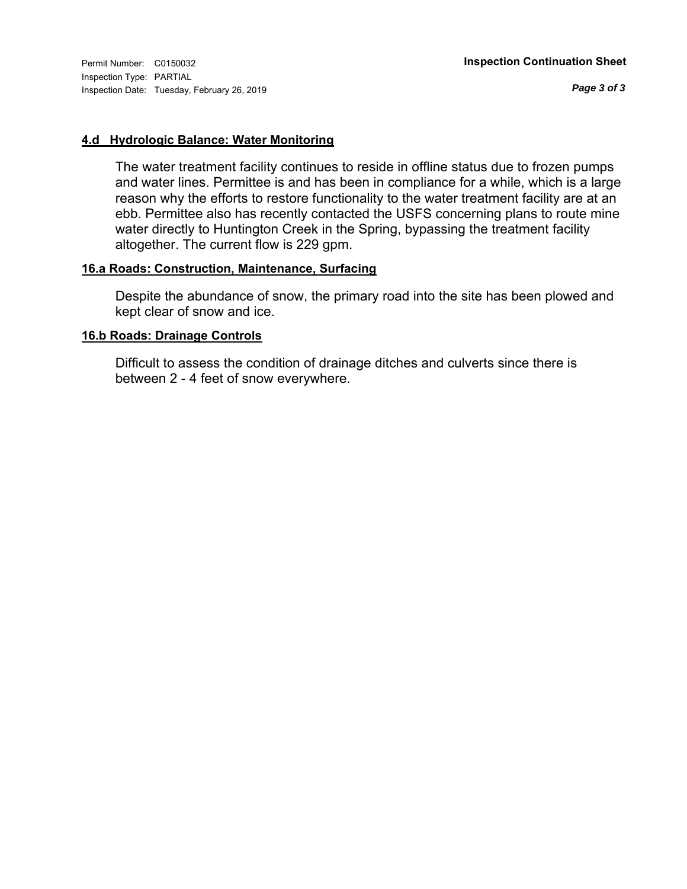Permit Number: C0150032
Inspection Type: PARTIAL
Inspection Date: Tuesday, February 26, 2019

**Inspection Continuation Sheet**

### 4.d Hydrologic Balance: Water Monitoring

The water treatment facility continues to reside in offline status due to frozen pumps and water lines. Permittee is and has been in compliance for a while, which is a large reason why the efforts to restore functionality to the water treatment facility are at an ebb. Permittee also has recently contacted the USFS concerning plans to route mine water directly to Huntington Creek in the Spring, bypassing the treatment facility altogether. The current flow is 229 gpm.

### 16.a Roads: Construction, Maintenance, Surfacing

Despite the abundance of snow, the primary road into the site has been plowed and kept clear of snow and ice.

### 16.b Roads: Drainage Controls

Difficult to assess the condition of drainage ditches and culverts since there is between 2 - 4 feet of snow everywhere.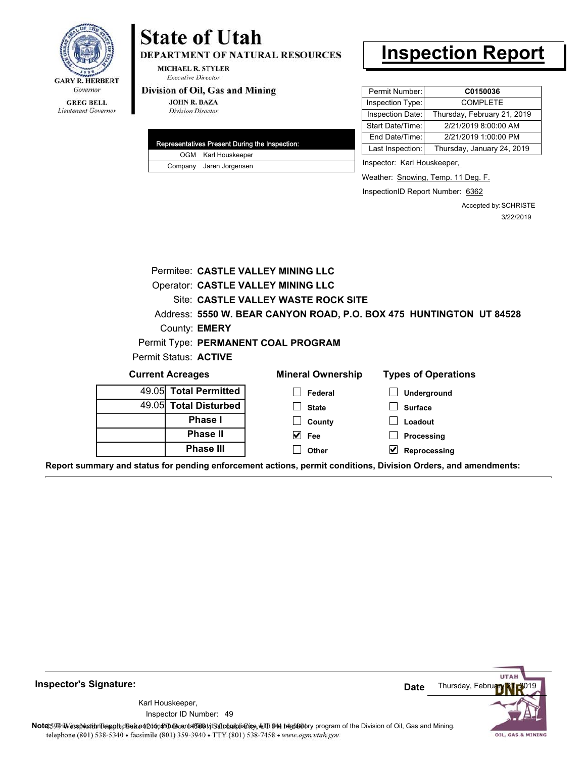GARY R. HERBERT
*Governor*

GREG BELL
*Lieutenant Governor*

# State of Utah

**DEPARTMENT OF NATURAL RESOURCES**

MICHAEL R. STYLER
*Executive Director*

**Division of Oil, Gas and Mining**

JOHN R. BAZA
*Division Director*

# Inspection Report

| Representatives Present During the Inspection: | |
|---|---|
| OGM | Karl Houskeeper |
| Company | Jaren Jorgensen |

| | |
|---|---|
| Permit Number: | **C0150036** |
| Inspection Type: | COMPLETE |
| Inspection Date: | Thursday, February 21, 2019 |
| Start Date/Time: | 2/21/2019 8:00:00 AM |
| End Date/Time: | 2/21/2019 1:00:00 PM |
| Last Inspection: | Thursday, January 24, 2019 |

Inspector: Karl Houskeeper,

Weather: Snowing, Temp. 11 Deg. F.

InspectionID Report Number: 6362

Accepted by: SCHRISTE
3/22/2019

Permitee: **CASTLE VALLEY MINING LLC**
Operator: **CASTLE VALLEY MINING LLC**
Site: **CASTLE VALLEY WASTE ROCK SITE**
Address: **5550 W. BEAR CANYON ROAD, P.O. BOX 475 HUNTINGTON UT 84528**
County: **EMERY**
Permit Type: **PERMANENT COAL PROGRAM**
Permit Status: **ACTIVE**

**Current Acreages**

| | |
|---|---|
| 49.05 | **Total Permitted** |
| 49.05 | **Total Disturbed** |
| | **Phase I** |
| | **Phase II** |
| | **Phase III** |

**Mineral Ownership**

- [ ] Federal
- [ ] State
- [ ] County
- [x] Fee
- [ ] Other

**Types of Operations**

- [ ] Underground
- [ ] Surface
- [ ] Loadout
- [ ] Processing
- [x] Reprocessing

**Report summary and status for pending enforcement actions, permit conditions, Division Orders, and amendments:**

---

**Inspector's Signature:**

Karl Houskeeper,
Inspector ID Number: 49

**Date** Thursday, February 21, 2019

**Note:** This inspection report does not constitute an affidavit of compliance with the regulatory program of the Division of Oil, Gas and Mining.
1594 West North Temple, Suite 1210, PO Box 145801, Salt Lake City, UT 84114-5801
telephone (801) 538-5340 • facsimile (801) 359-3940 • TTY (801) 538-7458 • www.ogm.utah.gov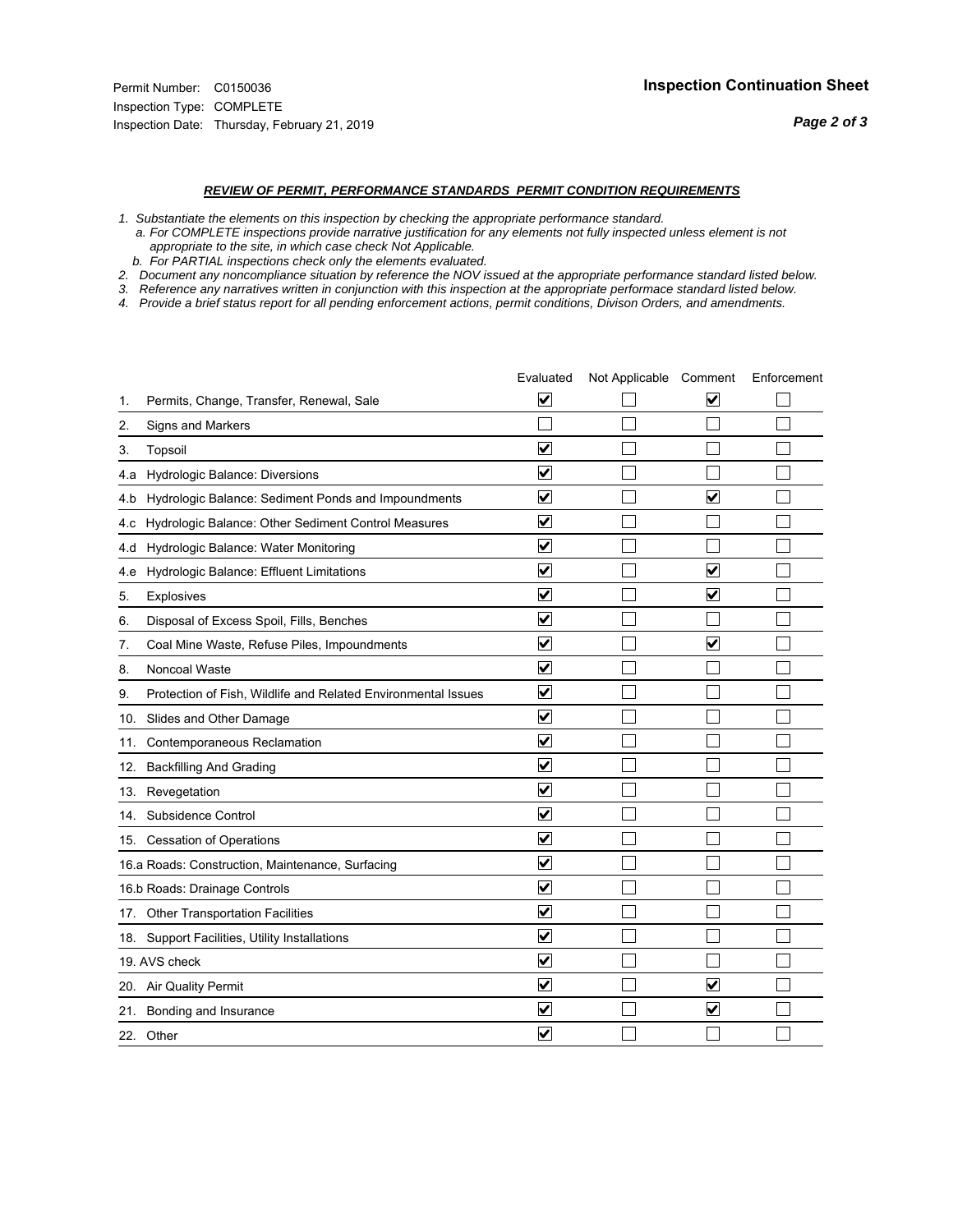Permit Number: C0150036
Inspection Type: COMPLETE
Inspection Date: Thursday, February 21, 2019

**Inspection Continuation Sheet**

***REVIEW OF PERMIT, PERFORMANCE STANDARDS PERMIT CONDITION REQUIREMENTS***

*1. Substantiate the elements on this inspection by checking the appropriate performance standard.*
*a. For COMPLETE inspections provide narrative justification for any elements not fully inspected unless element is not appropriate to the site, in which case check Not Applicable.*
*b. For PARTIAL inspections check only the elements evaluated.*
*2. Document any noncompliance situation by reference the NOV issued at the appropriate performance standard listed below.*
*3. Reference any narratives written in conjunction with this inspection at the appropriate performace standard listed below.*
*4. Provide a brief status report for all pending enforcement actions, permit conditions, Divison Orders, and amendments.*

| | Evaluated | Not Applicable | Comment | Enforcement |
|---|---|---|---|---|
| 1. Permits, Change, Transfer, Renewal, Sale | ☑ | ☐ | ☑ | ☐ |
| 2. Signs and Markers | ☐ | ☐ | ☐ | ☐ |
| 3. Topsoil | ☑ | ☐ | ☐ | ☐ |
| 4.a Hydrologic Balance: Diversions | ☑ | ☐ | ☐ | ☐ |
| 4.b Hydrologic Balance: Sediment Ponds and Impoundments | ☑ | ☐ | ☑ | ☐ |
| 4.c Hydrologic Balance: Other Sediment Control Measures | ☑ | ☐ | ☐ | ☐ |
| 4.d Hydrologic Balance: Water Monitoring | ☑ | ☐ | ☐ | ☐ |
| 4.e Hydrologic Balance: Effluent Limitations | ☑ | ☐ | ☑ | ☐ |
| 5. Explosives | ☑ | ☐ | ☑ | ☐ |
| 6. Disposal of Excess Spoil, Fills, Benches | ☑ | ☐ | ☐ | ☐ |
| 7. Coal Mine Waste, Refuse Piles, Impoundments | ☑ | ☐ | ☑ | ☐ |
| 8. Noncoal Waste | ☑ | ☐ | ☐ | ☐ |
| 9. Protection of Fish, Wildlife and Related Environmental Issues | ☑ | ☐ | ☐ | ☐ |
| 10. Slides and Other Damage | ☑ | ☐ | ☐ | ☐ |
| 11. Contemporaneous Reclamation | ☑ | ☐ | ☐ | ☐ |
| 12. Backfilling And Grading | ☑ | ☐ | ☐ | ☐ |
| 13. Revegetation | ☑ | ☐ | ☐ | ☐ |
| 14. Subsidence Control | ☑ | ☐ | ☐ | ☐ |
| 15. Cessation of Operations | ☑ | ☐ | ☐ | ☐ |
| 16.a Roads: Construction, Maintenance, Surfacing | ☑ | ☐ | ☐ | ☐ |
| 16.b Roads: Drainage Controls | ☑ | ☐ | ☐ | ☐ |
| 17. Other Transportation Facilities | ☑ | ☐ | ☐ | ☐ |
| 18. Support Facilities, Utility Installations | ☑ | ☐ | ☐ | ☐ |
| 19. AVS check | ☑ | ☐ | ☐ | ☐ |
| 20. Air Quality Permit | ☑ | ☐ | ☑ | ☐ |
| 21. Bonding and Insurance | ☑ | ☐ | ☑ | ☐ |
| 22. Other | ☑ | ☐ | ☐ | ☐ |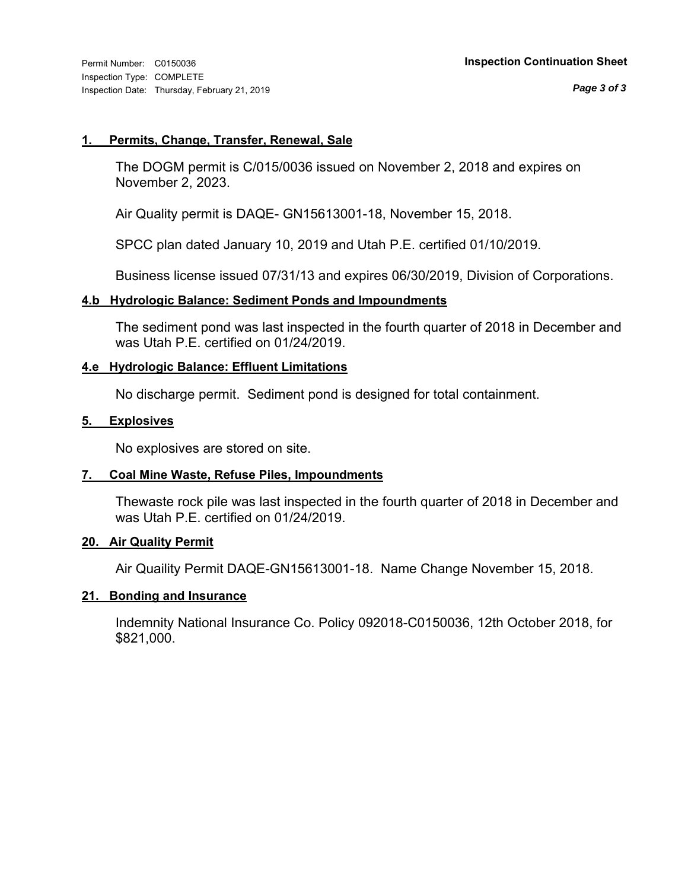## 1. Permits, Change, Transfer, Renewal, Sale

The DOGM permit is C/015/0036 issued on November 2, 2018 and expires on November 2, 2023.

Air Quality permit is DAQE- GN15613001-18, November 15, 2018.

SPCC plan dated January 10, 2019 and Utah P.E. certified 01/10/2019.

Business license issued 07/31/13 and expires 06/30/2019, Division of Corporations.

## 4.b Hydrologic Balance: Sediment Ponds and Impoundments

The sediment pond was last inspected in the fourth quarter of 2018 in December and was Utah P.E. certified on 01/24/2019.

## 4.e Hydrologic Balance: Effluent Limitations

No discharge permit. Sediment pond is designed for total containment.

## 5. Explosives

No explosives are stored on site.

## 7. Coal Mine Waste, Refuse Piles, Impoundments

Thewaste rock pile was last inspected in the fourth quarter of 2018 in December and was Utah P.E. certified on 01/24/2019.

## 20. Air Quality Permit

Air Quaility Permit DAQE-GN15613001-18. Name Change November 15, 2018.

## 21. Bonding and Insurance

Indemnity National Insurance Co. Policy 092018-C0150036, 12th October 2018, for $821,000.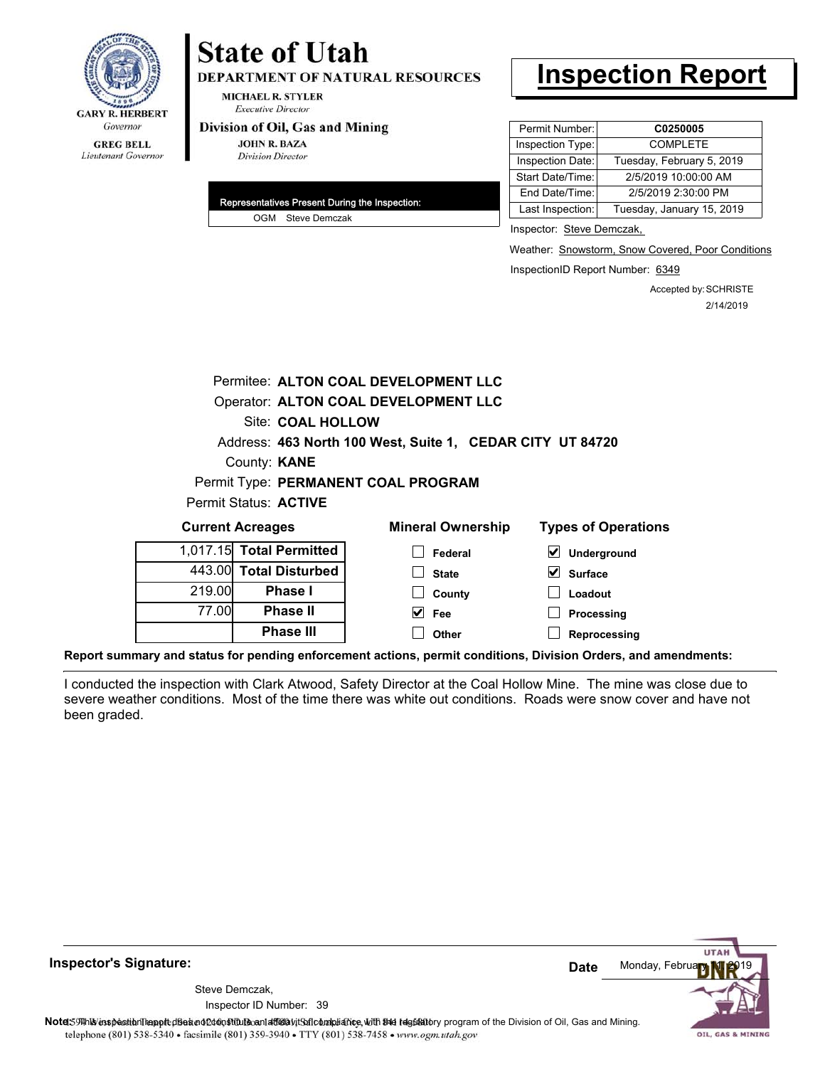GARY R. HERBERT
*Governor*

GREG BELL
*Lieutenant Governor*

# State of Utah

**DEPARTMENT OF NATURAL RESOURCES**

MICHAEL R. STYLER
*Executive Director*

**Division of Oil, Gas and Mining**

JOHN R. BAZA
*Division Director*

# Inspection Report

| Permit Number: | **C0250005** |
|---|---|
| Inspection Type: | COMPLETE |
| Inspection Date: | Tuesday, February 5, 2019 |
| Start Date/Time: | 2/5/2019 10:00:00 AM |
| End Date/Time: | 2/5/2019 2:30:00 PM |
| Last Inspection: | Tuesday, January 15, 2019 |

| Representatives Present During the Inspection: | |
|---|---|
| OGM | Steve Demczak |

Inspector: Steve Demczak,

Weather: Snowstorm, Snow Covered, Poor Conditions

InspectionID Report Number: 6349

Accepted by: SCHRISTE
2/14/2019

Permitee: **ALTON COAL DEVELOPMENT LLC**
Operator: **ALTON COAL DEVELOPMENT LLC**
Site: **COAL HOLLOW**
Address: **463 North 100 West, Suite 1, CEDAR CITY UT 84720**
County: **KANE**
Permit Type: **PERMANENT COAL PROGRAM**
Permit Status: **ACTIVE**

**Current Acreages**

| | |
|---|---|
| 1,017.15 | **Total Permitted** |
| 443.00 | **Total Disturbed** |
| 219.00 | **Phase I** |
| 77.00 | **Phase II** |
| | **Phase III** |

**Mineral Ownership**

- [ ] Federal
- [ ] State
- [ ] County
- [x] Fee
- [ ] Other

**Types of Operations**

- [x] Underground
- [x] Surface
- [ ] Loadout
- [ ] Processing
- [ ] Reprocessing

**Report summary and status for pending enforcement actions, permit conditions, Division Orders, and amendments:**

I conducted the inspection with Clark Atwood, Safety Director at the Coal Hollow Mine. The mine was close due to severe weather conditions. Most of the time there was white out conditions. Roads were snow cover and have not been graded.

**Inspector's Signature:**

Steve Demczak,
Inspector ID Number: 39

**Date** Monday, February 11, 2019

**Note:** This inspection report does not constitute an affidavit of compliance with the regulatory program of the Division of Oil, Gas and Mining.

telephone (801) 538-5340 • facsimile (801) 359-3940 • TTY (801) 538-7458 • www.ogm.utah.gov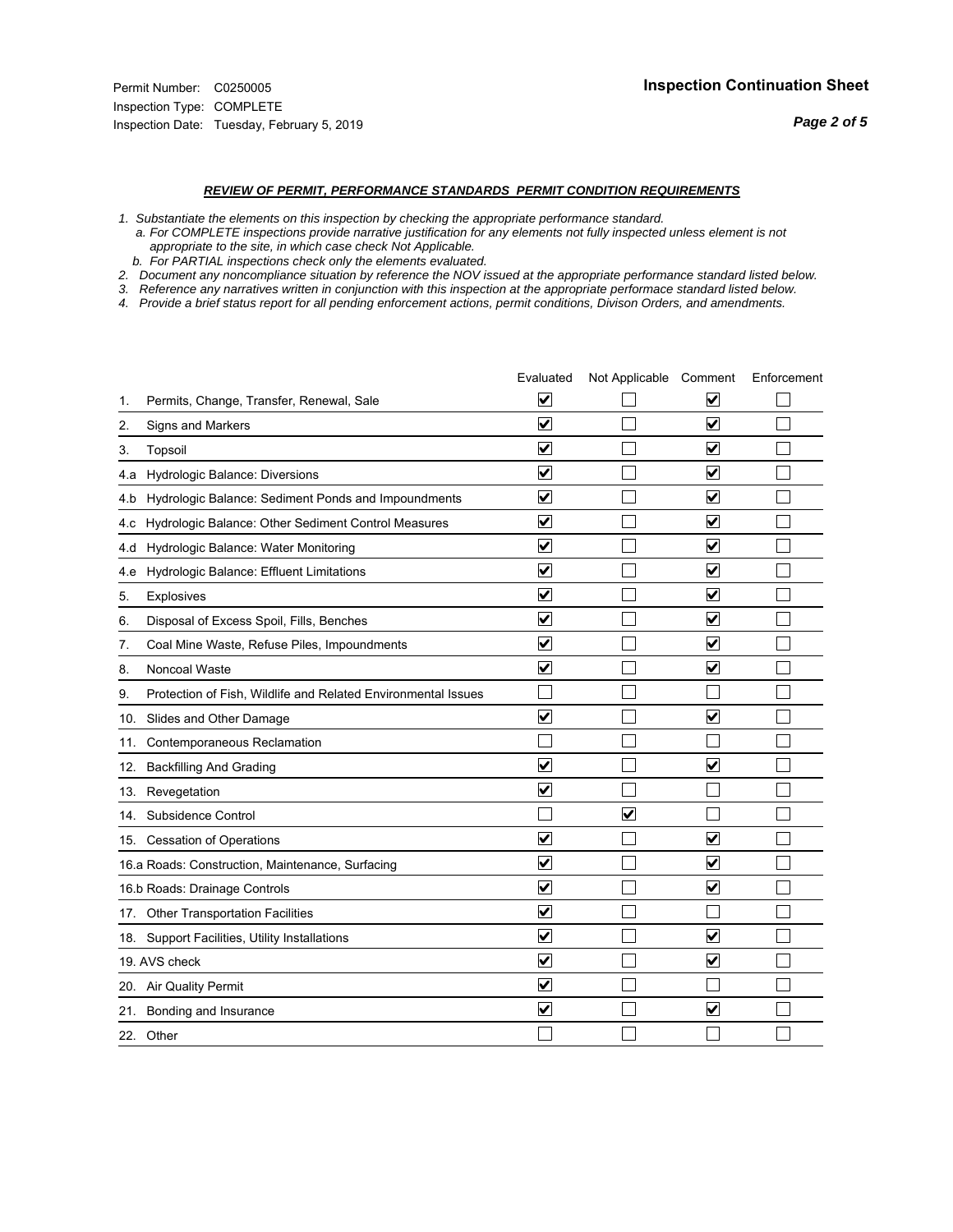Permit Number: C0250005
Inspection Type: COMPLETE
Inspection Date: Tuesday, February 5, 2019

## Inspection Continuation Sheet

***REVIEW OF PERMIT, PERFORMANCE STANDARDS PERMIT CONDITION REQUIREMENTS***

*1. Substantiate the elements on this inspection by checking the appropriate performance standard.*
*a. For COMPLETE inspections provide narrative justification for any elements not fully inspected unless element is not appropriate to the site, in which case check Not Applicable.*
*b. For PARTIAL inspections check only the elements evaluated.*
*2. Document any noncompliance situation by reference the NOV issued at the appropriate performance standard listed below.*
*3. Reference any narratives written in conjunction with this inspection at the appropriate performace standard listed below.*
*4. Provide a brief status report for all pending enforcement actions, permit conditions, Divison Orders, and amendments.*

| | Evaluated | Not Applicable | Comment | Enforcement |
|---|---|---|---|---|
| 1. Permits, Change, Transfer, Renewal, Sale | ☑ | ☐ | ☑ | ☐ |
| 2. Signs and Markers | ☑ | ☐ | ☑ | ☐ |
| 3. Topsoil | ☑ | ☐ | ☑ | ☐ |
| 4.a Hydrologic Balance: Diversions | ☑ | ☐ | ☑ | ☐ |
| 4.b Hydrologic Balance: Sediment Ponds and Impoundments | ☑ | ☐ | ☑ | ☐ |
| 4.c Hydrologic Balance: Other Sediment Control Measures | ☑ | ☐ | ☑ | ☐ |
| 4.d Hydrologic Balance: Water Monitoring | ☑ | ☐ | ☑ | ☐ |
| 4.e Hydrologic Balance: Effluent Limitations | ☑ | ☐ | ☑ | ☐ |
| 5. Explosives | ☑ | ☐ | ☑ | ☐ |
| 6. Disposal of Excess Spoil, Fills, Benches | ☑ | ☐ | ☑ | ☐ |
| 7. Coal Mine Waste, Refuse Piles, Impoundments | ☑ | ☐ | ☑ | ☐ |
| 8. Noncoal Waste | ☑ | ☐ | ☑ | ☐ |
| 9. Protection of Fish, Wildlife and Related Environmental Issues | ☐ | ☐ | ☐ | ☐ |
| 10. Slides and Other Damage | ☑ | ☐ | ☑ | ☐ |
| 11. Contemporaneous Reclamation | ☐ | ☐ | ☐ | ☐ |
| 12. Backfilling And Grading | ☑ | ☐ | ☑ | ☐ |
| 13. Revegetation | ☑ | ☐ | ☐ | ☐ |
| 14. Subsidence Control | ☐ | ☑ | ☐ | ☐ |
| 15. Cessation of Operations | ☑ | ☐ | ☑ | ☐ |
| 16.a Roads: Construction, Maintenance, Surfacing | ☑ | ☐ | ☑ | ☐ |
| 16.b Roads: Drainage Controls | ☑ | ☐ | ☑ | ☐ |
| 17. Other Transportation Facilities | ☑ | ☐ | ☐ | ☐ |
| 18. Support Facilities, Utility Installations | ☑ | ☐ | ☑ | ☐ |
| 19. AVS check | ☑ | ☐ | ☑ | ☐ |
| 20. Air Quality Permit | ☑ | ☐ | ☐ | ☐ |
| 21. Bonding and Insurance | ☑ | ☐ | ☑ | ☐ |
| 22. Other | ☐ | ☐ | ☐ | ☐ |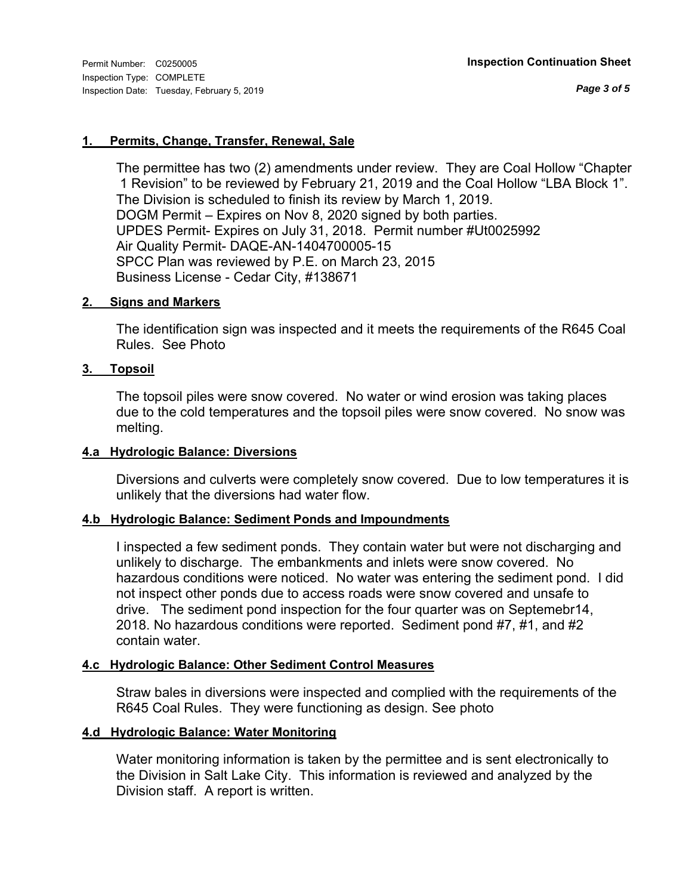## 1. Permits, Change, Transfer, Renewal, Sale

The permittee has two (2) amendments under review. They are Coal Hollow "Chapter 1 Revision" to be reviewed by February 21, 2019 and the Coal Hollow "LBA Block 1". The Division is scheduled to finish its review by March 1, 2019.
DOGM Permit – Expires on Nov 8, 2020 signed by both parties.
UPDES Permit- Expires on July 31, 2018. Permit number #Ut0025992
Air Quality Permit- DAQE-AN-1404700005-15
SPCC Plan was reviewed by P.E. on March 23, 2015
Business License - Cedar City, #138671

## 2. Signs and Markers

The identification sign was inspected and it meets the requirements of the R645 Coal Rules. See Photo

## 3. Topsoil

The topsoil piles were snow covered. No water or wind erosion was taking places due to the cold temperatures and the topsoil piles were snow covered. No snow was melting.

## 4.a Hydrologic Balance: Diversions

Diversions and culverts were completely snow covered. Due to low temperatures it is unlikely that the diversions had water flow.

## 4.b Hydrologic Balance: Sediment Ponds and Impoundments

I inspected a few sediment ponds. They contain water but were not discharging and unlikely to discharge. The embankments and inlets were snow covered. No hazardous conditions were noticed. No water was entering the sediment pond. I did not inspect other ponds due to access roads were snow covered and unsafe to drive. The sediment pond inspection for the four quarter was on Septemebr14, 2018. No hazardous conditions were reported. Sediment pond #7, #1, and #2 contain water.

## 4.c Hydrologic Balance: Other Sediment Control Measures

Straw bales in diversions were inspected and complied with the requirements of the R645 Coal Rules. They were functioning as design. See photo

## 4.d Hydrologic Balance: Water Monitoring

Water monitoring information is taken by the permittee and is sent electronically to the Division in Salt Lake City. This information is reviewed and analyzed by the Division staff. A report is written.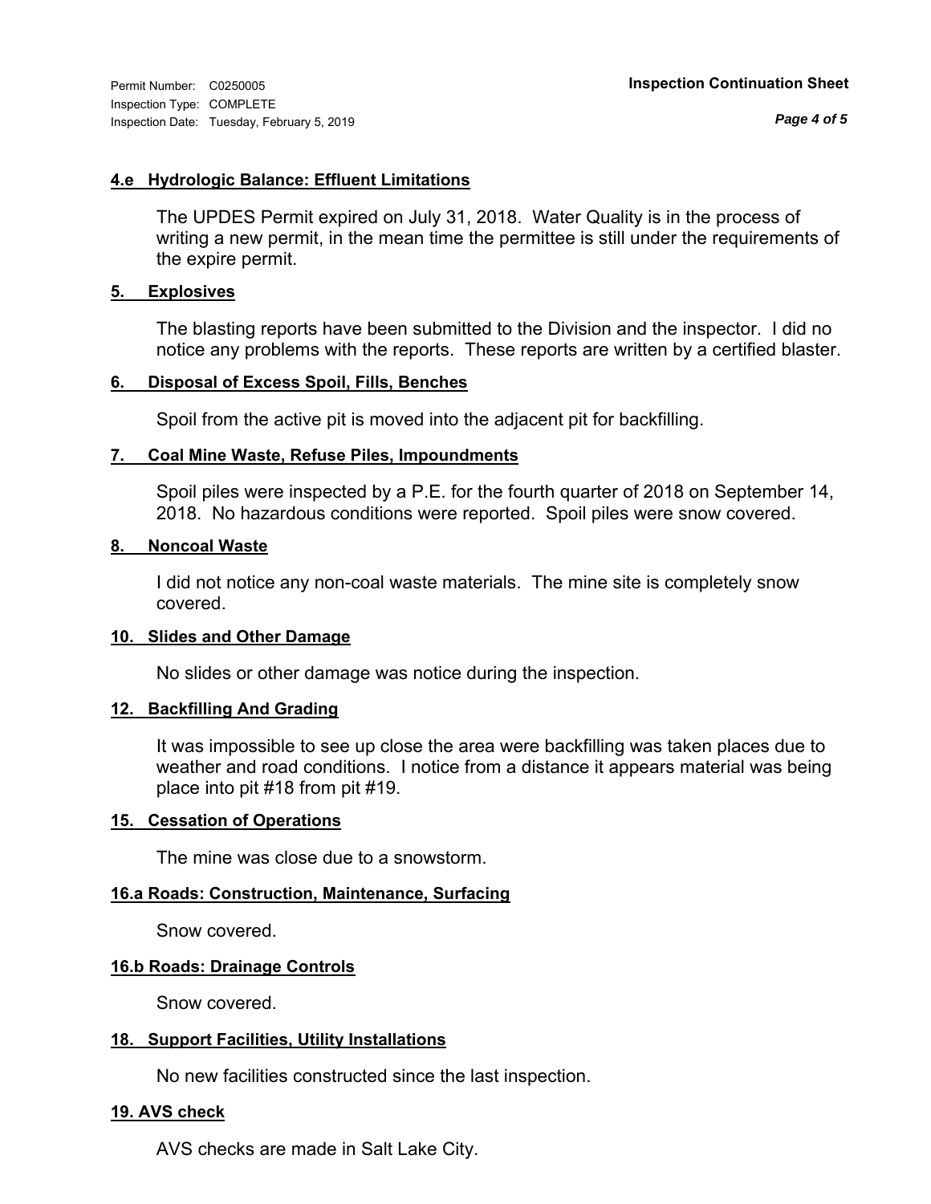#### 4.e Hydrologic Balance: Effluent Limitations

The UPDES Permit expired on July 31, 2018. Water Quality is in the process of writing a new permit, in the mean time the permittee is still under the requirements of the expire permit.

#### 5. Explosives

The blasting reports have been submitted to the Division and the inspector. I did no notice any problems with the reports. These reports are written by a certified blaster.

#### 6. Disposal of Excess Spoil, Fills, Benches

Spoil from the active pit is moved into the adjacent pit for backfilling.

#### 7. Coal Mine Waste, Refuse Piles, Impoundments

Spoil piles were inspected by a P.E. for the fourth quarter of 2018 on September 14, 2018. No hazardous conditions were reported. Spoil piles were snow covered.

#### 8. Noncoal Waste

I did not notice any non-coal waste materials. The mine site is completely snow covered.

#### 10. Slides and Other Damage

No slides or other damage was notice during the inspection.

#### 12. Backfilling And Grading

It was impossible to see up close the area were backfilling was taken places due to weather and road conditions. I notice from a distance it appears material was being place into pit #18 from pit #19.

#### 15. Cessation of Operations

The mine was close due to a snowstorm.

#### 16.a Roads: Construction, Maintenance, Surfacing

Snow covered.

#### 16.b Roads: Drainage Controls

Snow covered.

#### 18. Support Facilities, Utility Installations

No new facilities constructed since the last inspection.

#### 19. AVS check

AVS checks are made in Salt Lake City.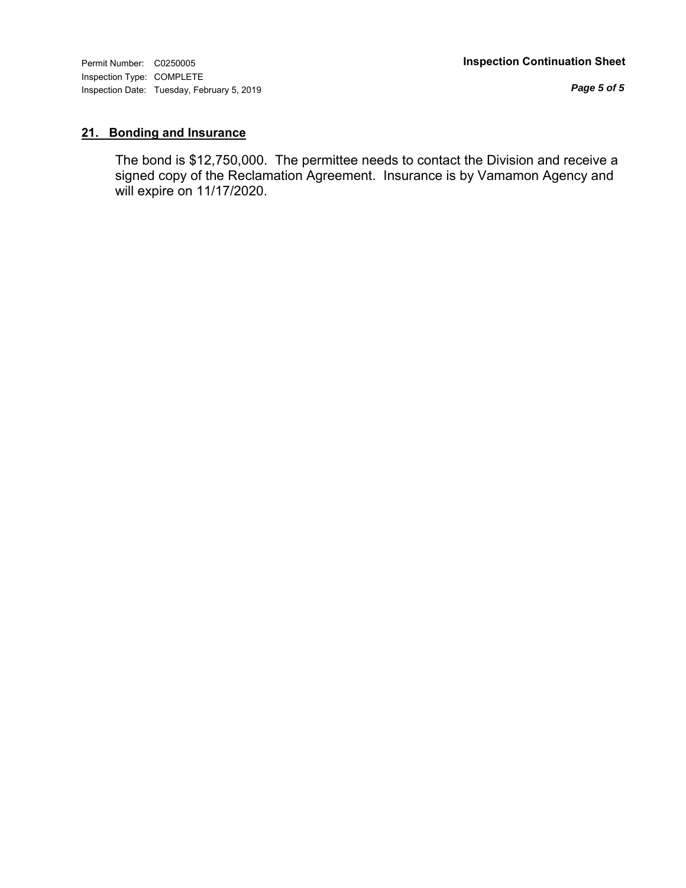## 21. Bonding and Insurance

The bond is $12,750,000. The permittee needs to contact the Division and receive a signed copy of the Reclamation Agreement. Insurance is by Vamamon Agency and will expire on 11/17/2020.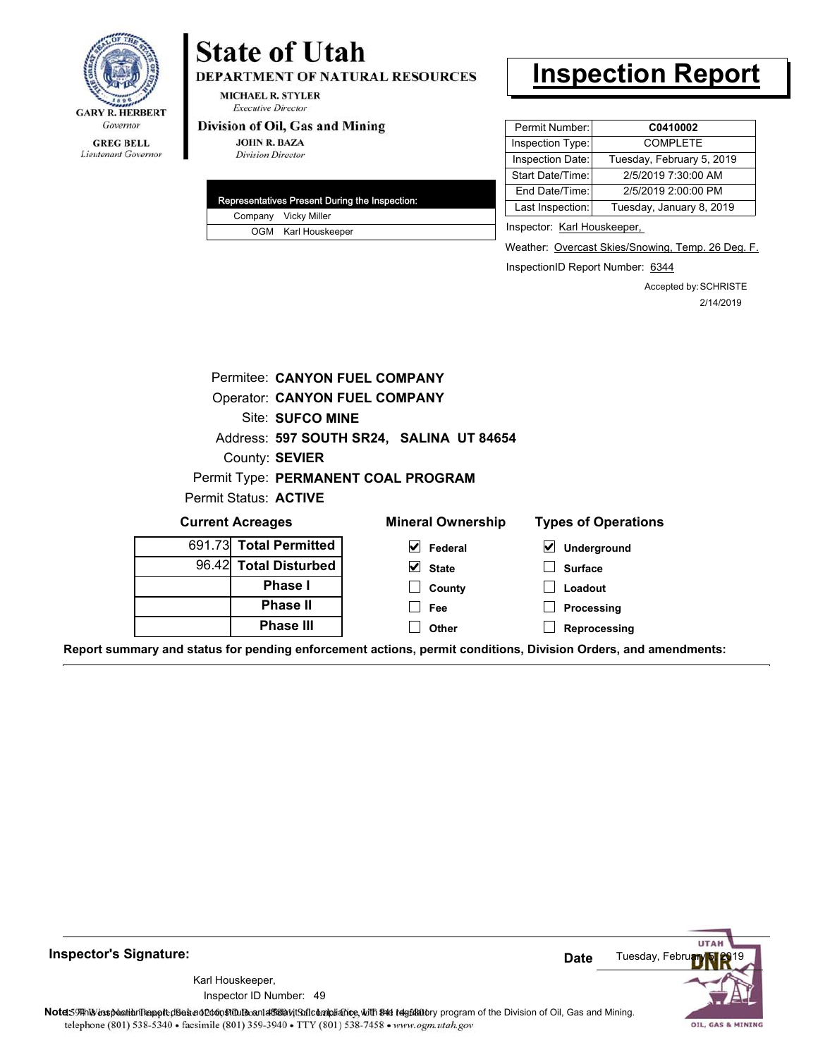GARY R. HERBERT
*Governor*

GREG BELL
*Lieutenant Governor*

# State of Utah

**DEPARTMENT OF NATURAL RESOURCES**

MICHAEL R. STYLER
*Executive Director*

**Division of Oil, Gas and Mining**

JOHN R. BAZA
*Division Director*

# Inspection Report

| | |
|---|---|
| Permit Number: | **C0410002** |
| Inspection Type: | COMPLETE |
| Inspection Date: | Tuesday, February 5, 2019 |
| Start Date/Time: | 2/5/2019 7:30:00 AM |
| End Date/Time: | 2/5/2019 2:00:00 PM |
| Last Inspection: | Tuesday, January 8, 2019 |

Inspector: Karl Houskeeper,

Weather: Overcast Skies/Snowing, Temp. 26 Deg. F.

InspectionID Report Number: 6344

Accepted by: SCHRISTE
2/14/2019

| Representatives Present During the Inspection: | |
|---|---|
| Company | Vicky Miller |
| OGM | Karl Houskeeper |

Permitee: **CANYON FUEL COMPANY**
Operator: **CANYON FUEL COMPANY**
Site: **SUFCO MINE**
Address: **597 SOUTH SR24, SALINA UT 84654**
County: **SEVIER**
Permit Type: **PERMANENT COAL PROGRAM**
Permit Status: **ACTIVE**

**Current Acreages**

| | |
|---|---|
| 691.73 | **Total Permitted** |
| 96.42 | **Total Disturbed** |
| | **Phase I** |
| | **Phase II** |
| | **Phase III** |

**Mineral Ownership**

- [x] Federal
- [x] State
- [ ] County
- [ ] Fee
- [ ] Other

**Types of Operations**

- [x] Underground
- [ ] Surface
- [ ] Loadout
- [ ] Processing
- [ ] Reprocessing

**Report summary and status for pending enforcement actions, permit conditions, Division Orders, and amendments:**

---

**Inspector's Signature:**

Karl Houskeeper,
Inspector ID Number: 49

**Date** Tuesday, February 5, 2019

**Note:** This inspection report does not constitute an affidavit of compliance with the regulatory program of the Division of Oil, Gas and Mining.

1594 West North Temple, Suite 1210, PO Box 145801, Salt Lake City, UT 84114-5801
telephone (801) 538-5340 • facsimile (801) 359-3940 • TTY (801) 538-7458 • www.ogm.utah.gov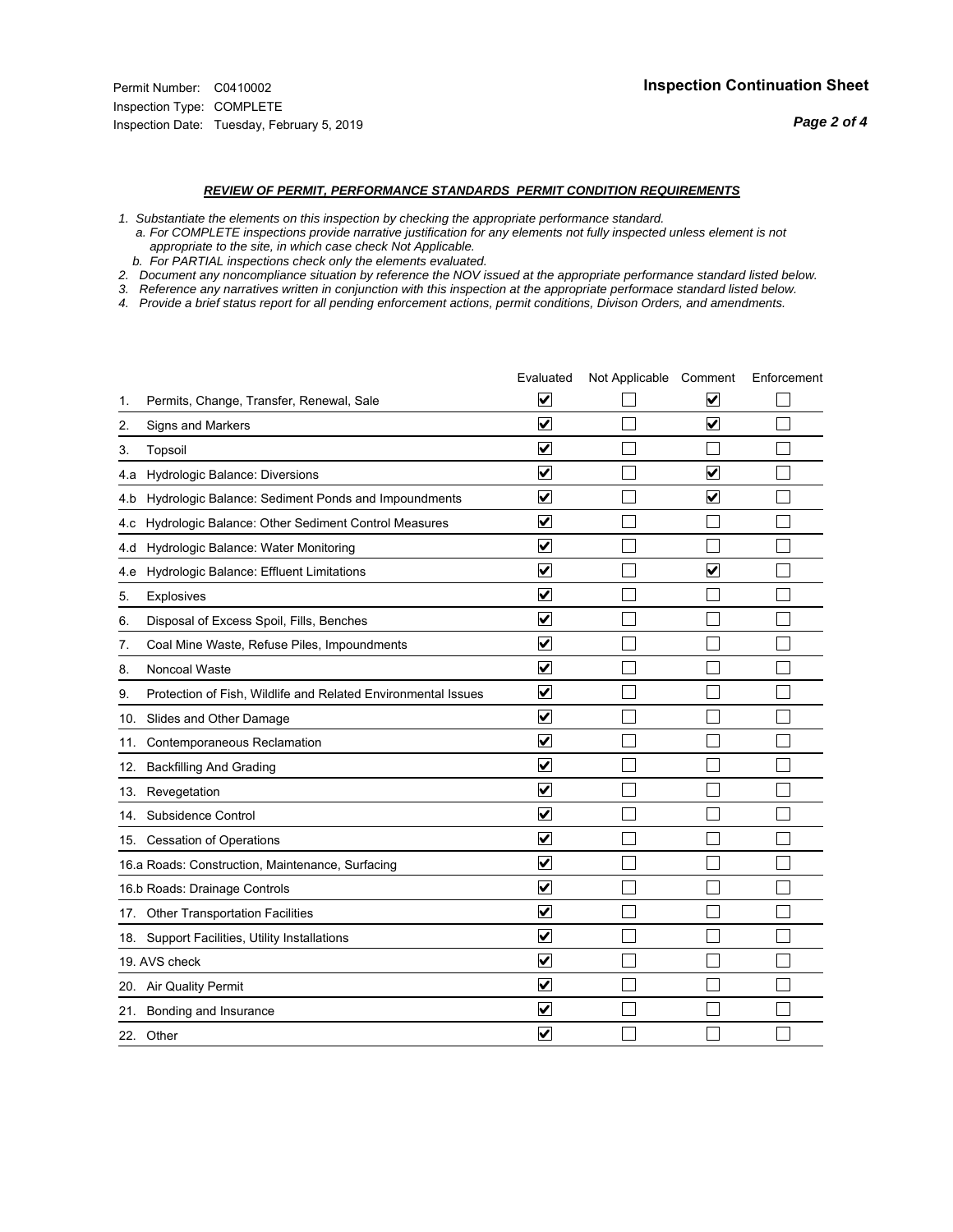Permit Number: C0410002
Inspection Type: COMPLETE
Inspection Date: Tuesday, February 5, 2019

## Inspection Continuation Sheet

### *REVIEW OF PERMIT, PERFORMANCE STANDARDS PERMIT CONDITION REQUIREMENTS*

*1. Substantiate the elements on this inspection by checking the appropriate performance standard.*
*a. For COMPLETE inspections provide narrative justification for any elements not fully inspected unless element is not appropriate to the site, in which case check Not Applicable.*
*b. For PARTIAL inspections check only the elements evaluated.*
*2. Document any noncompliance situation by reference the NOV issued at the appropriate performance standard listed below.*
*3. Reference any narratives written in conjunction with this inspection at the appropriate performace standard listed below.*
*4. Provide a brief status report for all pending enforcement actions, permit conditions, Divison Orders, and amendments.*

| | Evaluated | Not Applicable | Comment | Enforcement |
|---|---|---|---|---|
| 1. Permits, Change, Transfer, Renewal, Sale | ☑ | ☐ | ☑ | ☐ |
| 2. Signs and Markers | ☑ | ☐ | ☑ | ☐ |
| 3. Topsoil | ☑ | ☐ | ☐ | ☐ |
| 4.a Hydrologic Balance: Diversions | ☑ | ☐ | ☑ | ☐ |
| 4.b Hydrologic Balance: Sediment Ponds and Impoundments | ☑ | ☐ | ☑ | ☐ |
| 4.c Hydrologic Balance: Other Sediment Control Measures | ☑ | ☐ | ☐ | ☐ |
| 4.d Hydrologic Balance: Water Monitoring | ☑ | ☐ | ☐ | ☐ |
| 4.e Hydrologic Balance: Effluent Limitations | ☑ | ☐ | ☑ | ☐ |
| 5. Explosives | ☑ | ☐ | ☐ | ☐ |
| 6. Disposal of Excess Spoil, Fills, Benches | ☑ | ☐ | ☐ | ☐ |
| 7. Coal Mine Waste, Refuse Piles, Impoundments | ☑ | ☐ | ☐ | ☐ |
| 8. Noncoal Waste | ☑ | ☐ | ☐ | ☐ |
| 9. Protection of Fish, Wildlife and Related Environmental Issues | ☑ | ☐ | ☐ | ☐ |
| 10. Slides and Other Damage | ☑ | ☐ | ☐ | ☐ |
| 11. Contemporaneous Reclamation | ☑ | ☐ | ☐ | ☐ |
| 12. Backfilling And Grading | ☑ | ☐ | ☐ | ☐ |
| 13. Revegetation | ☑ | ☐ | ☐ | ☐ |
| 14. Subsidence Control | ☑ | ☐ | ☐ | ☐ |
| 15. Cessation of Operations | ☑ | ☐ | ☐ | ☐ |
| 16.a Roads: Construction, Maintenance, Surfacing | ☑ | ☐ | ☐ | ☐ |
| 16.b Roads: Drainage Controls | ☑ | ☐ | ☐ | ☐ |
| 17. Other Transportation Facilities | ☑ | ☐ | ☐ | ☐ |
| 18. Support Facilities, Utility Installations | ☑ | ☐ | ☐ | ☐ |
| 19. AVS check | ☑ | ☐ | ☐ | ☐ |
| 20. Air Quality Permit | ☑ | ☐ | ☐ | ☐ |
| 21. Bonding and Insurance | ☑ | ☐ | ☐ | ☐ |
| 22. Other | ☑ | ☐ | ☐ | ☐ |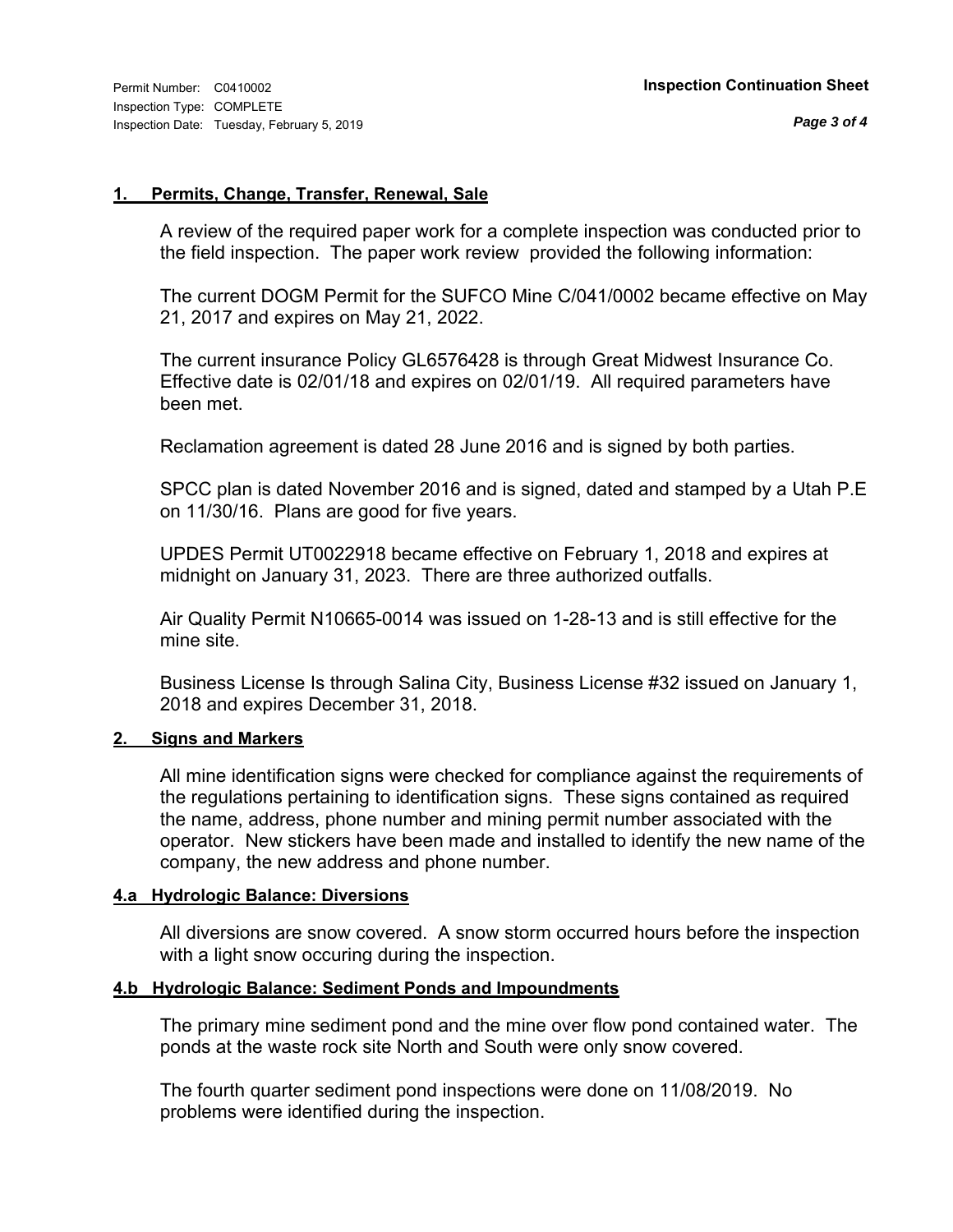## 1. Permits, Change, Transfer, Renewal, Sale

A review of the required paper work for a complete inspection was conducted prior to the field inspection. The paper work review provided the following information:

The current DOGM Permit for the SUFCO Mine C/041/0002 became effective on May 21, 2017 and expires on May 21, 2022.

The current insurance Policy GL6576428 is through Great Midwest Insurance Co. Effective date is 02/01/18 and expires on 02/01/19. All required parameters have been met.

Reclamation agreement is dated 28 June 2016 and is signed by both parties.

SPCC plan is dated November 2016 and is signed, dated and stamped by a Utah P.E on 11/30/16. Plans are good for five years.

UPDES Permit UT0022918 became effective on February 1, 2018 and expires at midnight on January 31, 2023. There are three authorized outfalls.

Air Quality Permit N10665-0014 was issued on 1-28-13 and is still effective for the mine site.

Business License Is through Salina City, Business License #32 issued on January 1, 2018 and expires December 31, 2018.

## 2. Signs and Markers

All mine identification signs were checked for compliance against the requirements of the regulations pertaining to identification signs. These signs contained as required the name, address, phone number and mining permit number associated with the operator. New stickers have been made and installed to identify the new name of the company, the new address and phone number.

## 4.a Hydrologic Balance: Diversions

All diversions are snow covered. A snow storm occurred hours before the inspection with a light snow occuring during the inspection.

## 4.b Hydrologic Balance: Sediment Ponds and Impoundments

The primary mine sediment pond and the mine over flow pond contained water. The ponds at the waste rock site North and South were only snow covered.

The fourth quarter sediment pond inspections were done on 11/08/2019. No problems were identified during the inspection.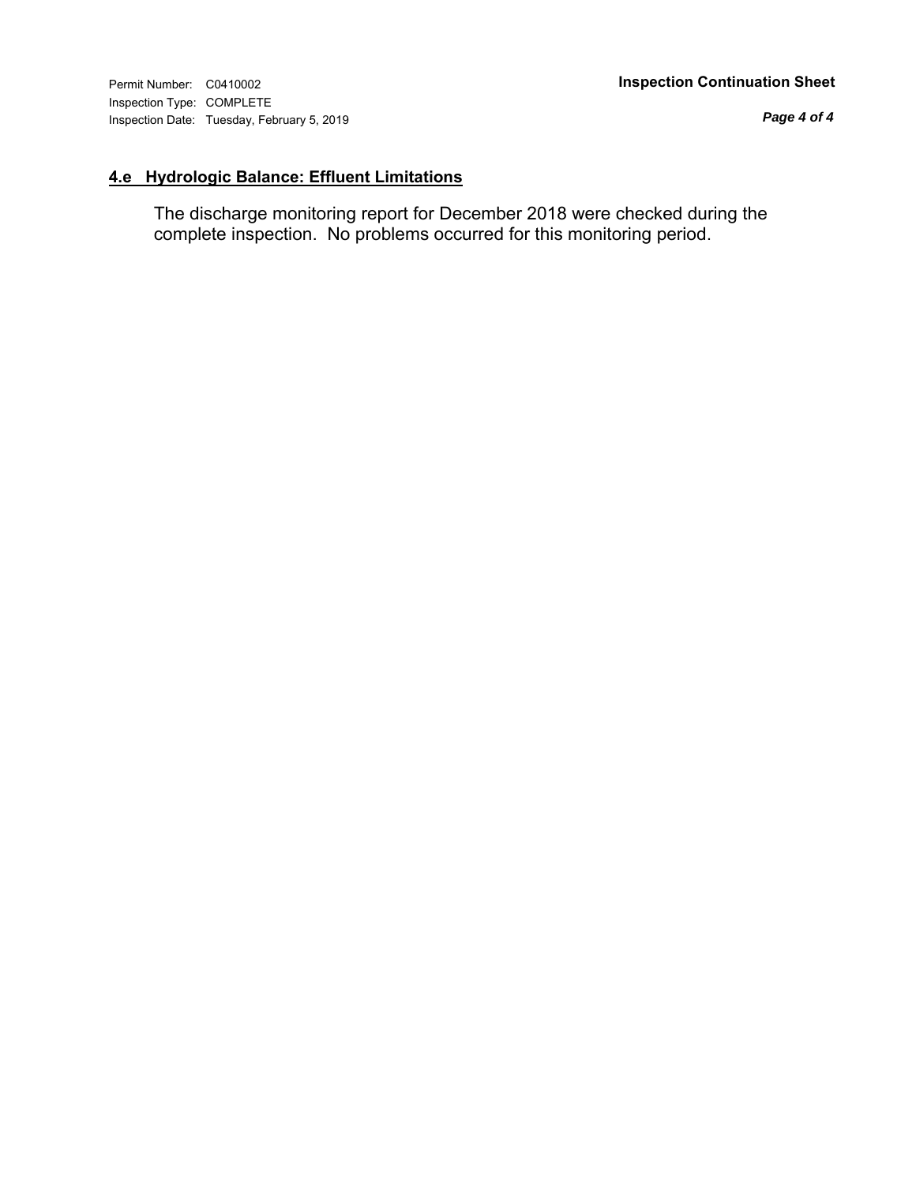Permit Number: C0410002
Inspection Type: COMPLETE
Inspection Date: Tuesday, February 5, 2019

**Inspection Continuation Sheet**

## 4.e Hydrologic Balance: Effluent Limitations

The discharge monitoring report for December 2018 were checked during the complete inspection. No problems occurred for this monitoring period.